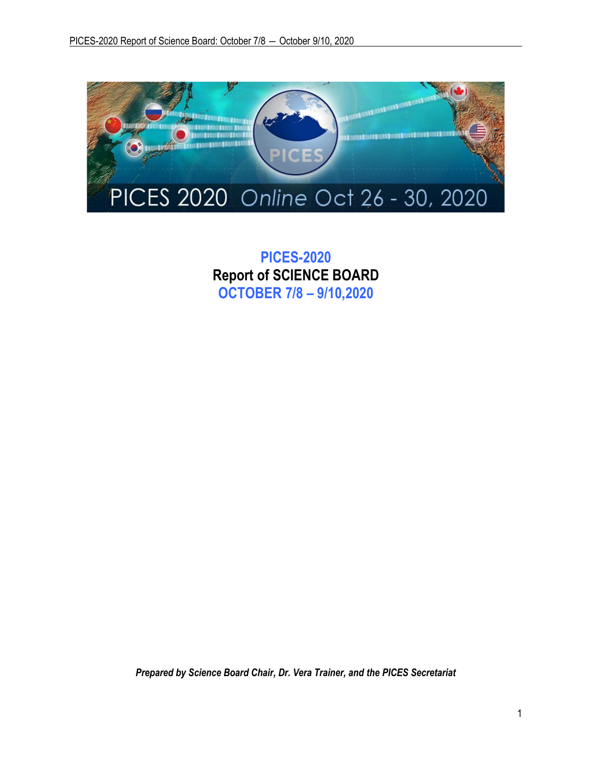PICES 2020 Online Oct 26 - 30, 2020

# PICES-2020
# Report of SCIENCE BOARD
# OCTOBER 7/8 – 9/10,2020

***Prepared by Science Board Chair, Dr. Vera Trainer, and the PICES Secretariat***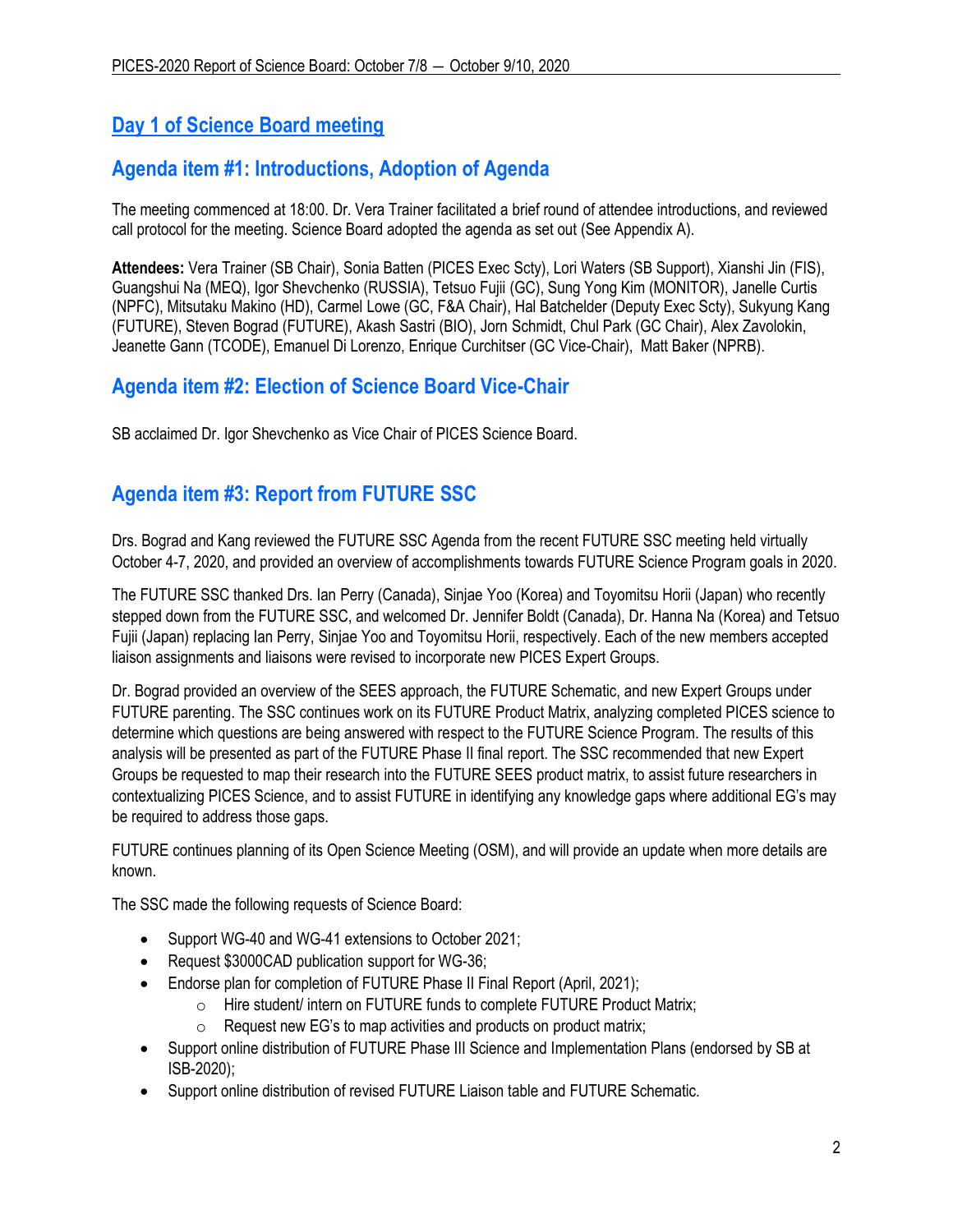## Day 1 of Science Board meeting

## Agenda item #1: Introductions, Adoption of Agenda

The meeting commenced at 18:00. Dr. Vera Trainer facilitated a brief round of attendee introductions, and reviewed call protocol for the meeting. Science Board adopted the agenda as set out (See Appendix A).

**Attendees:** Vera Trainer (SB Chair), Sonia Batten (PICES Exec Scty), Lori Waters (SB Support), Xianshi Jin (FIS), Guangshui Na (MEQ), Igor Shevchenko (RUSSIA), Tetsuo Fujii (GC), Sung Yong Kim (MONITOR), Janelle Curtis (NPFC), Mitsutaku Makino (HD), Carmel Lowe (GC, F&A Chair), Hal Batchelder (Deputy Exec Scty), Sukyung Kang (FUTURE), Steven Bograd (FUTURE), Akash Sastri (BIO), Jorn Schmidt, Chul Park (GC Chair), Alex Zavolokin, Jeanette Gann (TCODE), Emanuel Di Lorenzo, Enrique Curchitser (GC Vice-Chair), Matt Baker (NPRB).

## Agenda item #2: Election of Science Board Vice-Chair

SB acclaimed Dr. Igor Shevchenko as Vice Chair of PICES Science Board.

## Agenda item #3: Report from FUTURE SSC

Drs. Bograd and Kang reviewed the FUTURE SSC Agenda from the recent FUTURE SSC meeting held virtually October 4-7, 2020, and provided an overview of accomplishments towards FUTURE Science Program goals in 2020.

The FUTURE SSC thanked Drs. Ian Perry (Canada), Sinjae Yoo (Korea) and Toyomitsu Horii (Japan) who recently stepped down from the FUTURE SSC, and welcomed Dr. Jennifer Boldt (Canada), Dr. Hanna Na (Korea) and Tetsuo Fujii (Japan) replacing Ian Perry, Sinjae Yoo and Toyomitsu Horii, respectively. Each of the new members accepted liaison assignments and liaisons were revised to incorporate new PICES Expert Groups.

Dr. Bograd provided an overview of the SEES approach, the FUTURE Schematic, and new Expert Groups under FUTURE parenting. The SSC continues work on its FUTURE Product Matrix, analyzing completed PICES science to determine which questions are being answered with respect to the FUTURE Science Program. The results of this analysis will be presented as part of the FUTURE Phase II final report. The SSC recommended that new Expert Groups be requested to map their research into the FUTURE SEES product matrix, to assist future researchers in contextualizing PICES Science, and to assist FUTURE in identifying any knowledge gaps where additional EG's may be required to address those gaps.

FUTURE continues planning of its Open Science Meeting (OSM), and will provide an update when more details are known.

The SSC made the following requests of Science Board:

- Support WG-40 and WG-41 extensions to October 2021;
- Request $3000CAD publication support for WG-36;
- Endorse plan for completion of FUTURE Phase II Final Report (April, 2021);
  - Hire student/ intern on FUTURE funds to complete FUTURE Product Matrix;
  - Request new EG's to map activities and products on product matrix;
- Support online distribution of FUTURE Phase III Science and Implementation Plans (endorsed by SB at ISB-2020);
- Support online distribution of revised FUTURE Liaison table and FUTURE Schematic.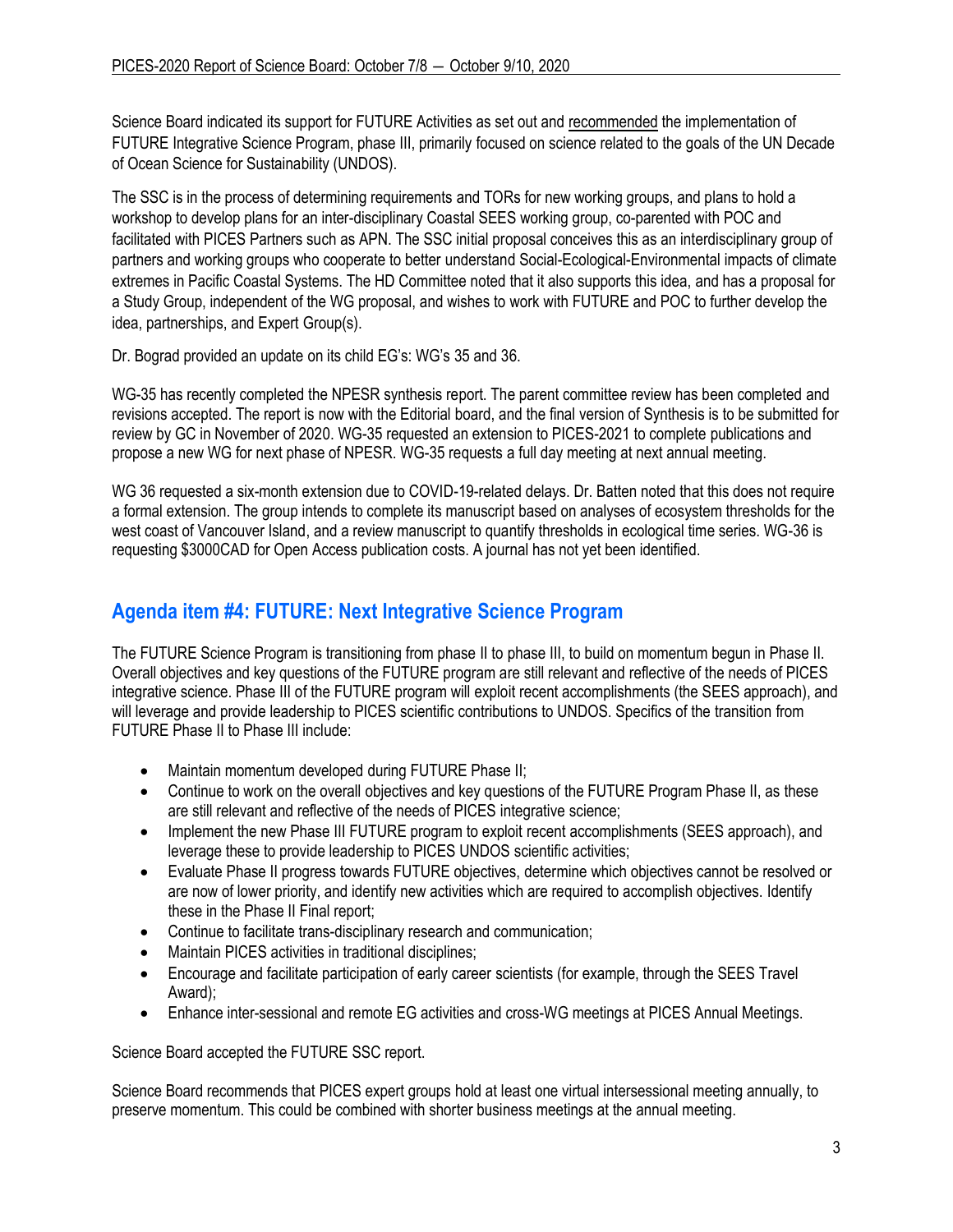Science Board indicated its support for FUTURE Activities as set out and recommended the implementation of FUTURE Integrative Science Program, phase III, primarily focused on science related to the goals of the UN Decade of Ocean Science for Sustainability (UNDOS).

The SSC is in the process of determining requirements and TORs for new working groups, and plans to hold a workshop to develop plans for an inter-disciplinary Coastal SEES working group, co-parented with POC and facilitated with PICES Partners such as APN. The SSC initial proposal conceives this as an interdisciplinary group of partners and working groups who cooperate to better understand Social-Ecological-Environmental impacts of climate extremes in Pacific Coastal Systems. The HD Committee noted that it also supports this idea, and has a proposal for a Study Group, independent of the WG proposal, and wishes to work with FUTURE and POC to further develop the idea, partnerships, and Expert Group(s).

Dr. Bograd provided an update on its child EG's: WG's 35 and 36.

WG-35 has recently completed the NPESR synthesis report. The parent committee review has been completed and revisions accepted. The report is now with the Editorial board, and the final version of Synthesis is to be submitted for review by GC in November of 2020. WG-35 requested an extension to PICES-2021 to complete publications and propose a new WG for next phase of NPESR. WG-35 requests a full day meeting at next annual meeting.

WG 36 requested a six-month extension due to COVID-19-related delays. Dr. Batten noted that this does not require a formal extension. The group intends to complete its manuscript based on analyses of ecosystem thresholds for the west coast of Vancouver Island, and a review manuscript to quantify thresholds in ecological time series. WG-36 is requesting $3000CAD for Open Access publication costs. A journal has not yet been identified.

## Agenda item #4: FUTURE: Next Integrative Science Program

The FUTURE Science Program is transitioning from phase II to phase III, to build on momentum begun in Phase II. Overall objectives and key questions of the FUTURE program are still relevant and reflective of the needs of PICES integrative science. Phase III of the FUTURE program will exploit recent accomplishments (the SEES approach), and will leverage and provide leadership to PICES scientific contributions to UNDOS. Specifics of the transition from FUTURE Phase II to Phase III include:

- Maintain momentum developed during FUTURE Phase II;
- Continue to work on the overall objectives and key questions of the FUTURE Program Phase II, as these are still relevant and reflective of the needs of PICES integrative science;
- Implement the new Phase III FUTURE program to exploit recent accomplishments (SEES approach), and leverage these to provide leadership to PICES UNDOS scientific activities;
- Evaluate Phase II progress towards FUTURE objectives, determine which objectives cannot be resolved or are now of lower priority, and identify new activities which are required to accomplish objectives. Identify these in the Phase II Final report;
- Continue to facilitate trans-disciplinary research and communication;
- Maintain PICES activities in traditional disciplines;
- Encourage and facilitate participation of early career scientists (for example, through the SEES Travel Award);
- Enhance inter-sessional and remote EG activities and cross-WG meetings at PICES Annual Meetings.

Science Board accepted the FUTURE SSC report.

Science Board recommends that PICES expert groups hold at least one virtual intersessional meeting annually, to preserve momentum. This could be combined with shorter business meetings at the annual meeting.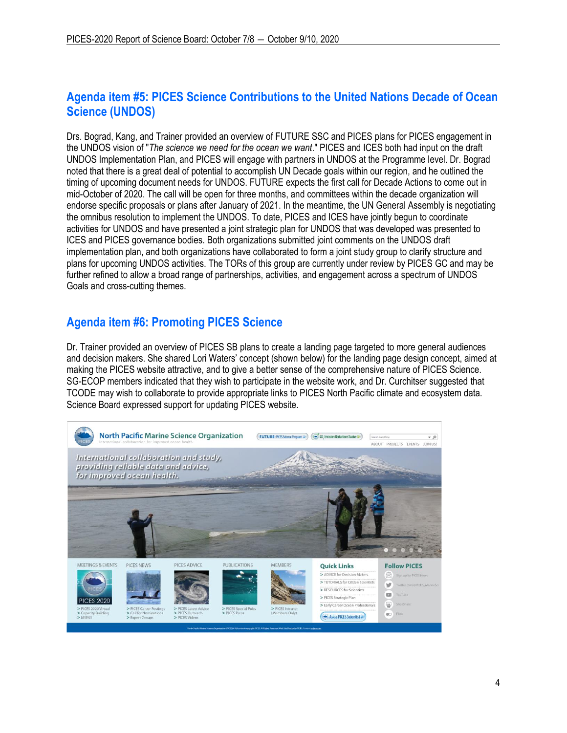## Agenda item #5: PICES Science Contributions to the United Nations Decade of Ocean Science (UNDOS)

Drs. Bograd, Kang, and Trainer provided an overview of FUTURE SSC and PICES plans for PICES engagement in the UNDOS vision of "*The science we need for the ocean we want*." PICES and ICES both had input on the draft UNDOS Implementation Plan, and PICES will engage with partners in UNDOS at the Programme level. Dr. Bograd noted that there is a great deal of potential to accomplish UN Decade goals within our region, and he outlined the timing of upcoming document needs for UNDOS. FUTURE expects the first call for Decade Actions to come out in mid-October of 2020. The call will be open for three months, and committees within the decade organization will endorse specific proposals or plans after January of 2021. In the meantime, the UN General Assembly is negotiating the omnibus resolution to implement the UNDOS. To date, PICES and ICES have jointly begun to coordinate activities for UNDOS and have presented a joint strategic plan for UNDOS that was developed was presented to ICES and PICES governance bodies. Both organizations submitted joint comments on the UNDOS draft implementation plan, and both organizations have collaborated to form a joint study group to clarify structure and plans for upcoming UNDOS activities. The TORs of this group are currently under review by PICES GC and may be further refined to allow a broad range of partnerships, activities, and engagement across a spectrum of UNDOS Goals and cross-cutting themes.

## Agenda item #6: Promoting PICES Science

Dr. Trainer provided an overview of PICES SB plans to create a landing page targeted to more general audiences and decision makers. She shared Lori Waters' concept (shown below) for the landing page design concept, aimed at making the PICES website attractive, and to give a better sense of the comprehensive nature of PICES Science. SG-ECOP members indicated that they wish to participate in the website work, and Dr. Curchitser suggested that TCODE may wish to collaborate to provide appropriate links to PICES North Pacific climate and ecosystem data. Science Board expressed support for updating PICES website.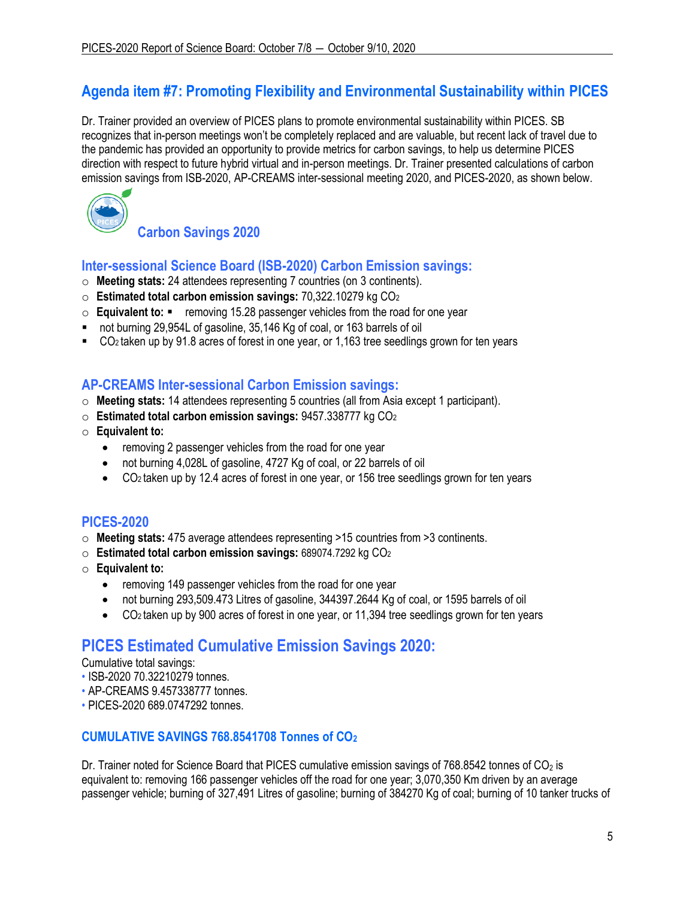## Agenda item #7: Promoting Flexibility and Environmental Sustainability within PICES

Dr. Trainer provided an overview of PICES plans to promote environmental sustainability within PICES. SB recognizes that in-person meetings won't be completely replaced and are valuable, but recent lack of travel due to the pandemic has provided an opportunity to provide metrics for carbon savings, to help us determine PICES direction with respect to future hybrid virtual and in-person meetings. Dr. Trainer presented calculations of carbon emission savings from ISB-2020, AP-CREAMS inter-sessional meeting 2020, and PICES-2020, as shown below.

### Carbon Savings 2020

### Inter-sessional Science Board (ISB-2020) Carbon Emission savings:

- **Meeting stats:** 24 attendees representing 7 countries (on 3 continents).
- **Estimated total carbon emission savings:** 70,322.10279 kg $CO_2$
- **Equivalent to:**
  - removing 15.28 passenger vehicles from the road for one year
  - not burning 29,954L of gasoline, 35,146 Kg of coal, or 163 barrels of oil
  - $CO_2$ taken up by 91.8 acres of forest in one year, or 1,163 tree seedlings grown for ten years

### AP-CREAMS Inter-sessional Carbon Emission savings:

- **Meeting stats:** 14 attendees representing 5 countries (all from Asia except 1 participant).
- **Estimated total carbon emission savings:** 9457.338777 kg $CO_2$
- **Equivalent to:**
  - removing 2 passenger vehicles from the road for one year
  - not burning 4,028L of gasoline, 4727 Kg of coal, or 22 barrels of oil
  - $CO_2$ taken up by 12.4 acres of forest in one year, or 156 tree seedlings grown for ten years

### PICES-2020

- **Meeting stats:** 475 average attendees representing >15 countries from >3 continents.
- **Estimated total carbon emission savings:** 689074.7292 kg $CO_2$
- **Equivalent to:**
  - removing 149 passenger vehicles from the road for one year
  - not burning 293,509.473 Litres of gasoline, 344397.2644 Kg of coal, or 1595 barrels of oil
  - $CO_2$ taken up by 900 acres of forest in one year, or 11,394 tree seedlings grown for ten years

## PICES Estimated Cumulative Emission Savings 2020:

Cumulative total savings:

- ISB-2020 70.32210279 tonnes.
- AP-CREAMS 9.457338777 tonnes.
- PICES-2020 689.0747292 tonnes.

### CUMULATIVE SAVINGS 768.8541708 Tonnes of $CO_2$

Dr. Trainer noted for Science Board that PICES cumulative emission savings of 768.8542 tonnes of $CO_2$ is equivalent to: removing 166 passenger vehicles off the road for one year; 3,070,350 Km driven by an average passenger vehicle; burning of 327,491 Litres of gasoline; burning of 384270 Kg of coal; burning of 10 tanker trucks of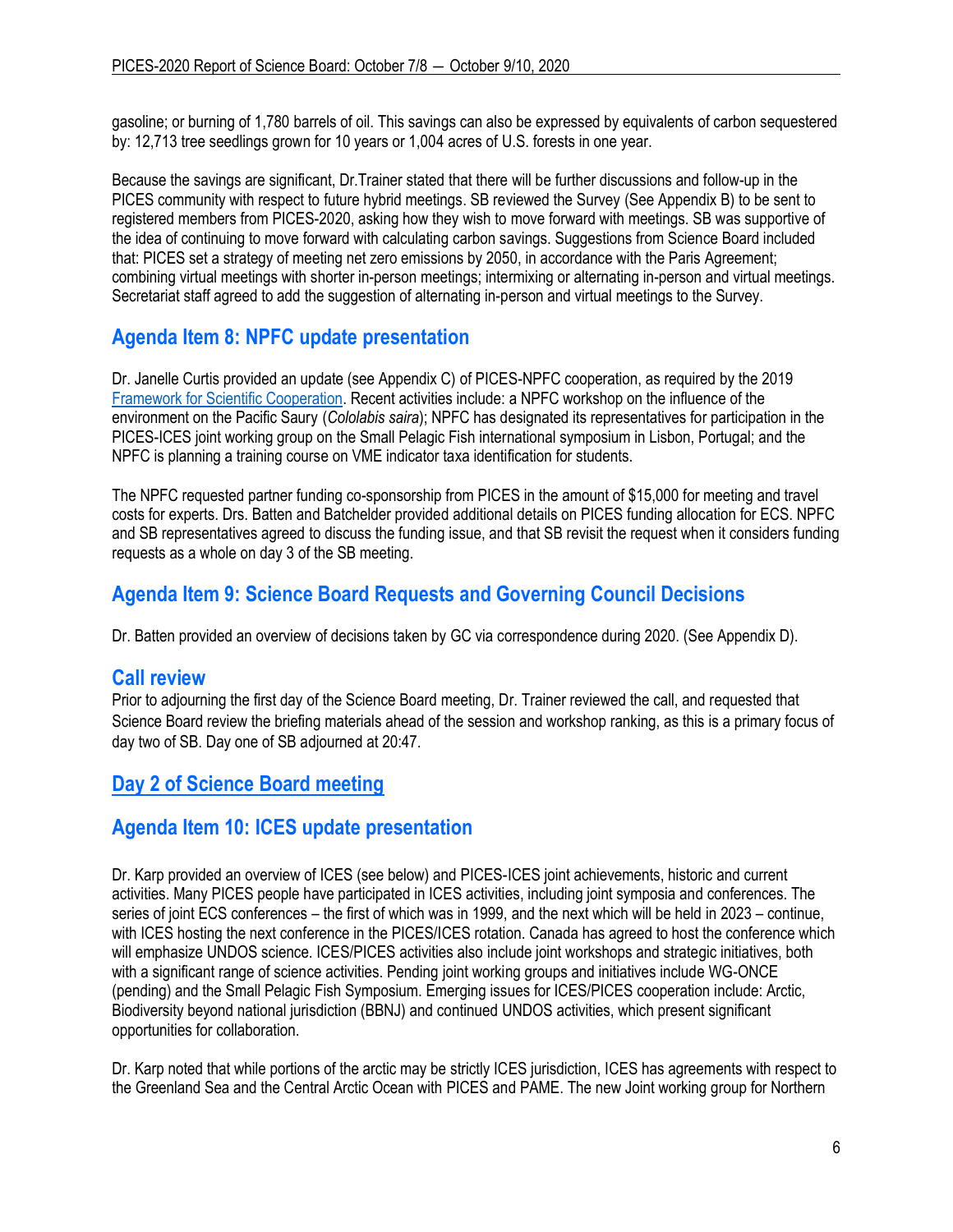gasoline; or burning of 1,780 barrels of oil. This savings can also be expressed by equivalents of carbon sequestered by: 12,713 tree seedlings grown for 10 years or 1,004 acres of U.S. forests in one year.

Because the savings are significant, Dr.Trainer stated that there will be further discussions and follow-up in the PICES community with respect to future hybrid meetings. SB reviewed the Survey (See Appendix B) to be sent to registered members from PICES-2020, asking how they wish to move forward with meetings. SB was supportive of the idea of continuing to move forward with calculating carbon savings. Suggestions from Science Board included that: PICES set a strategy of meeting net zero emissions by 2050, in accordance with the Paris Agreement; combining virtual meetings with shorter in-person meetings; intermixing or alternating in-person and virtual meetings. Secretariat staff agreed to add the suggestion of alternating in-person and virtual meetings to the Survey.

## Agenda Item 8: NPFC update presentation

Dr. Janelle Curtis provided an update (see Appendix C) of PICES-NPFC cooperation, as required by the 2019 Framework for Scientific Cooperation. Recent activities include: a NPFC workshop on the influence of the environment on the Pacific Saury (*Cololabis saira*); NPFC has designated its representatives for participation in the PICES-ICES joint working group on the Small Pelagic Fish international symposium in Lisbon, Portugal; and the NPFC is planning a training course on VME indicator taxa identification for students.

The NPFC requested partner funding co-sponsorship from PICES in the amount of $15,000 for meeting and travel costs for experts. Drs. Batten and Batchelder provided additional details on PICES funding allocation for ECS. NPFC and SB representatives agreed to discuss the funding issue, and that SB revisit the request when it considers funding requests as a whole on day 3 of the SB meeting.

## Agenda Item 9: Science Board Requests and Governing Council Decisions

Dr. Batten provided an overview of decisions taken by GC via correspondence during 2020. (See Appendix D).

### Call review

Prior to adjourning the first day of the Science Board meeting, Dr. Trainer reviewed the call, and requested that Science Board review the briefing materials ahead of the session and workshop ranking, as this is a primary focus of day two of SB. Day one of SB adjourned at 20:47.

## Day 2 of Science Board meeting

## Agenda Item 10: ICES update presentation

Dr. Karp provided an overview of ICES (see below) and PICES-ICES joint achievements, historic and current activities. Many PICES people have participated in ICES activities, including joint symposia and conferences. The series of joint ECS conferences – the first of which was in 1999, and the next which will be held in 2023 – continue, with ICES hosting the next conference in the PICES/ICES rotation. Canada has agreed to host the conference which will emphasize UNDOS science. ICES/PICES activities also include joint workshops and strategic initiatives, both with a significant range of science activities. Pending joint working groups and initiatives include WG-ONCE (pending) and the Small Pelagic Fish Symposium. Emerging issues for ICES/PICES cooperation include: Arctic, Biodiversity beyond national jurisdiction (BBNJ) and continued UNDOS activities, which present significant opportunities for collaboration.

Dr. Karp noted that while portions of the arctic may be strictly ICES jurisdiction, ICES has agreements with respect to the Greenland Sea and the Central Arctic Ocean with PICES and PAME. The new Joint working group for Northern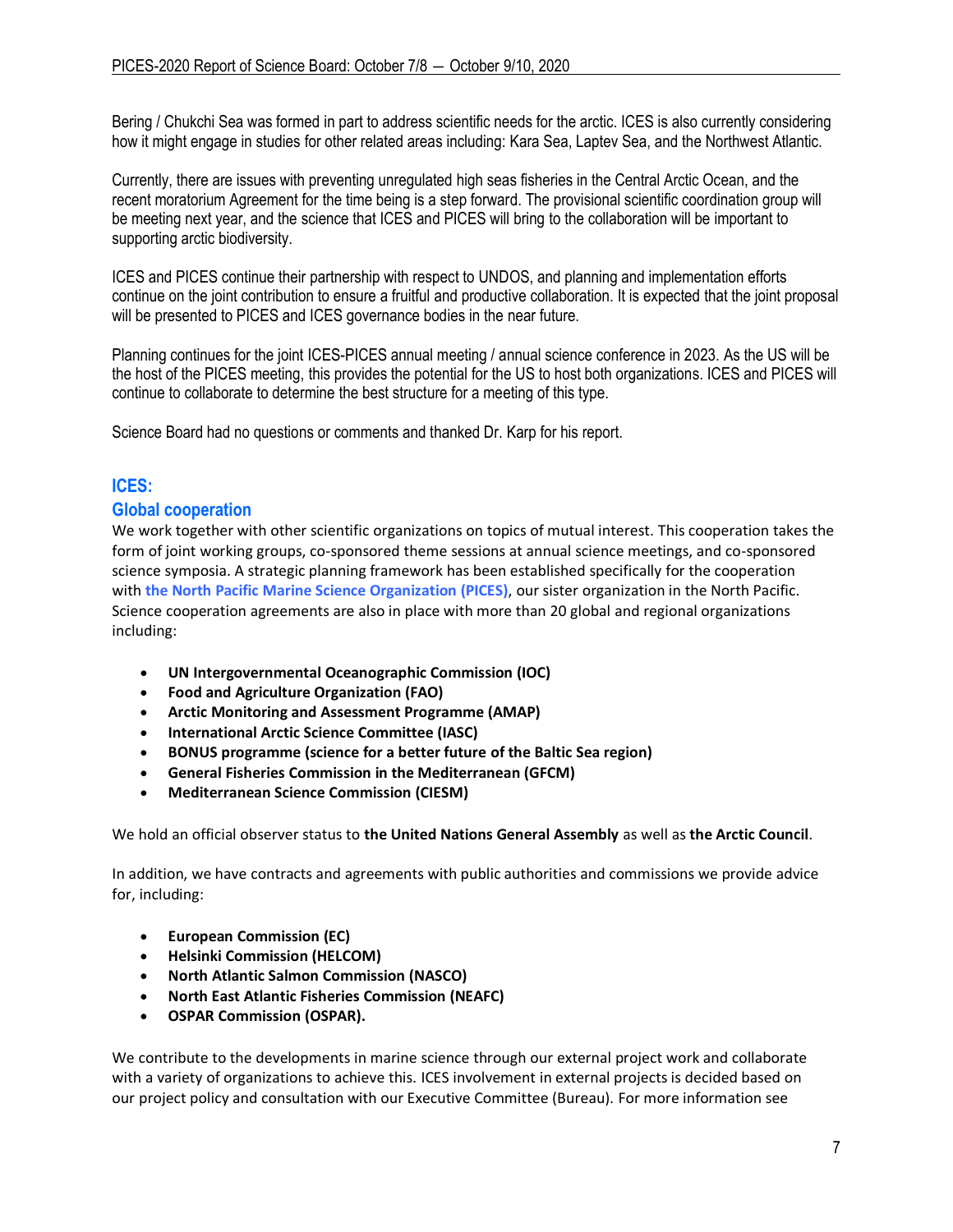Bering / Chukchi Sea was formed in part to address scientific needs for the arctic. ICES is also currently considering how it might engage in studies for other related areas including: Kara Sea, Laptev Sea, and the Northwest Atlantic.

Currently, there are issues with preventing unregulated high seas fisheries in the Central Arctic Ocean, and the recent moratorium Agreement for the time being is a step forward. The provisional scientific coordination group will be meeting next year, and the science that ICES and PICES will bring to the collaboration will be important to supporting arctic biodiversity.

ICES and PICES continue their partnership with respect to UNDOS, and planning and implementation efforts continue on the joint contribution to ensure a fruitful and productive collaboration. It is expected that the joint proposal will be presented to PICES and ICES governance bodies in the near future.

Planning continues for the joint ICES-PICES annual meeting / annual science conference in 2023. As the US will be the host of the PICES meeting, this provides the potential for the US to host both organizations. ICES and PICES will continue to collaborate to determine the best structure for a meeting of this type.

Science Board had no questions or comments and thanked Dr. Karp for his report.

## ICES:

### Global cooperation

We work together with other scientific organizations on topics of mutual interest. This cooperation takes the form of joint working groups, co-sponsored theme sessions at annual science meetings, and co-sponsored science symposia. A strategic planning framework has been established specifically for the cooperation with **the North Pacific Marine Science Organization (PICES)**, our sister organization in the North Pacific. Science cooperation agreements are also in place with more than 20 global and regional organizations including:

- **UN Intergovernmental Oceanographic Commission (IOC)**
- **Food and Agriculture Organization (FAO)**
- **Arctic Monitoring and Assessment Programme (AMAP)**
- **International Arctic Science Committee (IASC)**
- **BONUS programme (science for a better future of the Baltic Sea region)**
- **General Fisheries Commission in the Mediterranean (GFCM)**
- **Mediterranean Science Commission (CIESM)**

We hold an official observer status to **the United Nations General Assembly** as well as **the Arctic Council**.

In addition, we have contracts and agreements with public authorities and commissions we provide advice for, including:

- **European Commission (EC)**
- **Helsinki Commission (HELCOM)**
- **North Atlantic Salmon Commission (NASCO)**
- **North East Atlantic Fisheries Commission (NEAFC)**
- **OSPAR Commission (OSPAR).**

We contribute to the developments in marine science through our external project work and collaborate with a variety of organizations to achieve this. ICES involvement in external projects is decided based on our project policy and consultation with our Executive Committee (Bureau). For more information see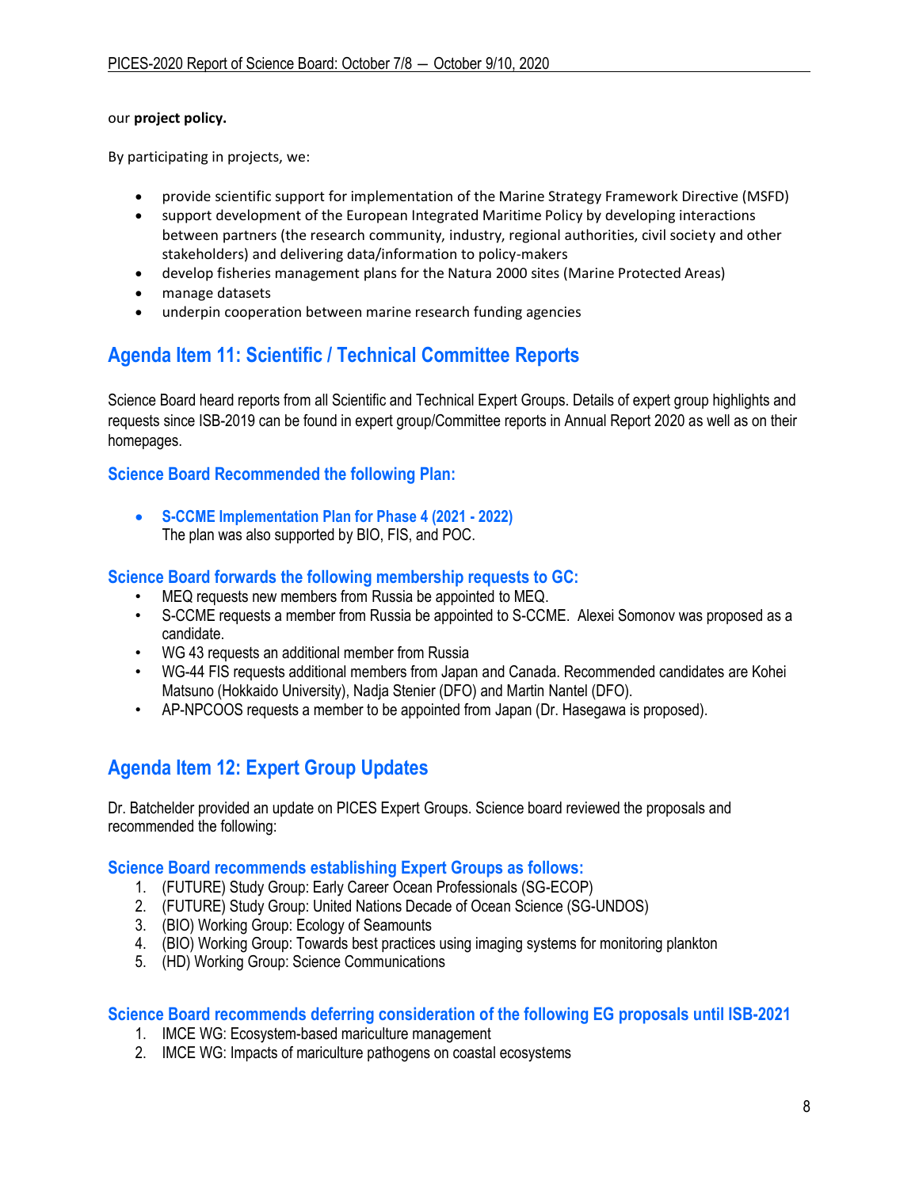our **project policy.**

By participating in projects, we:

- provide scientific support for implementation of the Marine Strategy Framework Directive (MSFD)
- support development of the European Integrated Maritime Policy by developing interactions between partners (the research community, industry, regional authorities, civil society and other stakeholders) and delivering data/information to policy-makers
- develop fisheries management plans for the Natura 2000 sites (Marine Protected Areas)
- manage datasets
- underpin cooperation between marine research funding agencies

## Agenda Item 11: Scientific / Technical Committee Reports

Science Board heard reports from all Scientific and Technical Expert Groups. Details of expert group highlights and requests since ISB-2019 can be found in expert group/Committee reports in Annual Report 2020 as well as on their homepages.

### Science Board Recommended the following Plan:

- **S-CCME Implementation Plan for Phase 4 (2021 - 2022)**
  The plan was also supported by BIO, FIS, and POC.

### Science Board forwards the following membership requests to GC:

- MEQ requests new members from Russia be appointed to MEQ.
- S-CCME requests a member from Russia be appointed to S-CCME. Alexei Somonov was proposed as a candidate.
- WG 43 requests an additional member from Russia
- WG-44 FIS requests additional members from Japan and Canada. Recommended candidates are Kohei Matsuno (Hokkaido University), Nadja Stenier (DFO) and Martin Nantel (DFO).
- AP-NPCOOS requests a member to be appointed from Japan (Dr. Hasegawa is proposed).

## Agenda Item 12: Expert Group Updates

Dr. Batchelder provided an update on PICES Expert Groups. Science board reviewed the proposals and recommended the following:

### Science Board recommends establishing Expert Groups as follows:

1. (FUTURE) Study Group: Early Career Ocean Professionals (SG-ECOP)
2. (FUTURE) Study Group: United Nations Decade of Ocean Science (SG-UNDOS)
3. (BIO) Working Group: Ecology of Seamounts
4. (BIO) Working Group: Towards best practices using imaging systems for monitoring plankton
5. (HD) Working Group: Science Communications

### Science Board recommends deferring consideration of the following EG proposals until ISB-2021

1. IMCE WG: Ecosystem-based mariculture management
2. IMCE WG: Impacts of mariculture pathogens on coastal ecosystems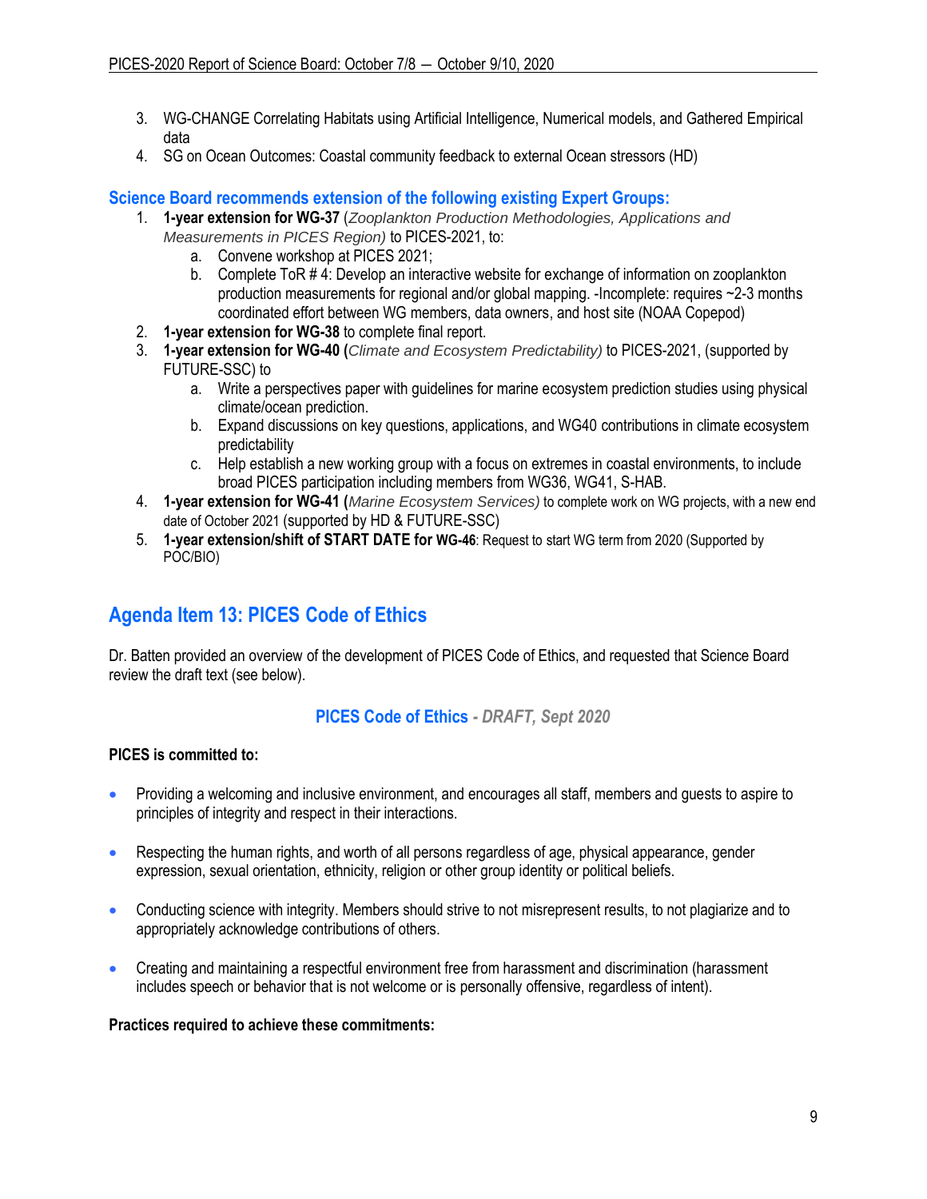3. WG-CHANGE Correlating Habitats using Artificial Intelligence, Numerical models, and Gathered Empirical data
4. SG on Ocean Outcomes: Coastal community feedback to external Ocean stressors (HD)

### Science Board recommends extension of the following existing Expert Groups:

1. **1-year extension for WG-37** (*Zooplankton Production Methodologies, Applications and Measurements in PICES Region)* to PICES-2021, to:
   a. Convene workshop at PICES 2021;
   b. Complete ToR # 4: Develop an interactive website for exchange of information on zooplankton production measurements for regional and/or global mapping. -Incomplete: requires ~2-3 months coordinated effort between WG members, data owners, and host site (NOAA Copepod)
2. **1-year extension for WG-38** to complete final report.
3. **1-year extension for WG-40 (***Climate and Ecosystem Predictability)* to PICES-2021, (supported by FUTURE-SSC) to
   a. Write a perspectives paper with guidelines for marine ecosystem prediction studies using physical climate/ocean prediction.
   b. Expand discussions on key questions, applications, and WG40 contributions in climate ecosystem predictability
   c. Help establish a new working group with a focus on extremes in coastal environments, to include broad PICES participation including members from WG36, WG41, S-HAB.
4. **1-year extension for WG-41 (***Marine Ecosystem Services)* to complete work on WG projects, with a new end date of October 2021 (supported by HD & FUTURE-SSC)
5. **1-year extension/shift of START DATE for WG-46**: Request to start WG term from 2020 (Supported by POC/BIO)

## Agenda Item 13: PICES Code of Ethics

Dr. Batten provided an overview of the development of PICES Code of Ethics, and requested that Science Board review the draft text (see below).

### PICES Code of Ethics - *DRAFT, Sept 2020*

**PICES is committed to:**

- Providing a welcoming and inclusive environment, and encourages all staff, members and guests to aspire to principles of integrity and respect in their interactions.
- Respecting the human rights, and worth of all persons regardless of age, physical appearance, gender expression, sexual orientation, ethnicity, religion or other group identity or political beliefs.
- Conducting science with integrity. Members should strive to not misrepresent results, to not plagiarize and to appropriately acknowledge contributions of others.
- Creating and maintaining a respectful environment free from harassment and discrimination (harassment includes speech or behavior that is not welcome or is personally offensive, regardless of intent).

**Practices required to achieve these commitments:**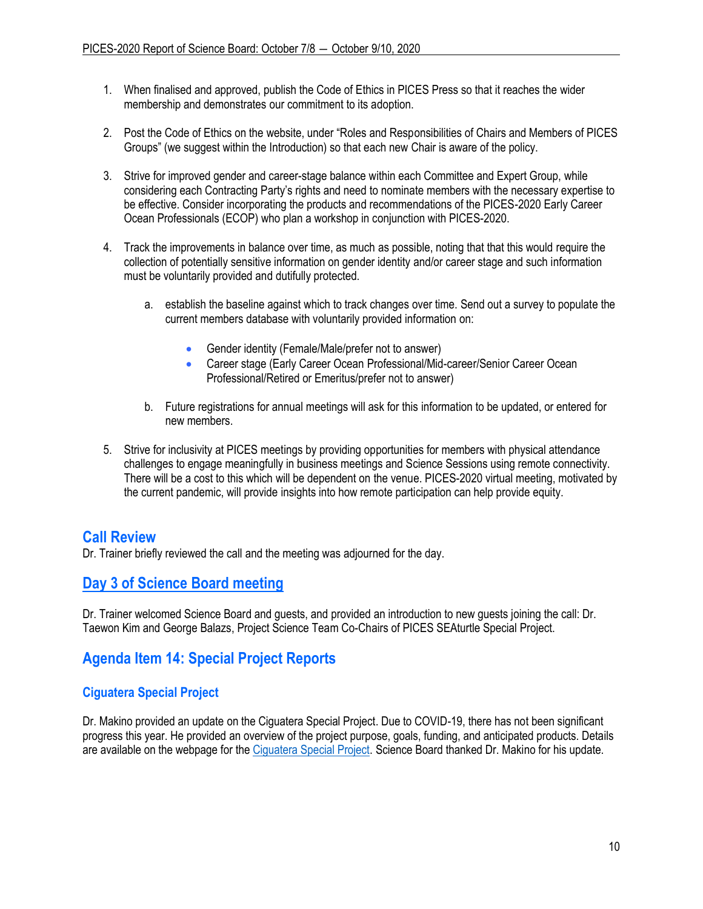1. When finalised and approved, publish the Code of Ethics in PICES Press so that it reaches the wider membership and demonstrates our commitment to its adoption.

2. Post the Code of Ethics on the website, under "Roles and Responsibilities of Chairs and Members of PICES Groups" (we suggest within the Introduction) so that each new Chair is aware of the policy.

3. Strive for improved gender and career-stage balance within each Committee and Expert Group, while considering each Contracting Party's rights and need to nominate members with the necessary expertise to be effective. Consider incorporating the products and recommendations of the PICES-2020 Early Career Ocean Professionals (ECOP) who plan a workshop in conjunction with PICES-2020.

4. Track the improvements in balance over time, as much as possible, noting that that this would require the collection of potentially sensitive information on gender identity and/or career stage and such information must be voluntarily provided and dutifully protected.

   a. establish the baseline against which to track changes over time. Send out a survey to populate the current members database with voluntarily provided information on:

      - Gender identity (Female/Male/prefer not to answer)
      - Career stage (Early Career Ocean Professional/Mid-career/Senior Career Ocean Professional/Retired or Emeritus/prefer not to answer)

   b. Future registrations for annual meetings will ask for this information to be updated, or entered for new members.

5. Strive for inclusivity at PICES meetings by providing opportunities for members with physical attendance challenges to engage meaningfully in business meetings and Science Sessions using remote connectivity. There will be a cost to this which will be dependent on the venue. PICES-2020 virtual meeting, motivated by the current pandemic, will provide insights into how remote participation can help provide equity.

## Call Review

Dr. Trainer briefly reviewed the call and the meeting was adjourned for the day.

## Day 3 of Science Board meeting

Dr. Trainer welcomed Science Board and guests, and provided an introduction to new guests joining the call: Dr. Taewon Kim and George Balazs, Project Science Team Co-Chairs of PICES SEAturtle Special Project.

## Agenda Item 14: Special Project Reports

### Ciguatera Special Project

Dr. Makino provided an update on the Ciguatera Special Project. Due to COVID-19, there has not been significant progress this year. He provided an overview of the project purpose, goals, funding, and anticipated products. Details are available on the webpage for the Ciguatera Special Project. Science Board thanked Dr. Makino for his update.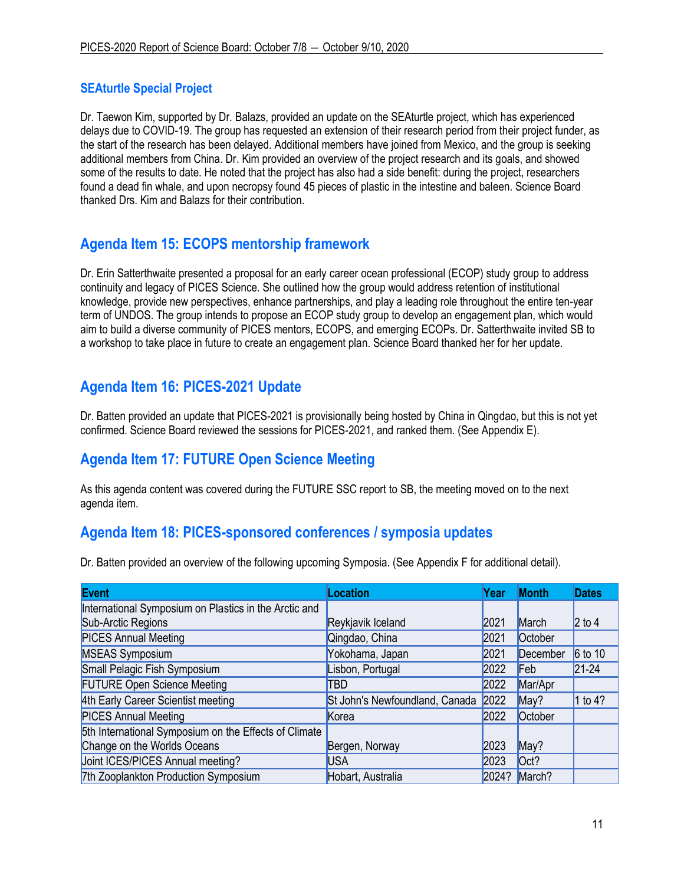### SEAturtle Special Project

Dr. Taewon Kim, supported by Dr. Balazs, provided an update on the SEAturtle project, which has experienced delays due to COVID-19. The group has requested an extension of their research period from their project funder, as the start of the research has been delayed. Additional members have joined from Mexico, and the group is seeking additional members from China. Dr. Kim provided an overview of the project research and its goals, and showed some of the results to date. He noted that the project has also had a side benefit: during the project, researchers found a dead fin whale, and upon necropsy found 45 pieces of plastic in the intestine and baleen. Science Board thanked Drs. Kim and Balazs for their contribution.

## Agenda Item 15: ECOPS mentorship framework

Dr. Erin Satterthwaite presented a proposal for an early career ocean professional (ECOP) study group to address continuity and legacy of PICES Science. She outlined how the group would address retention of institutional knowledge, provide new perspectives, enhance partnerships, and play a leading role throughout the entire ten-year term of UNDOS. The group intends to propose an ECOP study group to develop an engagement plan, which would aim to build a diverse community of PICES mentors, ECOPS, and emerging ECOPs. Dr. Satterthwaite invited SB to a workshop to take place in future to create an engagement plan. Science Board thanked her for her update.

## Agenda Item 16: PICES-2021 Update

Dr. Batten provided an update that PICES-2021 is provisionally being hosted by China in Qingdao, but this is not yet confirmed. Science Board reviewed the sessions for PICES-2021, and ranked them. (See Appendix E).

## Agenda Item 17: FUTURE Open Science Meeting

As this agenda content was covered during the FUTURE SSC report to SB, the meeting moved on to the next agenda item.

## Agenda Item 18: PICES-sponsored conferences / symposia updates

Dr. Batten provided an overview of the following upcoming Symposia. (See Appendix F for additional detail).

| Event | Location | Year | Month | Dates |
|---|---|---|---|---|
| International Symposium on Plastics in the Arctic and Sub-Arctic Regions | Reykjavik Iceland | 2021 | March | 2 to 4 |
| PICES Annual Meeting | Qingdao, China | 2021 | October | |
| MSEAS Symposium | Yokohama, Japan | 2021 | December | 6 to 10 |
| Small Pelagic Fish Symposium | Lisbon, Portugal | 2022 | Feb | 21-24 |
| FUTURE Open Science Meeting | TBD | 2022 | Mar/Apr | |
| 4th Early Career Scientist meeting | St John's Newfoundland, Canada | 2022 | May? | 1 to 4? |
| PICES Annual Meeting | Korea | 2022 | October | |
| 5th International Symposium on the Effects of Climate Change on the Worlds Oceans | Bergen, Norway | 2023 | May? | |
| Joint ICES/PICES Annual meeting? | USA | 2023 | Oct? | |
| 7th Zooplankton Production Symposium | Hobart, Australia | 2024? | March? | |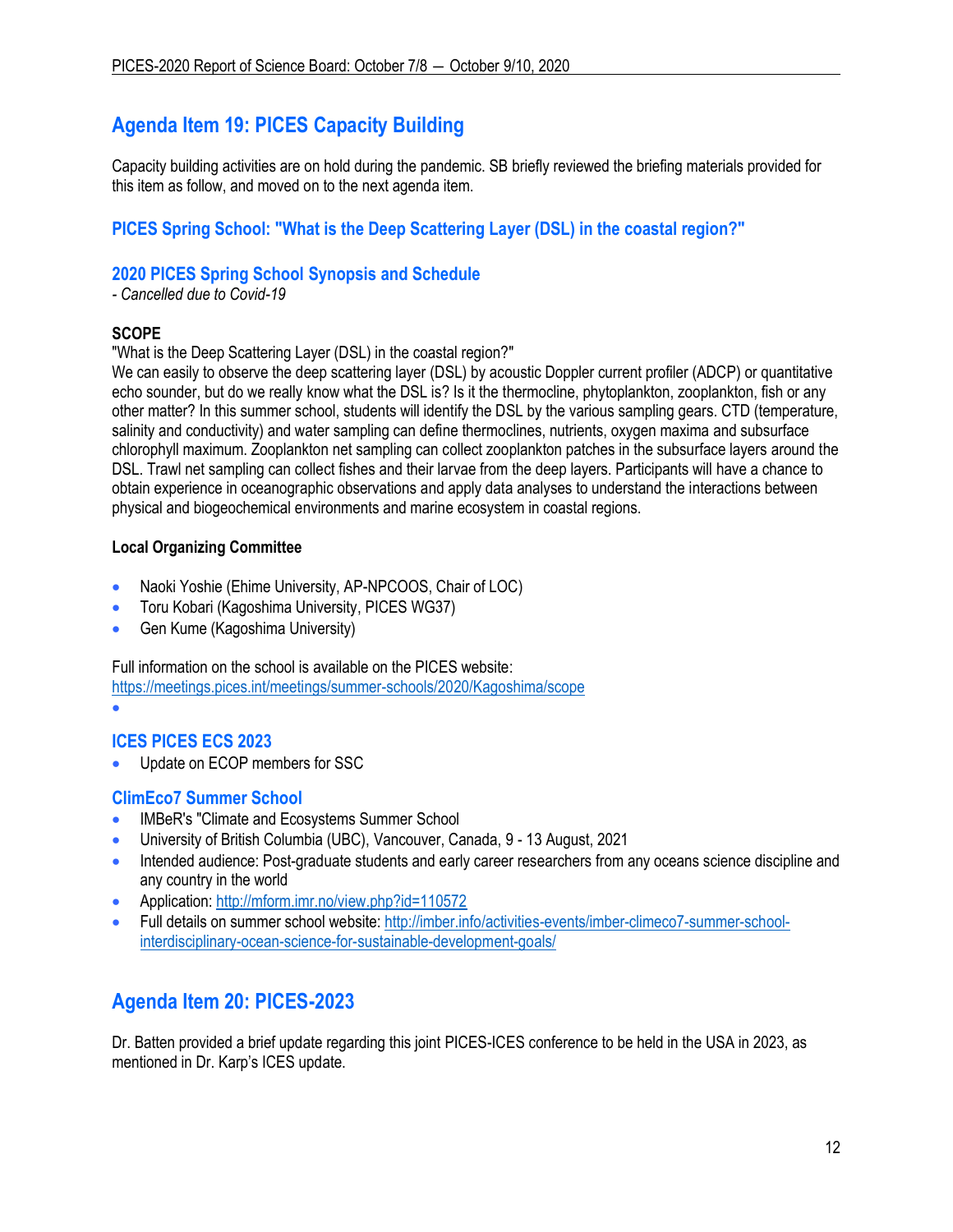## Agenda Item 19: PICES Capacity Building

Capacity building activities are on hold during the pandemic. SB briefly reviewed the briefing materials provided for this item as follow, and moved on to the next agenda item.

### PICES Spring School: "What is the Deep Scattering Layer (DSL) in the coastal region?"

### 2020 PICES Spring School Synopsis and Schedule

*- Cancelled due to Covid-19*

**SCOPE**

"What is the Deep Scattering Layer (DSL) in the coastal region?"

We can easily to observe the deep scattering layer (DSL) by acoustic Doppler current profiler (ADCP) or quantitative echo sounder, but do we really know what the DSL is? Is it the thermocline, phytoplankton, zooplankton, fish or any other matter? In this summer school, students will identify the DSL by the various sampling gears. CTD (temperature, salinity and conductivity) and water sampling can define thermoclines, nutrients, oxygen maxima and subsurface chlorophyll maximum. Zooplankton net sampling can collect zooplankton patches in the subsurface layers around the DSL. Trawl net sampling can collect fishes and their larvae from the deep layers. Participants will have a chance to obtain experience in oceanographic observations and apply data analyses to understand the interactions between physical and biogeochemical environments and marine ecosystem in coastal regions.

**Local Organizing Committee**

- Naoki Yoshie (Ehime University, AP-NPCOOS, Chair of LOC)
- Toru Kobari (Kagoshima University, PICES WG37)
- Gen Kume (Kagoshima University)

Full information on the school is available on the PICES website:
https://meetings.pices.int/meetings/summer-schools/2020/Kagoshima/scope

### ICES PICES ECS 2023

- Update on ECOP members for SSC

### ClimEco7 Summer School

- IMBeR's "Climate and Ecosystems Summer School
- University of British Columbia (UBC), Vancouver, Canada, 9 - 13 August, 2021
- Intended audience: Post-graduate students and early career researchers from any oceans science discipline and any country in the world
- Application: http://mform.imr.no/view.php?id=110572
- Full details on summer school website: http://imber.info/activities-events/imber-climeco7-summer-school-interdisciplinary-ocean-science-for-sustainable-development-goals/

## Agenda Item 20: PICES-2023

Dr. Batten provided a brief update regarding this joint PICES-ICES conference to be held in the USA in 2023, as mentioned in Dr. Karp's ICES update.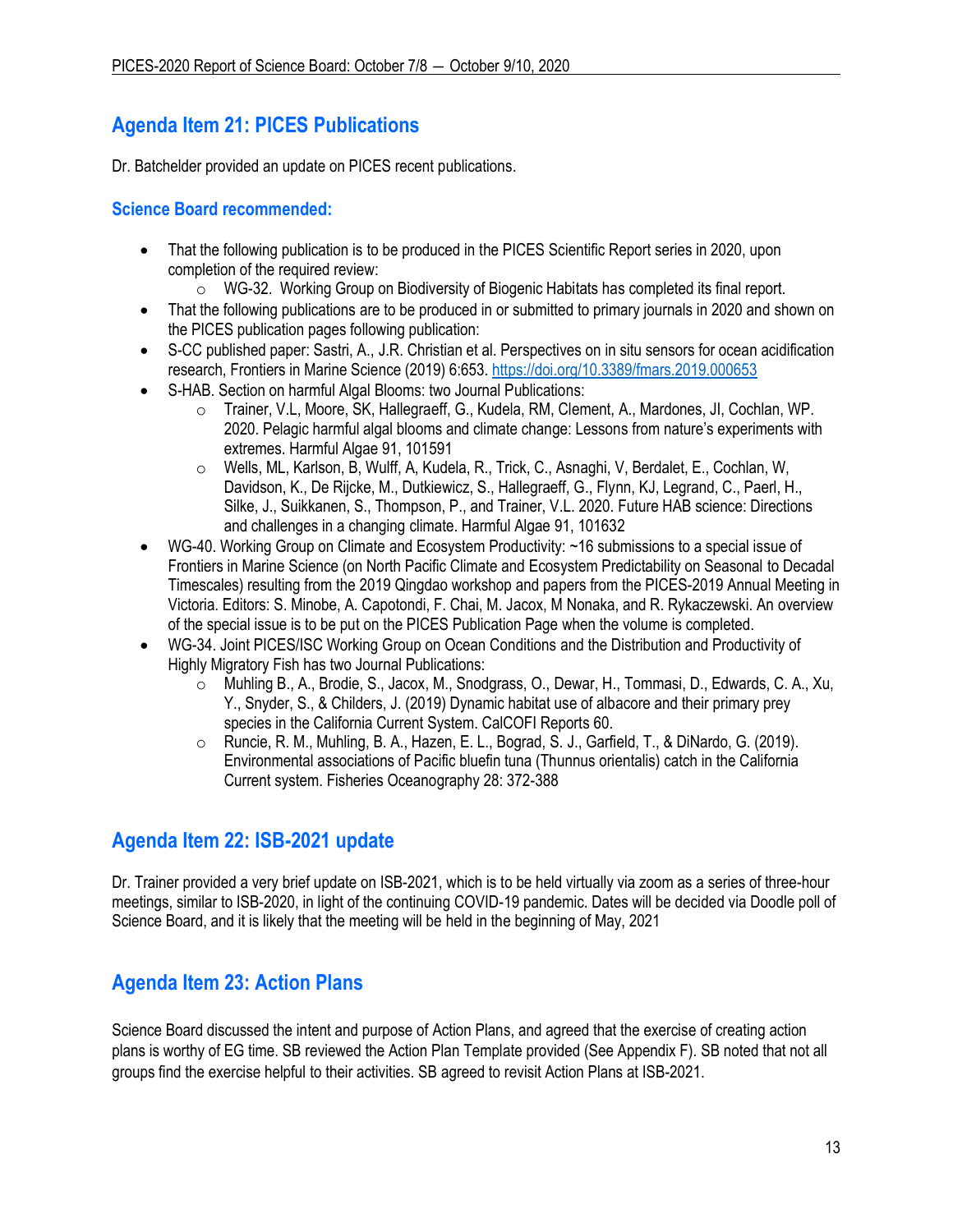## Agenda Item 21: PICES Publications

Dr. Batchelder provided an update on PICES recent publications.

### Science Board recommended:

- That the following publication is to be produced in the PICES Scientific Report series in 2020, upon completion of the required review:
  - WG-32. Working Group on Biodiversity of Biogenic Habitats has completed its final report.
- That the following publications are to be produced in or submitted to primary journals in 2020 and shown on the PICES publication pages following publication:
- S-CC published paper: Sastri, A., J.R. Christian et al. Perspectives on in situ sensors for ocean acidification research, Frontiers in Marine Science (2019) 6:653. https://doi.org/10.3389/fmars.2019.000653
- S-HAB. Section on harmful Algal Blooms: two Journal Publications:
  - Trainer, V.L, Moore, SK, Hallegraeff, G., Kudela, RM, Clement, A., Mardones, JI, Cochlan, WP. 2020. Pelagic harmful algal blooms and climate change: Lessons from nature's experiments with extremes. Harmful Algae 91, 101591
  - Wells, ML, Karlson, B, Wulff, A, Kudela, R., Trick, C., Asnaghi, V, Berdalet, E., Cochlan, W, Davidson, K., De Rijcke, M., Dutkiewicz, S., Hallegraeff, G., Flynn, KJ, Legrand, C., Paerl, H., Silke, J., Suikkanen, S., Thompson, P., and Trainer, V.L. 2020. Future HAB science: Directions and challenges in a changing climate. Harmful Algae 91, 101632
- WG-40. Working Group on Climate and Ecosystem Productivity: ~16 submissions to a special issue of Frontiers in Marine Science (on North Pacific Climate and Ecosystem Predictability on Seasonal to Decadal Timescales) resulting from the 2019 Qingdao workshop and papers from the PICES-2019 Annual Meeting in Victoria. Editors: S. Minobe, A. Capotondi, F. Chai, M. Jacox, M Nonaka, and R. Rykaczewski. An overview of the special issue is to be put on the PICES Publication Page when the volume is completed.
- WG-34. Joint PICES/ISC Working Group on Ocean Conditions and the Distribution and Productivity of Highly Migratory Fish has two Journal Publications:
  - Muhling B., A., Brodie, S., Jacox, M., Snodgrass, O., Dewar, H., Tommasi, D., Edwards, C. A., Xu, Y., Snyder, S., & Childers, J. (2019) Dynamic habitat use of albacore and their primary prey species in the California Current System. CalCOFI Reports 60.
  - Runcie, R. M., Muhling, B. A., Hazen, E. L., Bograd, S. J., Garfield, T., & DiNardo, G. (2019). Environmental associations of Pacific bluefin tuna (Thunnus orientalis) catch in the California Current system. Fisheries Oceanography 28: 372-388

## Agenda Item 22: ISB-2021 update

Dr. Trainer provided a very brief update on ISB-2021, which is to be held virtually via zoom as a series of three-hour meetings, similar to ISB-2020, in light of the continuing COVID-19 pandemic. Dates will be decided via Doodle poll of Science Board, and it is likely that the meeting will be held in the beginning of May, 2021

## Agenda Item 23: Action Plans

Science Board discussed the intent and purpose of Action Plans, and agreed that the exercise of creating action plans is worthy of EG time. SB reviewed the Action Plan Template provided (See Appendix F). SB noted that not all groups find the exercise helpful to their activities. SB agreed to revisit Action Plans at ISB-2021.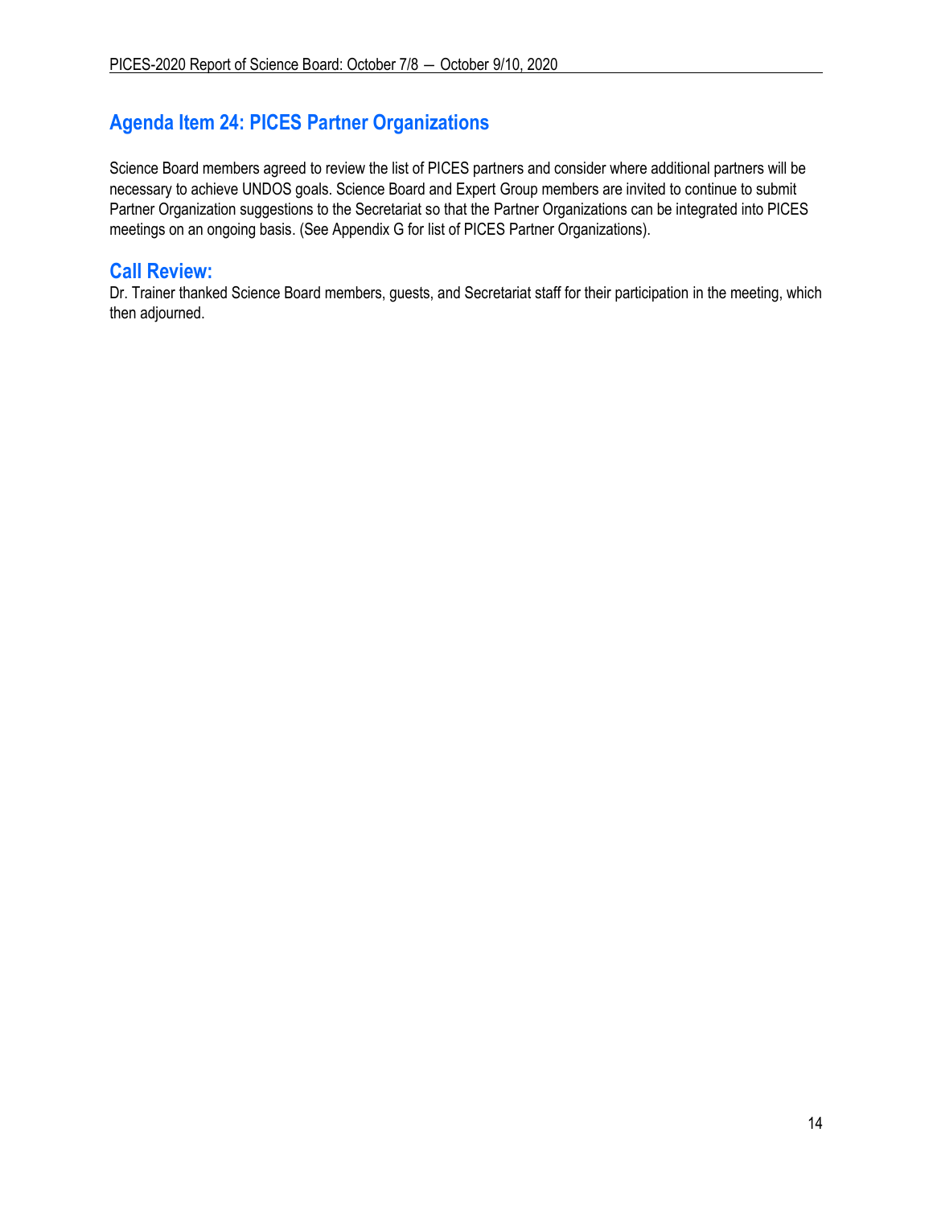## Agenda Item 24: PICES Partner Organizations

Science Board members agreed to review the list of PICES partners and consider where additional partners will be necessary to achieve UNDOS goals. Science Board and Expert Group members are invited to continue to submit Partner Organization suggestions to the Secretariat so that the Partner Organizations can be integrated into PICES meetings on an ongoing basis. (See Appendix G for list of PICES Partner Organizations).

## Call Review:

Dr. Trainer thanked Science Board members, guests, and Secretariat staff for their participation in the meeting, which then adjourned.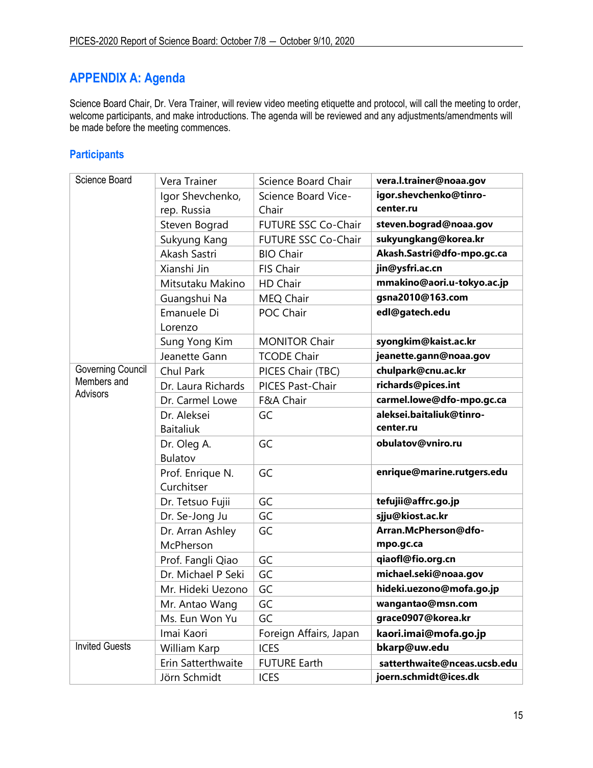# APPENDIX A: Agenda

Science Board Chair, Dr. Vera Trainer, will review video meeting etiquette and protocol, will call the meeting to order, welcome participants, and make introductions. The agenda will be reviewed and any adjustments/amendments will be made before the meeting commences.

## Participants

| | | | |
|---|---|---|---|
| Science Board | Vera Trainer | Science Board Chair | **vera.l.trainer@noaa.gov** |
| | Igor Shevchenko, rep. Russia | Science Board Vice-Chair | **igor.shevchenko@tinro-center.ru** |
| | Steven Bograd | FUTURE SSC Co-Chair | **steven.bograd@noaa.gov** |
| | Sukyung Kang | FUTURE SSC Co-Chair | **sukyungkang@korea.kr** |
| | Akash Sastri | BIO Chair | **Akash.Sastri@dfo-mpo.gc.ca** |
| | Xianshi Jin | FIS Chair | **jin@ysfri.ac.cn** |
| | Mitsutaku Makino | HD Chair | **mmakino@aori.u-tokyo.ac.jp** |
| | Guangshui Na | MEQ Chair | **gsna2010@163.com** |
| | Emanuele Di Lorenzo | POC Chair | **edl@gatech.edu** |
| | Sung Yong Kim | MONITOR Chair | **syongkim@kaist.ac.kr** |
| | Jeanette Gann | TCODE Chair | **jeanette.gann@noaa.gov** |
| Governing Council Members and Advisors | Chul Park | PICES Chair (TBC) | **chulpark@cnu.ac.kr** |
| | Dr. Laura Richards | PICES Past-Chair | **richards@pices.int** |
| | Dr. Carmel Lowe | F&A Chair | **carmel.lowe@dfo-mpo.gc.ca** |
| | Dr. Aleksei Baitaliuk | GC | **aleksei.baitaliuk@tinro-center.ru** |
| | Dr. Oleg A. Bulatov | GC | **obulatov@vniro.ru** |
| | Prof. Enrique N. Curchitser | GC | **enrique@marine.rutgers.edu** |
| | Dr. Tetsuo Fujii | GC | **tefujii@affrc.go.jp** |
| | Dr. Se-Jong Ju | GC | **sjju@kiost.ac.kr** |
| | Dr. Arran Ashley McPherson | GC | **Arran.McPherson@dfo-mpo.gc.ca** |
| | Prof. Fangli Qiao | GC | **qiaofl@fio.org.cn** |
| | Dr. Michael P Seki | GC | **michael.seki@noaa.gov** |
| | Mr. Hideki Uezono | GC | **hideki.uezono@mofa.go.jp** |
| | Mr. Antao Wang | GC | **wangantao@msn.com** |
| | Ms. Eun Won Yu | GC | **grace0907@korea.kr** |
| | Imai Kaori | Foreign Affairs, Japan | **kaori.imai@mofa.go.jp** |
| Invited Guests | William Karp | ICES | **bkarp@uw.edu** |
| | Erin Satterthwaite | FUTURE Earth | **satterthwaite@nceas.ucsb.edu** |
| | Jörn Schmidt | ICES | **joern.schmidt@ices.dk** |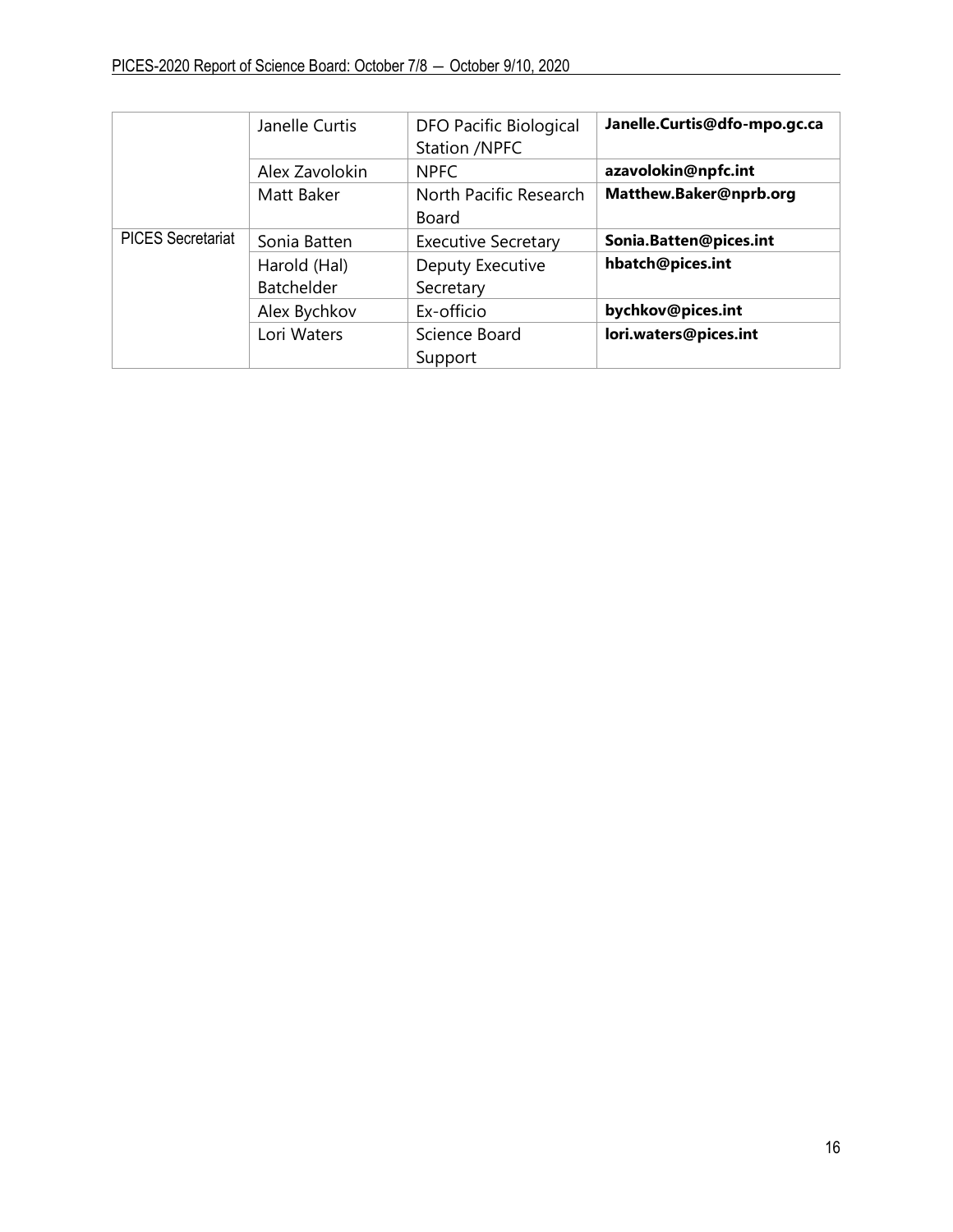|  | Janelle Curtis | DFO Pacific Biological Station /NPFC | **Janelle.Curtis@dfo-mpo.gc.ca** |
|---|---|---|---|
|  | Alex Zavolokin | NPFC | **azavolokin@npfc.int** |
|  | Matt Baker | North Pacific Research Board | **Matthew.Baker@nprb.org** |
| PICES Secretariat | Sonia Batten | Executive Secretary | **Sonia.Batten@pices.int** |
|  | Harold (Hal) Batchelder | Deputy Executive Secretary | **hbatch@pices.int** |
|  | Alex Bychkov | Ex-officio | **bychkov@pices.int** |
|  | Lori Waters | Science Board Support | **lori.waters@pices.int** |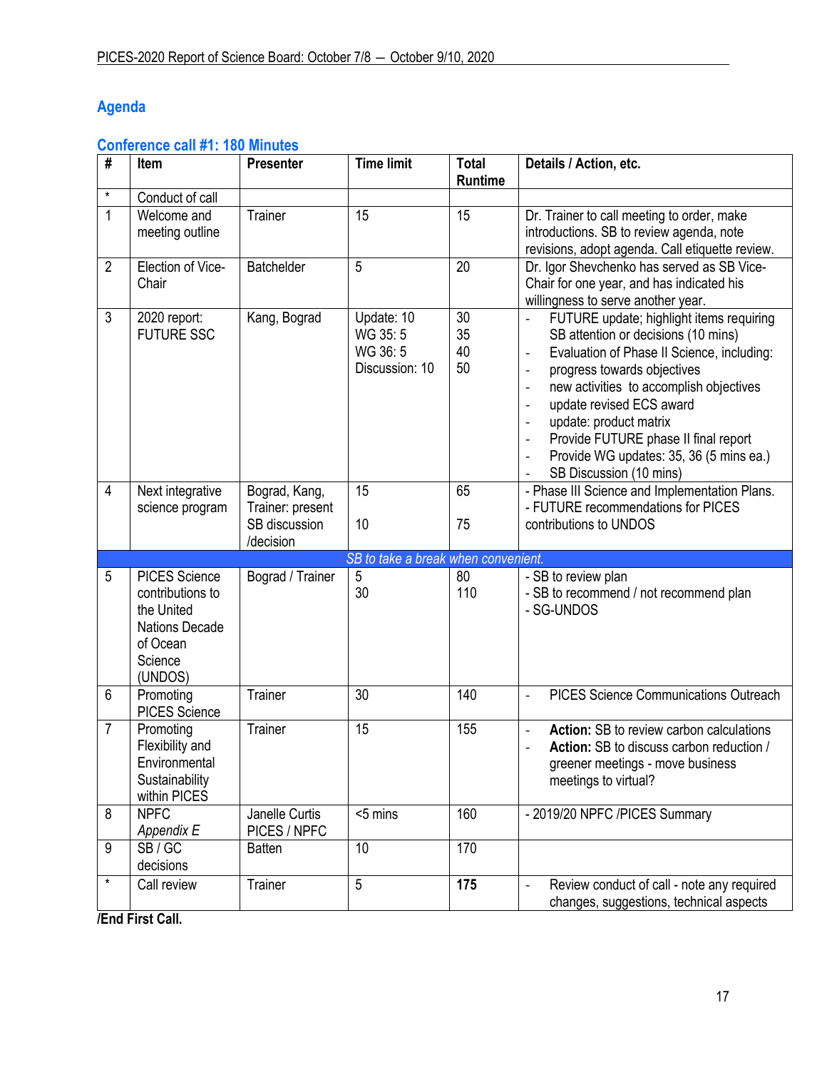## Agenda

### Conference call #1: 180 Minutes

| # | Item | Presenter | Time limit | Total Runtime | Details / Action, etc. |
|---|---|---|---|---|---|
| * | Conduct of call | | | | |
| 1 | Welcome and meeting outline | Trainer | 15 | 15 | Dr. Trainer to call meeting to order, make introductions. SB to review agenda, note revisions, adopt agenda. Call etiquette review. |
| 2 | Election of Vice-Chair | Batchelder | 5 | 20 | Dr. Igor Shevchenko has served as SB Vice-Chair for one year, and has indicated his willingness to serve another year. |
| 3 | 2020 report: FUTURE SSC | Kang, Bograd | Update: 10<br>WG 35: 5<br>WG 36: 5<br>Discussion: 10 | 30<br>35<br>40<br>50 | - FUTURE update; highlight items requiring SB attention or decisions (10 mins)<br>- Evaluation of Phase II Science, including:<br>- progress towards objectives<br>- new activities to accomplish objectives<br>- update revised ECS award<br>- update: product matrix<br>- Provide FUTURE phase II final report<br>- Provide WG updates: 35, 36 (5 mins ea.)<br>- SB Discussion (10 mins) |
| 4 | Next integrative science program | Bograd, Kang, Trainer: present<br>SB discussion /decision | 15<br><br>10 | 65<br><br>75 | - Phase III Science and Implementation Plans.<br>- FUTURE recommendations for PICES contributions to UNDOS |
| | | | *SB to take a break when convenient.* | | |
| 5 | PICES Science contributions to the United Nations Decade of Ocean Science (UNDOS) | Bograd / Trainer | 5<br>30 | 80<br>110 | - SB to review plan<br>- SB to recommend / not recommend plan<br>- SG-UNDOS |
| 6 | Promoting PICES Science | Trainer | 30 | 140 | - PICES Science Communications Outreach |
| 7 | Promoting Flexibility and Environmental Sustainability within PICES | Trainer | 15 | 155 | - **Action:** SB to review carbon calculations<br>- **Action:** SB to discuss carbon reduction / greener meetings - move business meetings to virtual? |
| 8 | NPFC *Appendix E* | Janelle Curtis PICES / NPFC | <5 mins | 160 | - 2019/20 NPFC /PICES Summary |
| 9 | SB / GC decisions | Batten | 10 | 170 | |
| * | Call review | Trainer | 5 | **175** | - Review conduct of call - note any required changes, suggestions, technical aspects |

**/End First Call.**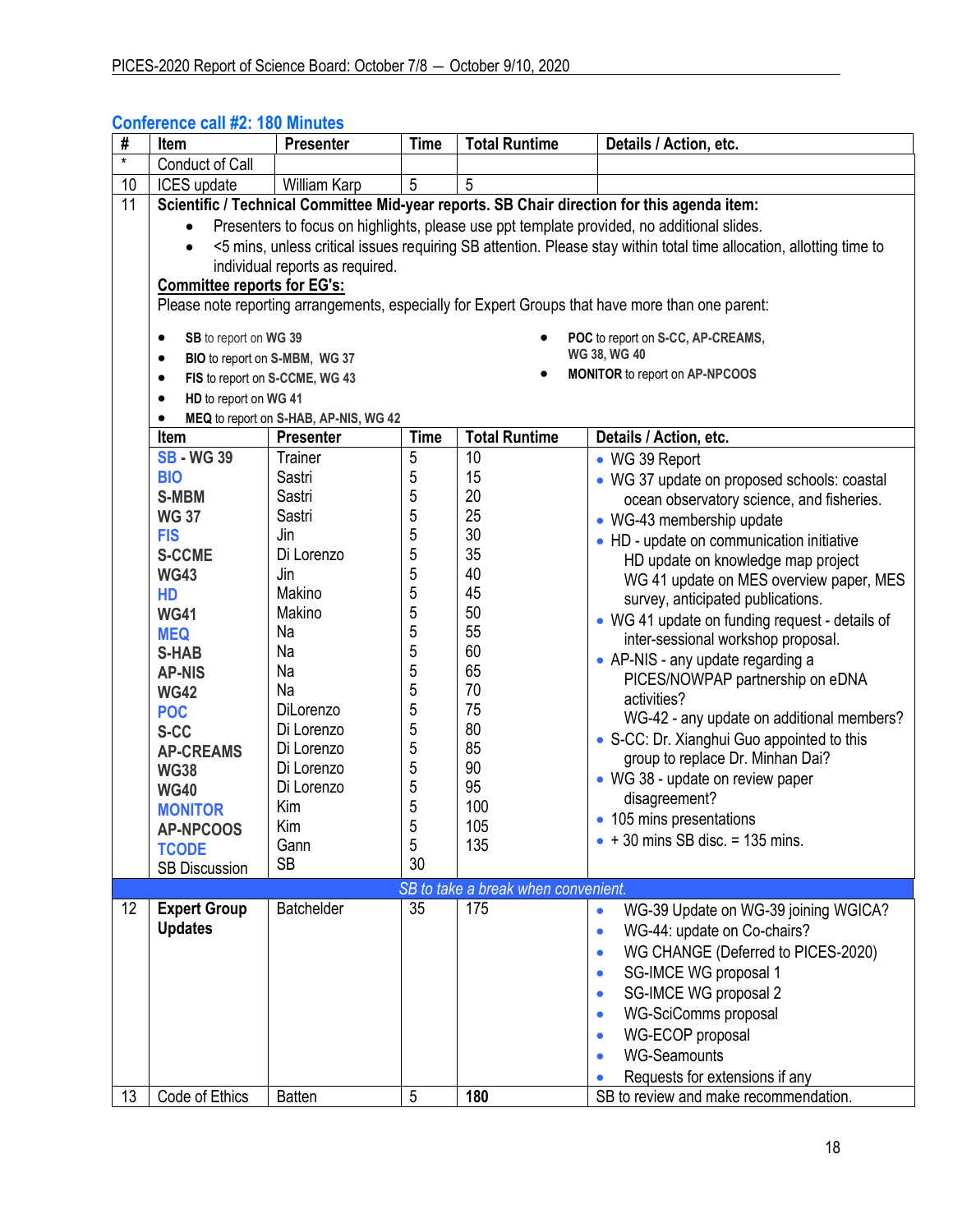## Conference call #2: 180 Minutes

| # | Item | Presenter | Time | Total Runtime | Details / Action, etc. |
|---|---|---|---|---|---|
| * | Conduct of Call | | | | |
| 10 | ICES update | William Karp | 5 | 5 | |
| 11 | **Scientific / Technical Committee Mid-year reports. SB Chair direction for this agenda item:** | | | | |

- Presenters to focus on highlights, please use ppt template provided, no additional slides.
- <5 mins, unless critical issues requiring SB attention. Please stay within total time allocation, allotting time to individual reports as required.

**Committee reports for EG's:**

Please note reporting arrangements, especially for Expert Groups that have more than one parent:

- **SB** to report on **WG 39**
- **BIO** to report on **S-MBM**, **WG 37**
- **FIS** to report on **S-CCME, WG 43**
- **HD** to report on **WG 41**
- **MEQ** to report on **S-HAB, AP-NIS, WG 42**
- **POC** to report on **S-CC, AP-CREAMS, WG 38, WG 40**
- **MONITOR** to report on **AP-NPCOOS**

| Item | Presenter | Time | Total Runtime | Details / Action, etc. |
|---|---|---|---|---|
| SB - WG 39 | Trainer | 5 | 10 | • WG 39 Report |
| BIO | Sastri | 5 | 15 | • WG 37 update on proposed schools: coastal ocean observatory science, and fisheries. |
| S-MBM | Sastri | 5 | 20 | • WG-43 membership update |
| WG 37 | Sastri | 5 | 25 | • HD - update on communication initiative<br>HD update on knowledge map project<br>WG 41 update on MES overview paper, MES survey, anticipated publications. |
| FIS | Jin | 5 | 30 | • WG 41 update on funding request - details of inter-sessional workshop proposal. |
| S-CCME | Di Lorenzo | 5 | 35 | • AP-NIS - any update regarding a PICES/NOWPAP partnership on eDNA activities?<br>WG-42 - any update on additional members? |
| WG43 | Jin | 5 | 40 | • S-CC: Dr. Xianghui Guo appointed to this group to replace Dr. Minhan Dai? |
| HD | Makino | 5 | 45 | • WG 38 - update on review paper disagreement? |
| WG41 | Makino | 5 | 50 | • 105 mins presentations |
| MEQ | Na | 5 | 55 | • + 30 mins SB disc. = 135 mins. |
| S-HAB | Na | 5 | 60 | |
| AP-NIS | Na | 5 | 65 | |
| WG42 | Na | 5 | 70 | |
| POC | DiLorenzo | 5 | 75 | |
| S-CC | Di Lorenzo | 5 | 80 | |
| AP-CREAMS | Di Lorenzo | 5 | 85 | |
| WG38 | Di Lorenzo | 5 | 90 | |
| WG40 | Di Lorenzo | 5 | 95 | |
| MONITOR | Kim | 5 | 100 | |
| AP-NPCOOS | Kim | 5 | 105 | |
| TCODE | Gann | 5 | 135 | |
| SB Discussion | SB | 30 | | |

*SB to take a break when convenient.*

| # | Item | Presenter | Time | Total Runtime | Details / Action, etc. |
|---|---|---|---|---|---|
| 12 | **Expert Group Updates** | Batchelder | 35 | 175 | • WG-39 Update on WG-39 joining WGICA?<br>• WG-44: update on Co-chairs?<br>• WG CHANGE (Deferred to PICES-2020)<br>• SG-IMCE WG proposal 1<br>• SG-IMCE WG proposal 2<br>• WG-SciComms proposal<br>• WG-ECOP proposal<br>• WG-Seamounts<br>• Requests for extensions if any |
| 13 | Code of Ethics | Batten | 5 | **180** | SB to review and make recommendation. |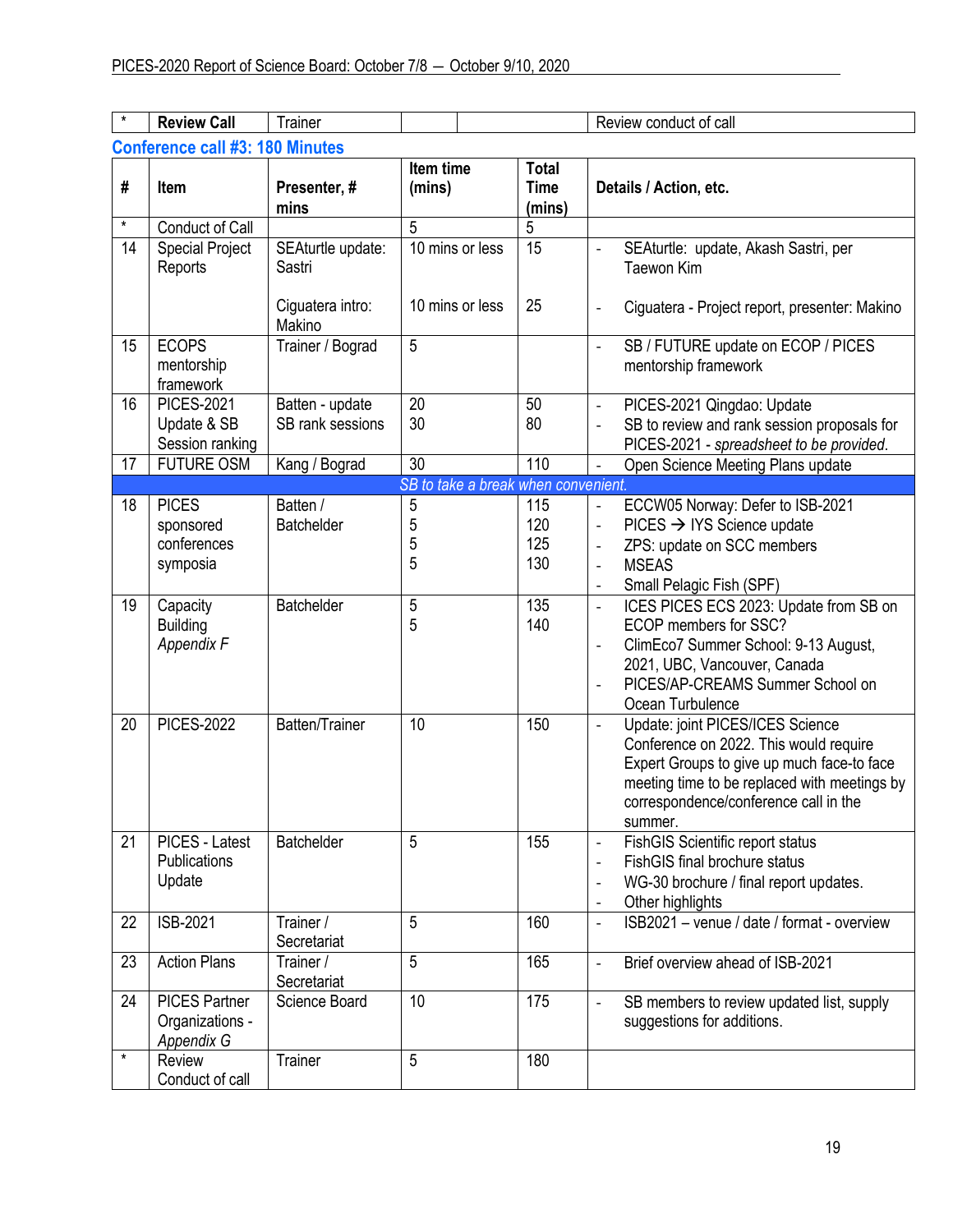| * | **Review Call** | Trainer | | | Review conduct of call |
|---|---|---|---|---|---|

## Conference call #3: 180 Minutes

| # | Item | Presenter, # mins | Item time (mins) | Total Time (mins) | Details / Action, etc. |
|---|---|---|---|---|---|
| * | Conduct of Call | | 5 | 5 | |
| 14 | Special Project Reports | SEAturtle update: Sastri<br><br>Ciguatera intro: Makino | 10 mins or less<br><br>10 mins or less | 15<br><br>25 | - SEAturtle: update, Akash Sastri, per Taewon Kim<br><br>- Ciguatera - Project report, presenter: Makino |
| 15 | ECOPS mentorship framework | Trainer / Bograd | 5 | | - SB / FUTURE update on ECOP / PICES mentorship framework |
| 16 | PICES-2021 Update & SB Session ranking | Batten - update<br>SB rank sessions | 20<br>30 | 50<br>80 | - PICES-2021 Qingdao: Update<br>- SB to review and rank session proposals for PICES-2021 - *spreadsheet to be provided.* |
| 17 | FUTURE OSM | Kang / Bograd | 30 | 110 | - Open Science Meeting Plans update |
| | | | *SB to take a break when convenient.* | | |
| 18 | PICES sponsored conferences symposia | Batten / Batchelder | 5<br>5<br>5<br>5 | 115<br>120<br>125<br>130 | - ECCW05 Norway: Defer to ISB-2021<br>- PICES → IYS Science update<br>- ZPS: update on SCC members<br>- MSEAS<br>- Small Pelagic Fish (SPF) |
| 19 | Capacity Building *Appendix F* | Batchelder | 5<br>5 | 135<br>140 | - ICES PICES ECS 2023: Update from SB on ECOP members for SSC?<br>- ClimEco7 Summer School: 9-13 August, 2021, UBC, Vancouver, Canada<br>- PICES/AP-CREAMS Summer School on Ocean Turbulence |
| 20 | PICES-2022 | Batten/Trainer | 10 | 150 | - Update: joint PICES/ICES Science Conference on 2022. This would require Expert Groups to give up much face-to face meeting time to be replaced with meetings by correspondence/conference call in the summer. |
| 21 | PICES - Latest Publications Update | Batchelder | 5 | 155 | - FishGIS Scientific report status<br>- FishGIS final brochure status<br>- WG-30 brochure / final report updates.<br>- Other highlights |
| 22 | ISB-2021 | Trainer / Secretariat | 5 | 160 | - ISB2021 – venue / date / format - overview |
| 23 | Action Plans | Trainer / Secretariat | 5 | 165 | - Brief overview ahead of ISB-2021 |
| 24 | PICES Partner Organizations - *Appendix G* | Science Board | 10 | 175 | - SB members to review updated list, supply suggestions for additions. |
| * | Review Conduct of call | Trainer | 5 | 180 | |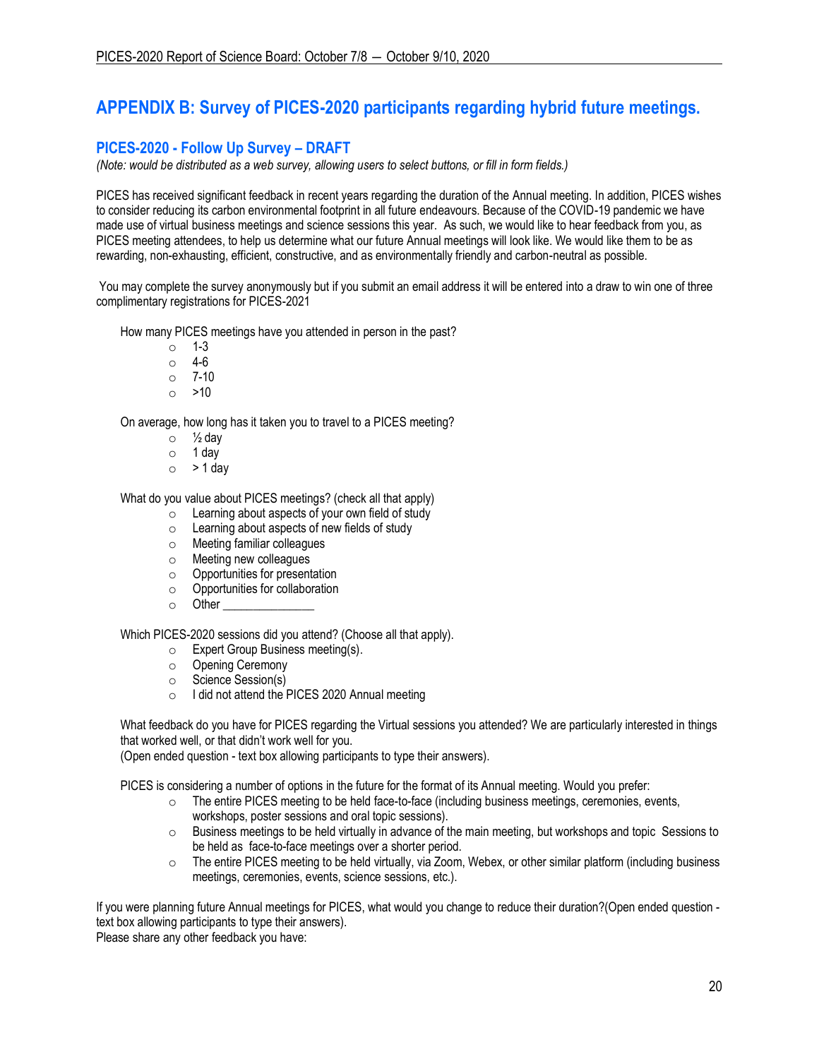# APPENDIX B: Survey of PICES-2020 participants regarding hybrid future meetings.

## PICES-2020 - Follow Up Survey – DRAFT

*(Note: would be distributed as a web survey, allowing users to select buttons, or fill in form fields.)*

PICES has received significant feedback in recent years regarding the duration of the Annual meeting. In addition, PICES wishes to consider reducing its carbon environmental footprint in all future endeavours. Because of the COVID-19 pandemic we have made use of virtual business meetings and science sessions this year. As such, we would like to hear feedback from you, as PICES meeting attendees, to help us determine what our future Annual meetings will look like. We would like them to be as rewarding, non-exhausting, efficient, constructive, and as environmentally friendly and carbon-neutral as possible.

You may complete the survey anonymously but if you submit an email address it will be entered into a draw to win one of three complimentary registrations for PICES-2021

How many PICES meetings have you attended in person in the past?

- 1-3
- 4-6
- 7-10
- >10

On average, how long has it taken you to travel to a PICES meeting?

- ½ day
- 1 day
- > 1 day

What do you value about PICES meetings? (check all that apply)

- Learning about aspects of your own field of study
- Learning about aspects of new fields of study
- Meeting familiar colleagues
- Meeting new colleagues
- Opportunities for presentation
- Opportunities for collaboration
- Other _______________

Which PICES-2020 sessions did you attend? (Choose all that apply).

- Expert Group Business meeting(s).
- Opening Ceremony
- Science Session(s)
- I did not attend the PICES 2020 Annual meeting

What feedback do you have for PICES regarding the Virtual sessions you attended? We are particularly interested in things that worked well, or that didn't work well for you.
(Open ended question - text box allowing participants to type their answers).

PICES is considering a number of options in the future for the format of its Annual meeting. Would you prefer:

- The entire PICES meeting to be held face-to-face (including business meetings, ceremonies, events, workshops, poster sessions and oral topic sessions).
- Business meetings to be held virtually in advance of the main meeting, but workshops and topic Sessions to be held as face-to-face meetings over a shorter period.
- The entire PICES meeting to be held virtually, via Zoom, Webex, or other similar platform (including business meetings, ceremonies, events, science sessions, etc.).

If you were planning future Annual meetings for PICES, what would you change to reduce their duration?(Open ended question - text box allowing participants to type their answers).
Please share any other feedback you have: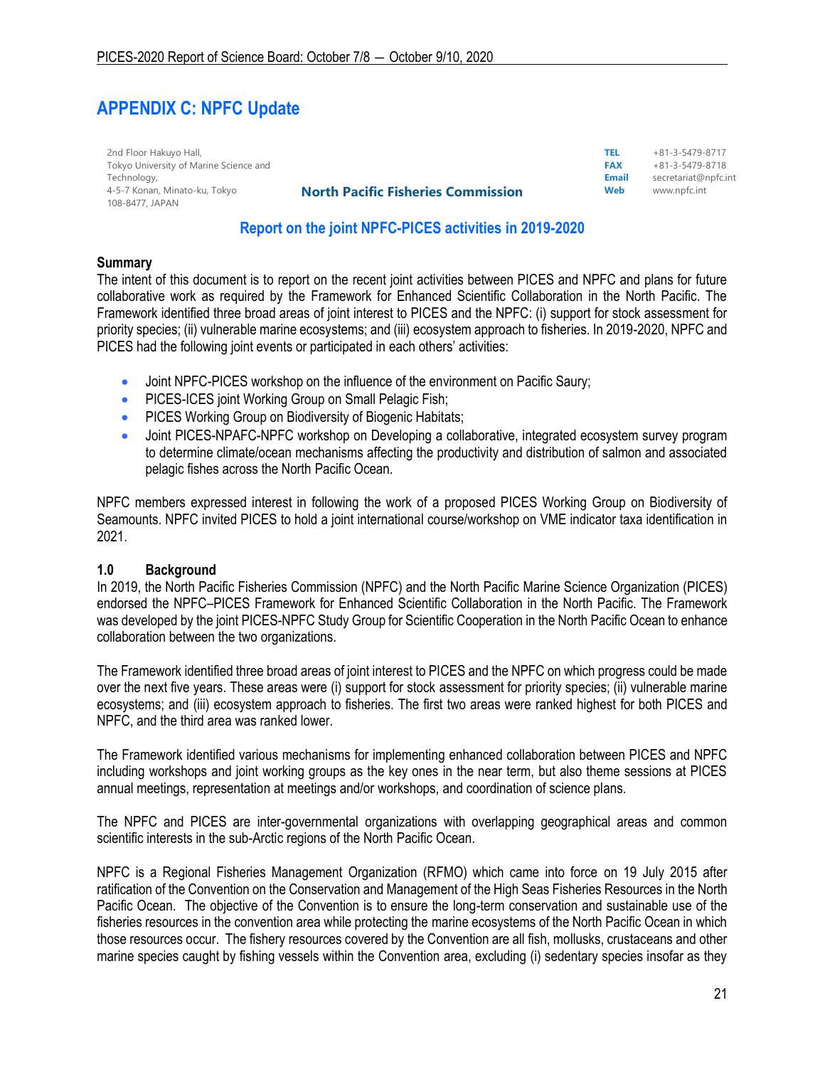# APPENDIX C: NPFC Update

2nd Floor Hakuyo Hall,
Tokyo University of Marine Science and Technology,
4-5-7 Konan, Minato-ku, Tokyo
108-8477, JAPAN

**North Pacific Fisheries Commission**

**TEL** +81-3-5479-8717
**FAX** +81-3-5479-8718
**Email** secretariat@npfc.int
**Web** www.npfc.int

## Report on the joint NPFC-PICES activities in 2019-2020

### Summary

The intent of this document is to report on the recent joint activities between PICES and NPFC and plans for future collaborative work as required by the Framework for Enhanced Scientific Collaboration in the North Pacific. The Framework identified three broad areas of joint interest to PICES and the NPFC: (i) support for stock assessment for priority species; (ii) vulnerable marine ecosystems; and (iii) ecosystem approach to fisheries. In 2019-2020, NPFC and PICES had the following joint events or participated in each others' activities:

- Joint NPFC-PICES workshop on the influence of the environment on Pacific Saury;
- PICES-ICES joint Working Group on Small Pelagic Fish;
- PICES Working Group on Biodiversity of Biogenic Habitats;
- Joint PICES-NPAFC-NPFC workshop on Developing a collaborative, integrated ecosystem survey program to determine climate/ocean mechanisms affecting the productivity and distribution of salmon and associated pelagic fishes across the North Pacific Ocean.

NPFC members expressed interest in following the work of a proposed PICES Working Group on Biodiversity of Seamounts. NPFC invited PICES to hold a joint international course/workshop on VME indicator taxa identification in 2021.

### 1.0 Background

In 2019, the North Pacific Fisheries Commission (NPFC) and the North Pacific Marine Science Organization (PICES) endorsed the NPFC–PICES Framework for Enhanced Scientific Collaboration in the North Pacific. The Framework was developed by the joint PICES-NPFC Study Group for Scientific Cooperation in the North Pacific Ocean to enhance collaboration between the two organizations.

The Framework identified three broad areas of joint interest to PICES and the NPFC on which progress could be made over the next five years. These areas were (i) support for stock assessment for priority species; (ii) vulnerable marine ecosystems; and (iii) ecosystem approach to fisheries. The first two areas were ranked highest for both PICES and NPFC, and the third area was ranked lower.

The Framework identified various mechanisms for implementing enhanced collaboration between PICES and NPFC including workshops and joint working groups as the key ones in the near term, but also theme sessions at PICES annual meetings, representation at meetings and/or workshops, and coordination of science plans.

The NPFC and PICES are inter-governmental organizations with overlapping geographical areas and common scientific interests in the sub-Arctic regions of the North Pacific Ocean.

NPFC is a Regional Fisheries Management Organization (RFMO) which came into force on 19 July 2015 after ratification of the Convention on the Conservation and Management of the High Seas Fisheries Resources in the North Pacific Ocean. The objective of the Convention is to ensure the long-term conservation and sustainable use of the fisheries resources in the convention area while protecting the marine ecosystems of the North Pacific Ocean in which those resources occur. The fishery resources covered by the Convention are all fish, mollusks, crustaceans and other marine species caught by fishing vessels within the Convention area, excluding (i) sedentary species insofar as they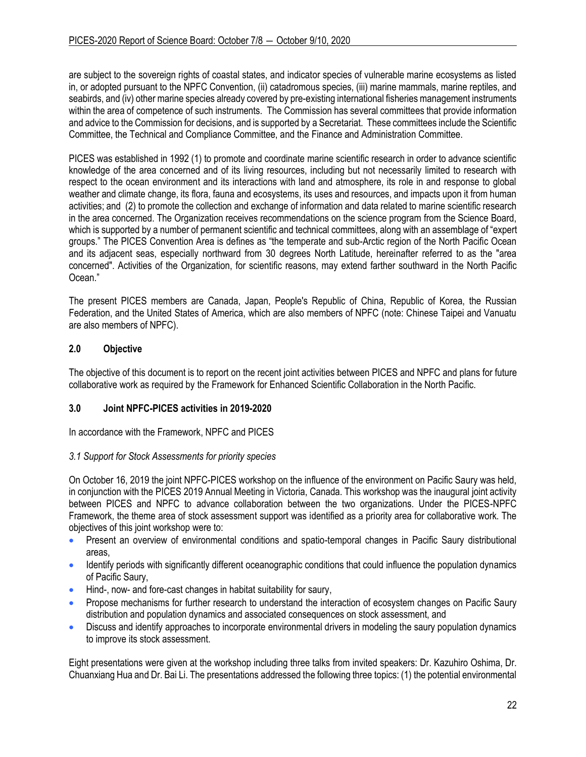are subject to the sovereign rights of coastal states, and indicator species of vulnerable marine ecosystems as listed in, or adopted pursuant to the NPFC Convention, (ii) catadromous species, (iii) marine mammals, marine reptiles, and seabirds, and (iv) other marine species already covered by pre-existing international fisheries management instruments within the area of competence of such instruments. The Commission has several committees that provide information and advice to the Commission for decisions, and is supported by a Secretariat. These committees include the Scientific Committee, the Technical and Compliance Committee, and the Finance and Administration Committee.

PICES was established in 1992 (1) to promote and coordinate marine scientific research in order to advance scientific knowledge of the area concerned and of its living resources, including but not necessarily limited to research with respect to the ocean environment and its interactions with land and atmosphere, its role in and response to global weather and climate change, its flora, fauna and ecosystems, its uses and resources, and impacts upon it from human activities; and (2) to promote the collection and exchange of information and data related to marine scientific research in the area concerned. The Organization receives recommendations on the science program from the Science Board, which is supported by a number of permanent scientific and technical committees, along with an assemblage of "expert groups." The PICES Convention Area is defines as "the temperate and sub-Arctic region of the North Pacific Ocean and its adjacent seas, especially northward from 30 degrees North Latitude, hereinafter referred to as the "area concerned". Activities of the Organization, for scientific reasons, may extend farther southward in the North Pacific Ocean."

The present PICES members are Canada, Japan, People's Republic of China, Republic of Korea, the Russian Federation, and the United States of America, which are also members of NPFC (note: Chinese Taipei and Vanuatu are also members of NPFC).

## 2.0 Objective

The objective of this document is to report on the recent joint activities between PICES and NPFC and plans for future collaborative work as required by the Framework for Enhanced Scientific Collaboration in the North Pacific.

## 3.0 Joint NPFC-PICES activities in 2019-2020

In accordance with the Framework, NPFC and PICES

*3.1 Support for Stock Assessments for priority species*

On October 16, 2019 the joint NPFC-PICES workshop on the influence of the environment on Pacific Saury was held, in conjunction with the PICES 2019 Annual Meeting in Victoria, Canada. This workshop was the inaugural joint activity between PICES and NPFC to advance collaboration between the two organizations. Under the PICES-NPFC Framework, the theme area of stock assessment support was identified as a priority area for collaborative work. The objectives of this joint workshop were to:

- Present an overview of environmental conditions and spatio-temporal changes in Pacific Saury distributional areas,
- Identify periods with significantly different oceanographic conditions that could influence the population dynamics of Pacific Saury,
- Hind-, now- and fore-cast changes in habitat suitability for saury,
- Propose mechanisms for further research to understand the interaction of ecosystem changes on Pacific Saury distribution and population dynamics and associated consequences on stock assessment, and
- Discuss and identify approaches to incorporate environmental drivers in modeling the saury population dynamics to improve its stock assessment.

Eight presentations were given at the workshop including three talks from invited speakers: Dr. Kazuhiro Oshima, Dr. Chuanxiang Hua and Dr. Bai Li. The presentations addressed the following three topics: (1) the potential environmental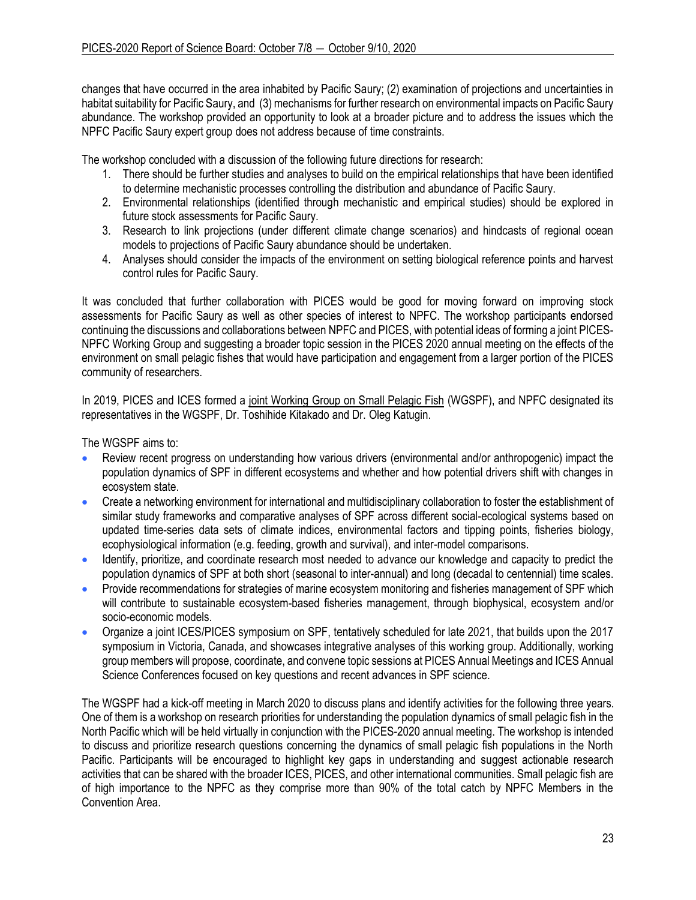changes that have occurred in the area inhabited by Pacific Saury; (2) examination of projections and uncertainties in habitat suitability for Pacific Saury, and (3) mechanisms for further research on environmental impacts on Pacific Saury abundance. The workshop provided an opportunity to look at a broader picture and to address the issues which the NPFC Pacific Saury expert group does not address because of time constraints.

The workshop concluded with a discussion of the following future directions for research:

1. There should be further studies and analyses to build on the empirical relationships that have been identified to determine mechanistic processes controlling the distribution and abundance of Pacific Saury.
2. Environmental relationships (identified through mechanistic and empirical studies) should be explored in future stock assessments for Pacific Saury.
3. Research to link projections (under different climate change scenarios) and hindcasts of regional ocean models to projections of Pacific Saury abundance should be undertaken.
4. Analyses should consider the impacts of the environment on setting biological reference points and harvest control rules for Pacific Saury.

It was concluded that further collaboration with PICES would be good for moving forward on improving stock assessments for Pacific Saury as well as other species of interest to NPFC. The workshop participants endorsed continuing the discussions and collaborations between NPFC and PICES, with potential ideas of forming a joint PICES-NPFC Working Group and suggesting a broader topic session in the PICES 2020 annual meeting on the effects of the environment on small pelagic fishes that would have participation and engagement from a larger portion of the PICES community of researchers.

In 2019, PICES and ICES formed a joint Working Group on Small Pelagic Fish (WGSPF), and NPFC designated its representatives in the WGSPF, Dr. Toshihide Kitakado and Dr. Oleg Katugin.

The WGSPF aims to:

- Review recent progress on understanding how various drivers (environmental and/or anthropogenic) impact the population dynamics of SPF in different ecosystems and whether and how potential drivers shift with changes in ecosystem state.
- Create a networking environment for international and multidisciplinary collaboration to foster the establishment of similar study frameworks and comparative analyses of SPF across different social-ecological systems based on updated time-series data sets of climate indices, environmental factors and tipping points, fisheries biology, ecophysiological information (e.g. feeding, growth and survival), and inter-model comparisons.
- Identify, prioritize, and coordinate research most needed to advance our knowledge and capacity to predict the population dynamics of SPF at both short (seasonal to inter-annual) and long (decadal to centennial) time scales.
- Provide recommendations for strategies of marine ecosystem monitoring and fisheries management of SPF which will contribute to sustainable ecosystem-based fisheries management, through biophysical, ecosystem and/or socio-economic models.
- Organize a joint ICES/PICES symposium on SPF, tentatively scheduled for late 2021, that builds upon the 2017 symposium in Victoria, Canada, and showcases integrative analyses of this working group. Additionally, working group members will propose, coordinate, and convene topic sessions at PICES Annual Meetings and ICES Annual Science Conferences focused on key questions and recent advances in SPF science.

The WGSPF had a kick-off meeting in March 2020 to discuss plans and identify activities for the following three years. One of them is a workshop on research priorities for understanding the population dynamics of small pelagic fish in the North Pacific which will be held virtually in conjunction with the PICES-2020 annual meeting. The workshop is intended to discuss and prioritize research questions concerning the dynamics of small pelagic fish populations in the North Pacific. Participants will be encouraged to highlight key gaps in understanding and suggest actionable research activities that can be shared with the broader ICES, PICES, and other international communities. Small pelagic fish are of high importance to the NPFC as they comprise more than 90% of the total catch by NPFC Members in the Convention Area.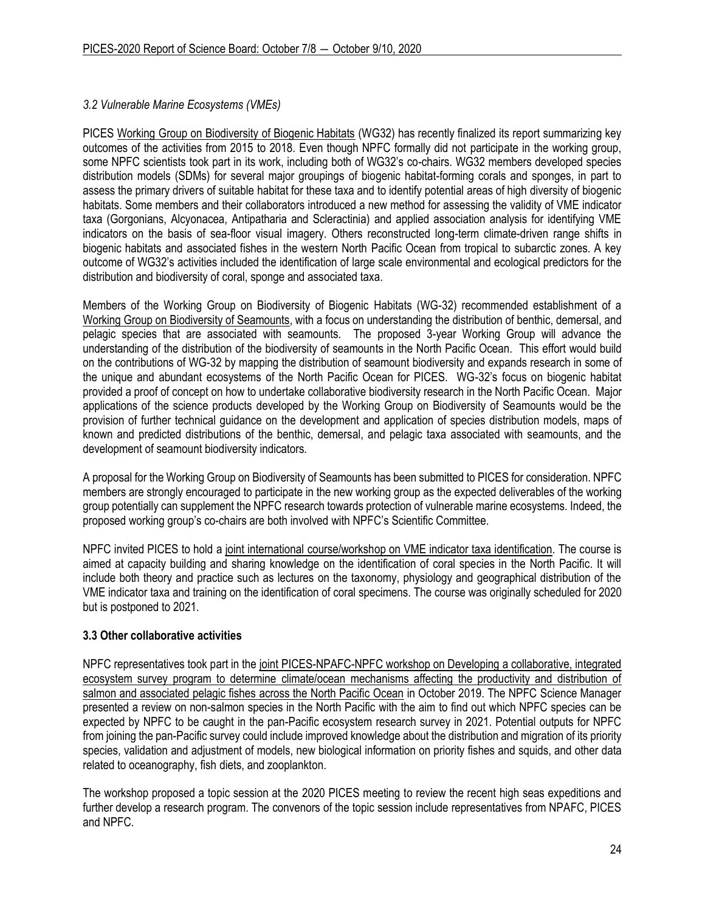*3.2 Vulnerable Marine Ecosystems (VMEs)*

PICES Working Group on Biodiversity of Biogenic Habitats (WG32) has recently finalized its report summarizing key outcomes of the activities from 2015 to 2018. Even though NPFC formally did not participate in the working group, some NPFC scientists took part in its work, including both of WG32's co-chairs. WG32 members developed species distribution models (SDMs) for several major groupings of biogenic habitat-forming corals and sponges, in part to assess the primary drivers of suitable habitat for these taxa and to identify potential areas of high diversity of biogenic habitats. Some members and their collaborators introduced a new method for assessing the validity of VME indicator taxa (Gorgonians, Alcyonacea, Antipatharia and Scleractinia) and applied association analysis for identifying VME indicators on the basis of sea-floor visual imagery. Others reconstructed long-term climate-driven range shifts in biogenic habitats and associated fishes in the western North Pacific Ocean from tropical to subarctic zones. A key outcome of WG32's activities included the identification of large scale environmental and ecological predictors for the distribution and biodiversity of coral, sponge and associated taxa.

Members of the Working Group on Biodiversity of Biogenic Habitats (WG-32) recommended establishment of a Working Group on Biodiversity of Seamounts, with a focus on understanding the distribution of benthic, demersal, and pelagic species that are associated with seamounts. The proposed 3-year Working Group will advance the understanding of the distribution of the biodiversity of seamounts in the North Pacific Ocean. This effort would build on the contributions of WG-32 by mapping the distribution of seamount biodiversity and expands research in some of the unique and abundant ecosystems of the North Pacific Ocean for PICES. WG-32's focus on biogenic habitat provided a proof of concept on how to undertake collaborative biodiversity research in the North Pacific Ocean. Major applications of the science products developed by the Working Group on Biodiversity of Seamounts would be the provision of further technical guidance on the development and application of species distribution models, maps of known and predicted distributions of the benthic, demersal, and pelagic taxa associated with seamounts, and the development of seamount biodiversity indicators.

A proposal for the Working Group on Biodiversity of Seamounts has been submitted to PICES for consideration. NPFC members are strongly encouraged to participate in the new working group as the expected deliverables of the working group potentially can supplement the NPFC research towards protection of vulnerable marine ecosystems. Indeed, the proposed working group's co-chairs are both involved with NPFC's Scientific Committee.

NPFC invited PICES to hold a joint international course/workshop on VME indicator taxa identification. The course is aimed at capacity building and sharing knowledge on the identification of coral species in the North Pacific. It will include both theory and practice such as lectures on the taxonomy, physiology and geographical distribution of the VME indicator taxa and training on the identification of coral specimens. The course was originally scheduled for 2020 but is postponed to 2021.

**3.3 Other collaborative activities**

NPFC representatives took part in the joint PICES-NPAFC-NPFC workshop on Developing a collaborative, integrated ecosystem survey program to determine climate/ocean mechanisms affecting the productivity and distribution of salmon and associated pelagic fishes across the North Pacific Ocean in October 2019. The NPFC Science Manager presented a review on non-salmon species in the North Pacific with the aim to find out which NPFC species can be expected by NPFC to be caught in the pan-Pacific ecosystem research survey in 2021. Potential outputs for NPFC from joining the pan-Pacific survey could include improved knowledge about the distribution and migration of its priority species, validation and adjustment of models, new biological information on priority fishes and squids, and other data related to oceanography, fish diets, and zooplankton.

The workshop proposed a topic session at the 2020 PICES meeting to review the recent high seas expeditions and further develop a research program. The convenors of the topic session include representatives from NPAFC, PICES and NPFC.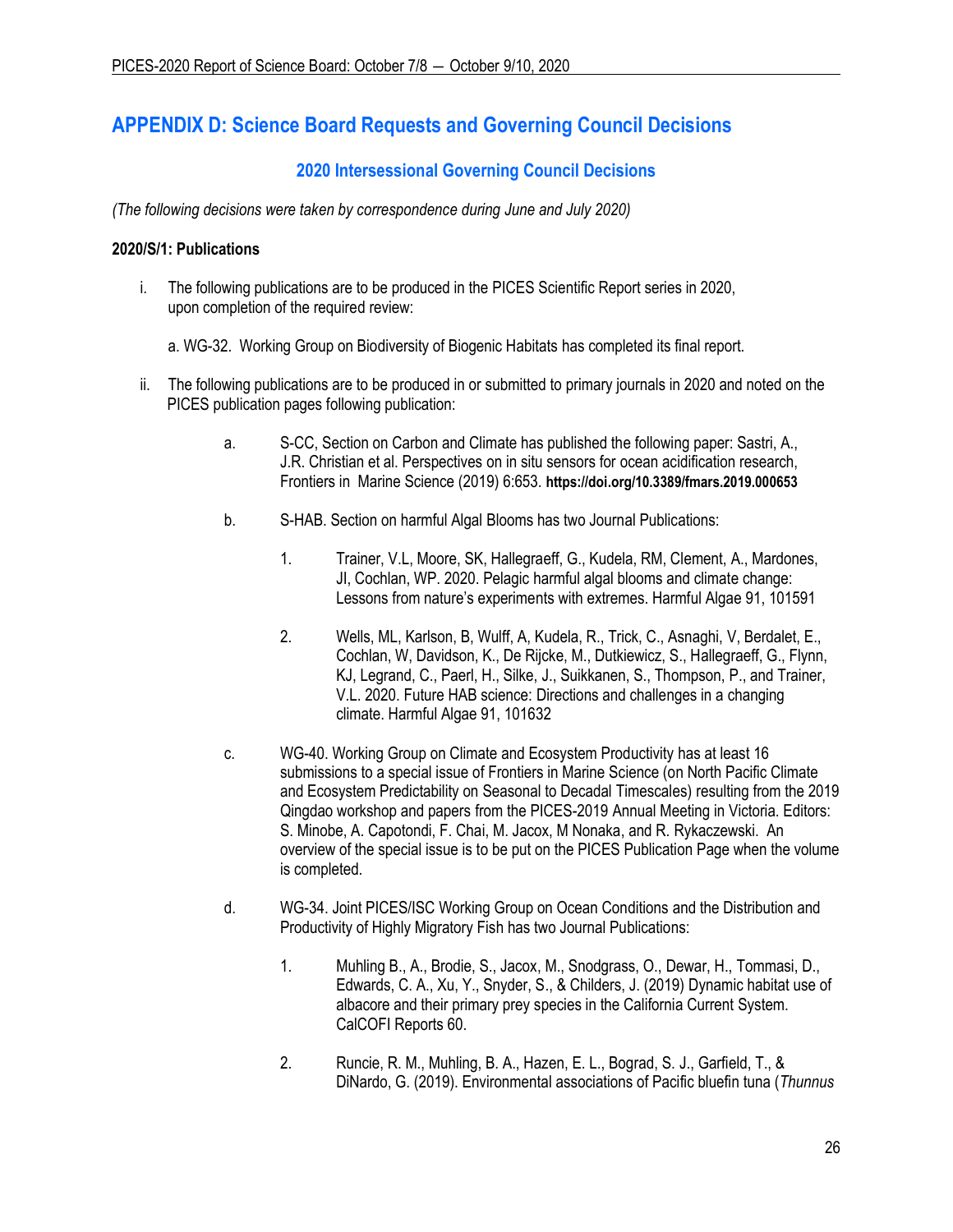# APPENDIX D: Science Board Requests and Governing Council Decisions

## 2020 Intersessional Governing Council Decisions

*(The following decisions were taken by correspondence during June and July 2020)*

**2020/S/1: Publications**

i. The following publications are to be produced in the PICES Scientific Report series in 2020, upon completion of the required review:

   a. WG-32. Working Group on Biodiversity of Biogenic Habitats has completed its final report.

ii. The following publications are to be produced in or submitted to primary journals in 2020 and noted on the PICES publication pages following publication:

   a. S-CC, Section on Carbon and Climate has published the following paper: Sastri, A., J.R. Christian et al. Perspectives on in situ sensors for ocean acidification research, Frontiers in Marine Science (2019) 6:653. **https://doi.org/10.3389/fmars.2019.000653**

   b. S-HAB. Section on harmful Algal Blooms has two Journal Publications:

      1. Trainer, V.L, Moore, SK, Hallegraeff, G., Kudela, RM, Clement, A., Mardones, JI, Cochlan, WP. 2020. Pelagic harmful algal blooms and climate change: Lessons from nature's experiments with extremes. Harmful Algae 91, 101591

      2. Wells, ML, Karlson, B, Wulff, A, Kudela, R., Trick, C., Asnaghi, V, Berdalet, E., Cochlan, W, Davidson, K., De Rijcke, M., Dutkiewicz, S., Hallegraeff, G., Flynn, KJ, Legrand, C., Paerl, H., Silke, J., Suikkanen, S., Thompson, P., and Trainer, V.L. 2020. Future HAB science: Directions and challenges in a changing climate. Harmful Algae 91, 101632

   c. WG-40. Working Group on Climate and Ecosystem Productivity has at least 16 submissions to a special issue of Frontiers in Marine Science (on North Pacific Climate and Ecosystem Predictability on Seasonal to Decadal Timescales) resulting from the 2019 Qingdao workshop and papers from the PICES-2019 Annual Meeting in Victoria. Editors: S. Minobe, A. Capotondi, F. Chai, M. Jacox, M Nonaka, and R. Rykaczewski. An overview of the special issue is to be put on the PICES Publication Page when the volume is completed.

   d. WG-34. Joint PICES/ISC Working Group on Ocean Conditions and the Distribution and Productivity of Highly Migratory Fish has two Journal Publications:

      1. Muhling B., A., Brodie, S., Jacox, M., Snodgrass, O., Dewar, H., Tommasi, D., Edwards, C. A., Xu, Y., Snyder, S., & Childers, J. (2019) Dynamic habitat use of albacore and their primary prey species in the California Current System. CalCOFI Reports 60.

      2. Runcie, R. M., Muhling, B. A., Hazen, E. L., Bograd, S. J., Garfield, T., & DiNardo, G. (2019). Environmental associations of Pacific bluefin tuna (*Thunnus*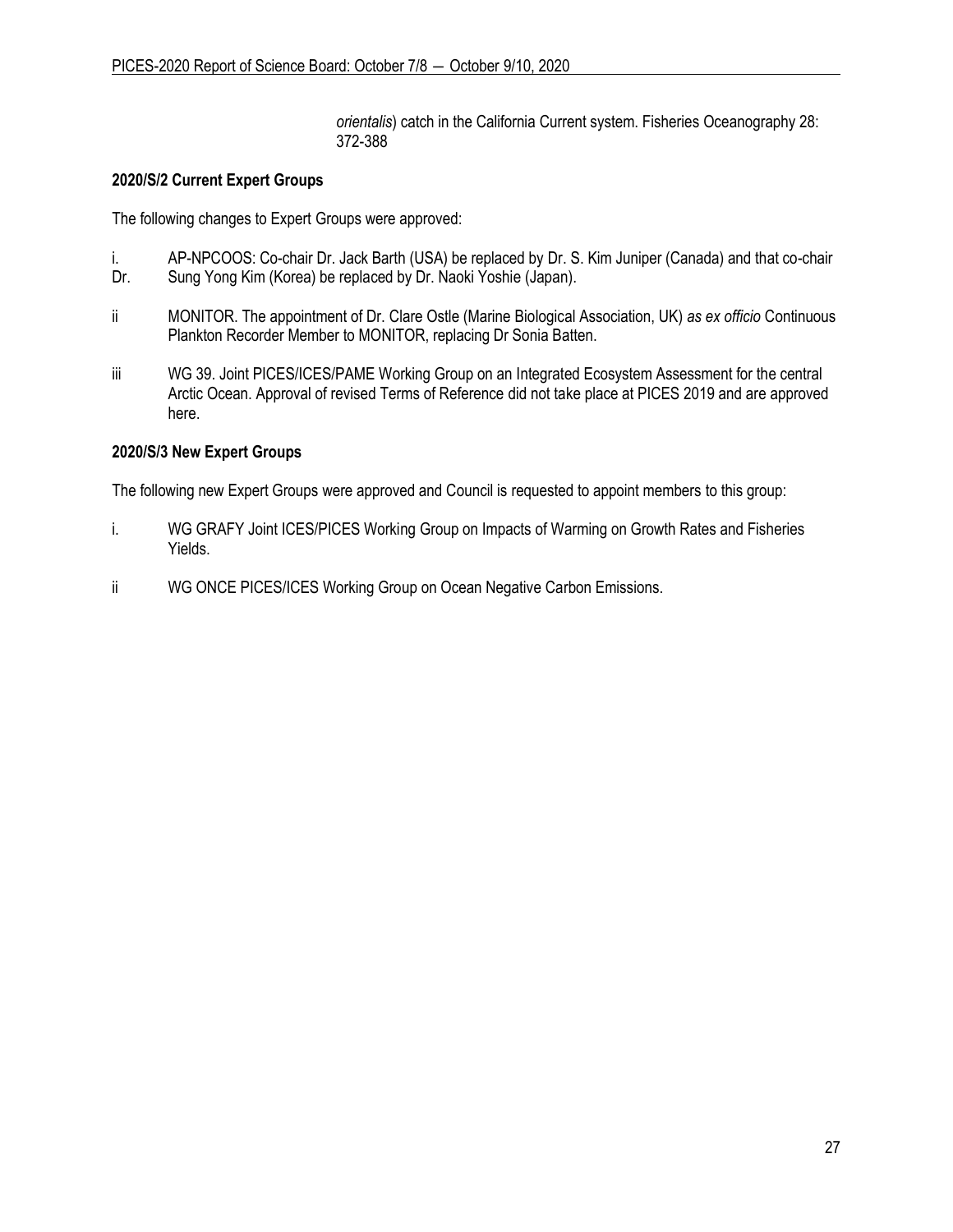*orientalis*) catch in the California Current system. Fisheries Oceanography 28: 372-388

**2020/S/2 Current Expert Groups**

The following changes to Expert Groups were approved:

i. AP-NPCOOS: Co-chair Dr. Jack Barth (USA) be replaced by Dr. S. Kim Juniper (Canada) and that co-chair Dr. Sung Yong Kim (Korea) be replaced by Dr. Naoki Yoshie (Japan).

ii MONITOR. The appointment of Dr. Clare Ostle (Marine Biological Association, UK) *as ex officio* Continuous Plankton Recorder Member to MONITOR, replacing Dr Sonia Batten.

iii WG 39. Joint PICES/ICES/PAME Working Group on an Integrated Ecosystem Assessment for the central Arctic Ocean. Approval of revised Terms of Reference did not take place at PICES 2019 and are approved here.

**2020/S/3 New Expert Groups**

The following new Expert Groups were approved and Council is requested to appoint members to this group:

i. WG GRAFY Joint ICES/PICES Working Group on Impacts of Warming on Growth Rates and Fisheries Yields.

ii WG ONCE PICES/ICES Working Group on Ocean Negative Carbon Emissions.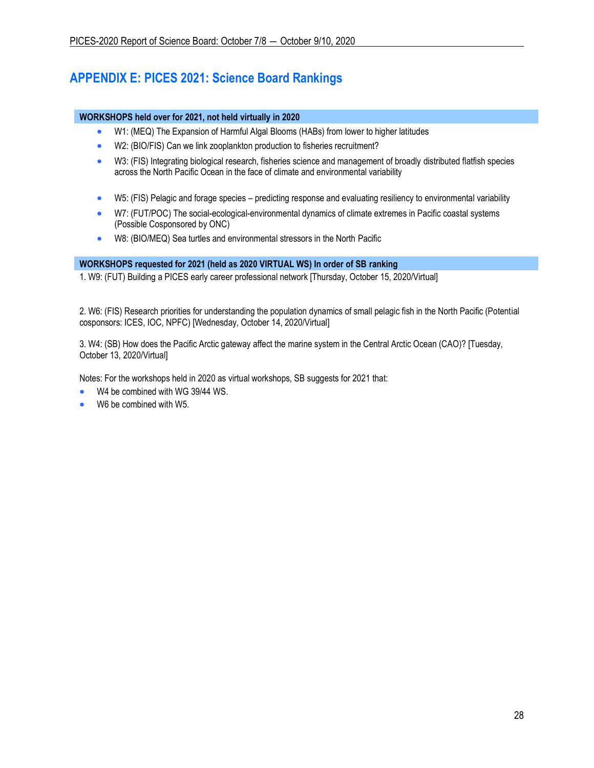## APPENDIX E: PICES 2021: Science Board Rankings

**WORKSHOPS held over for 2021, not held virtually in 2020**

- W1: (MEQ) The Expansion of Harmful Algal Blooms (HABs) from lower to higher latitudes
- W2: (BIO/FIS) Can we link zooplankton production to fisheries recruitment?
- W3: (FIS) Integrating biological research, fisheries science and management of broadly distributed flatfish species across the North Pacific Ocean in the face of climate and environmental variability
- W5: (FIS) Pelagic and forage species – predicting response and evaluating resiliency to environmental variability
- W7: (FUT/POC) The social-ecological-environmental dynamics of climate extremes in Pacific coastal systems (Possible Cosponsored by ONC)
- W8: (BIO/MEQ) Sea turtles and environmental stressors in the North Pacific

**WORKSHOPS requested for 2021 (held as 2020 VIRTUAL WS) In order of SB ranking**

1. W9: (FUT) Building a PICES early career professional network [Thursday, October 15, 2020/Virtual]

2. W6: (FIS) Research priorities for understanding the population dynamics of small pelagic fish in the North Pacific (Potential cosponsors: ICES, IOC, NPFC) [Wednesday, October 14, 2020/Virtual]

3. W4: (SB) How does the Pacific Arctic gateway affect the marine system in the Central Arctic Ocean (CAO)? [Tuesday, October 13, 2020/Virtual]

Notes: For the workshops held in 2020 as virtual workshops, SB suggests for 2021 that:

- W4 be combined with WG 39/44 WS.
- W6 be combined with W5.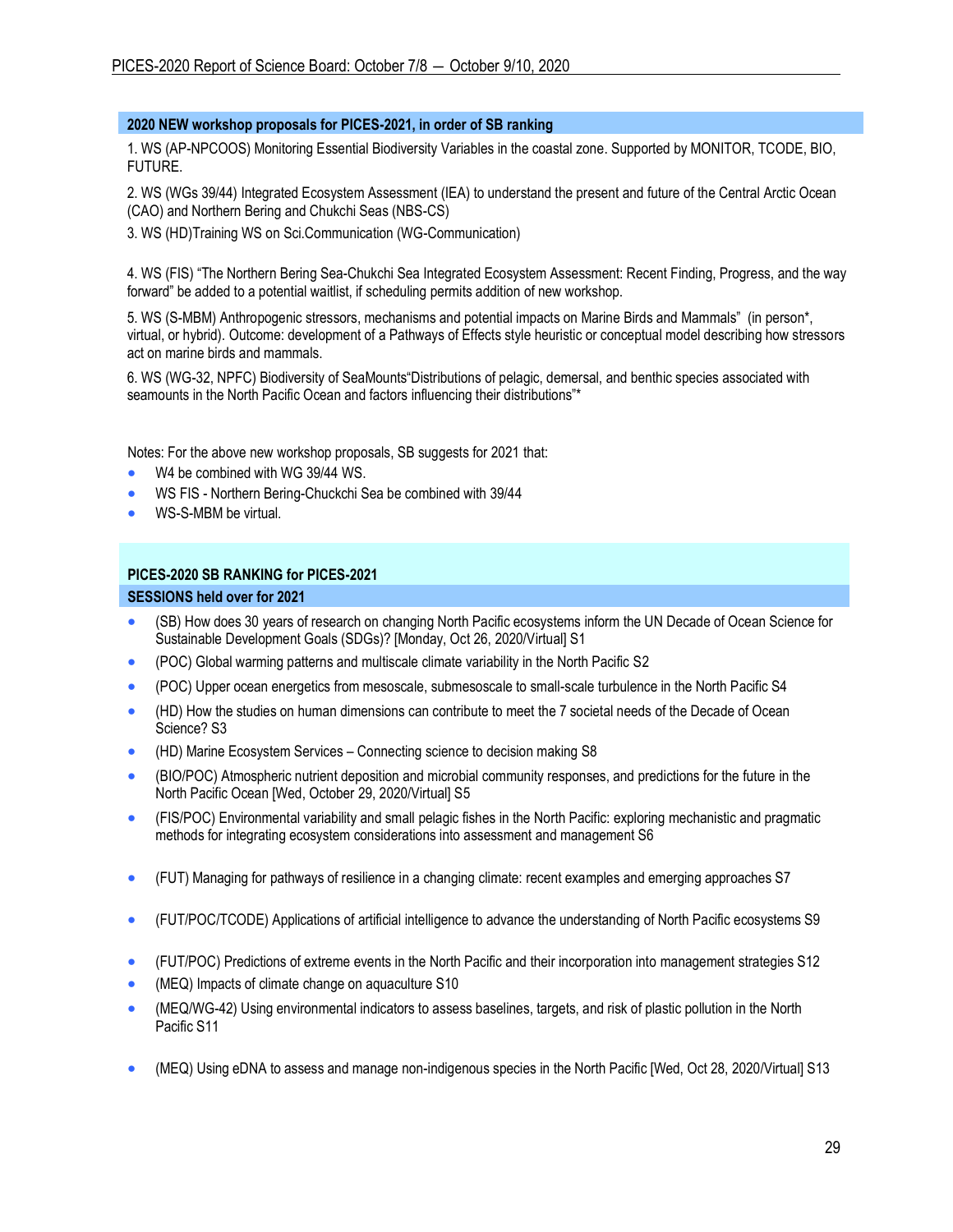### 2020 NEW workshop proposals for PICES-2021, in order of SB ranking

1. WS (AP-NPCOOS) Monitoring Essential Biodiversity Variables in the coastal zone. Supported by MONITOR, TCODE, BIO, FUTURE.

2. WS (WGs 39/44) Integrated Ecosystem Assessment (IEA) to understand the present and future of the Central Arctic Ocean (CAO) and Northern Bering and Chukchi Seas (NBS-CS)

3. WS (HD)Training WS on Sci.Communication (WG-Communication)

4. WS (FIS) "The Northern Bering Sea-Chukchi Sea Integrated Ecosystem Assessment: Recent Finding, Progress, and the way forward" be added to a potential waitlist, if scheduling permits addition of new workshop.

5. WS (S-MBM) Anthropogenic stressors, mechanisms and potential impacts on Marine Birds and Mammals" (in person*, virtual, or hybrid). Outcome: development of a Pathways of Effects style heuristic or conceptual model describing how stressors act on marine birds and mammals.

6. WS (WG-32, NPFC) Biodiversity of SeaMounts"Distributions of pelagic, demersal, and benthic species associated with seamounts in the North Pacific Ocean and factors influencing their distributions"*

Notes: For the above new workshop proposals, SB suggests for 2021 that:

- W4 be combined with WG 39/44 WS.
- WS FIS - Northern Bering-Chuckchi Sea be combined with 39/44
- WS-S-MBM be virtual.

### PICES-2020 SB RANKING for PICES-2021

### SESSIONS held over for 2021

- (SB) How does 30 years of research on changing North Pacific ecosystems inform the UN Decade of Ocean Science for Sustainable Development Goals (SDGs)? [Monday, Oct 26, 2020/Virtual] S1
- (POC) Global warming patterns and multiscale climate variability in the North Pacific S2
- (POC) Upper ocean energetics from mesoscale, submesoscale to small-scale turbulence in the North Pacific S4
- (HD) How the studies on human dimensions can contribute to meet the 7 societal needs of the Decade of Ocean Science? S3
- (HD) Marine Ecosystem Services – Connecting science to decision making S8
- (BIO/POC) Atmospheric nutrient deposition and microbial community responses, and predictions for the future in the North Pacific Ocean [Wed, October 29, 2020/Virtual] S5
- (FIS/POC) Environmental variability and small pelagic fishes in the North Pacific: exploring mechanistic and pragmatic methods for integrating ecosystem considerations into assessment and management S6
- (FUT) Managing for pathways of resilience in a changing climate: recent examples and emerging approaches S7
- (FUT/POC/TCODE) Applications of artificial intelligence to advance the understanding of North Pacific ecosystems S9
- (FUT/POC) Predictions of extreme events in the North Pacific and their incorporation into management strategies S12
- (MEQ) Impacts of climate change on aquaculture S10
- (MEQ/WG-42) Using environmental indicators to assess baselines, targets, and risk of plastic pollution in the North Pacific S11
- (MEQ) Using eDNA to assess and manage non-indigenous species in the North Pacific [Wed, Oct 28, 2020/Virtual] S13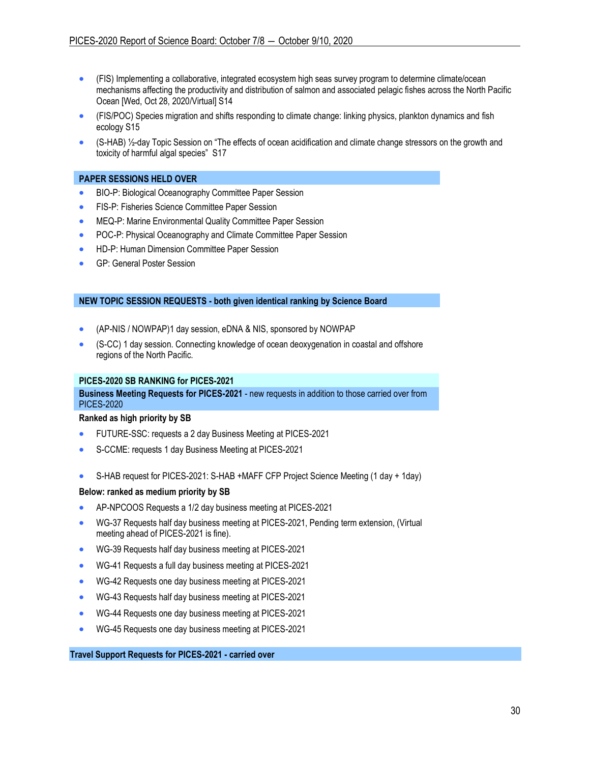- (FIS) Implementing a collaborative, integrated ecosystem high seas survey program to determine climate/ocean mechanisms affecting the productivity and distribution of salmon and associated pelagic fishes across the North Pacific Ocean [Wed, Oct 28, 2020/Virtual] S14
- (FIS/POC) Species migration and shifts responding to climate change: linking physics, plankton dynamics and fish ecology S15
- (S-HAB) ½-day Topic Session on "The effects of ocean acidification and climate change stressors on the growth and toxicity of harmful algal species" S17

**PAPER SESSIONS HELD OVER**

- BIO-P: Biological Oceanography Committee Paper Session
- FIS-P: Fisheries Science Committee Paper Session
- MEQ-P: Marine Environmental Quality Committee Paper Session
- POC-P: Physical Oceanography and Climate Committee Paper Session
- HD-P: Human Dimension Committee Paper Session
- GP: General Poster Session

**NEW TOPIC SESSION REQUESTS - both given identical ranking by Science Board**

- (AP-NIS / NOWPAP)1 day session, eDNA & NIS, sponsored by NOWPAP
- (S-CC) 1 day session. Connecting knowledge of ocean deoxygenation in coastal and offshore regions of the North Pacific.

**PICES-2020 SB RANKING for PICES-2021**

**Business Meeting Requests for PICES-2021** - new requests in addition to those carried over from PICES-2020

**Ranked as high priority by SB**

- FUTURE-SSC: requests a 2 day Business Meeting at PICES-2021
- S-CCME: requests 1 day Business Meeting at PICES-2021

- S-HAB request for PICES-2021: S-HAB +MAFF CFP Project Science Meeting (1 day + 1day)

**Below: ranked as medium priority by SB**

- AP-NPCOOS Requests a 1/2 day business meeting at PICES-2021
- WG-37 Requests half day business meeting at PICES-2021, Pending term extension, (Virtual meeting ahead of PICES-2021 is fine).
- WG-39 Requests half day business meeting at PICES-2021
- WG-41 Requests a full day business meeting at PICES-2021
- WG-42 Requests one day business meeting at PICES-2021
- WG-43 Requests half day business meeting at PICES-2021
- WG-44 Requests one day business meeting at PICES-2021
- WG-45 Requests one day business meeting at PICES-2021

**Travel Support Requests for PICES-2021 - carried over**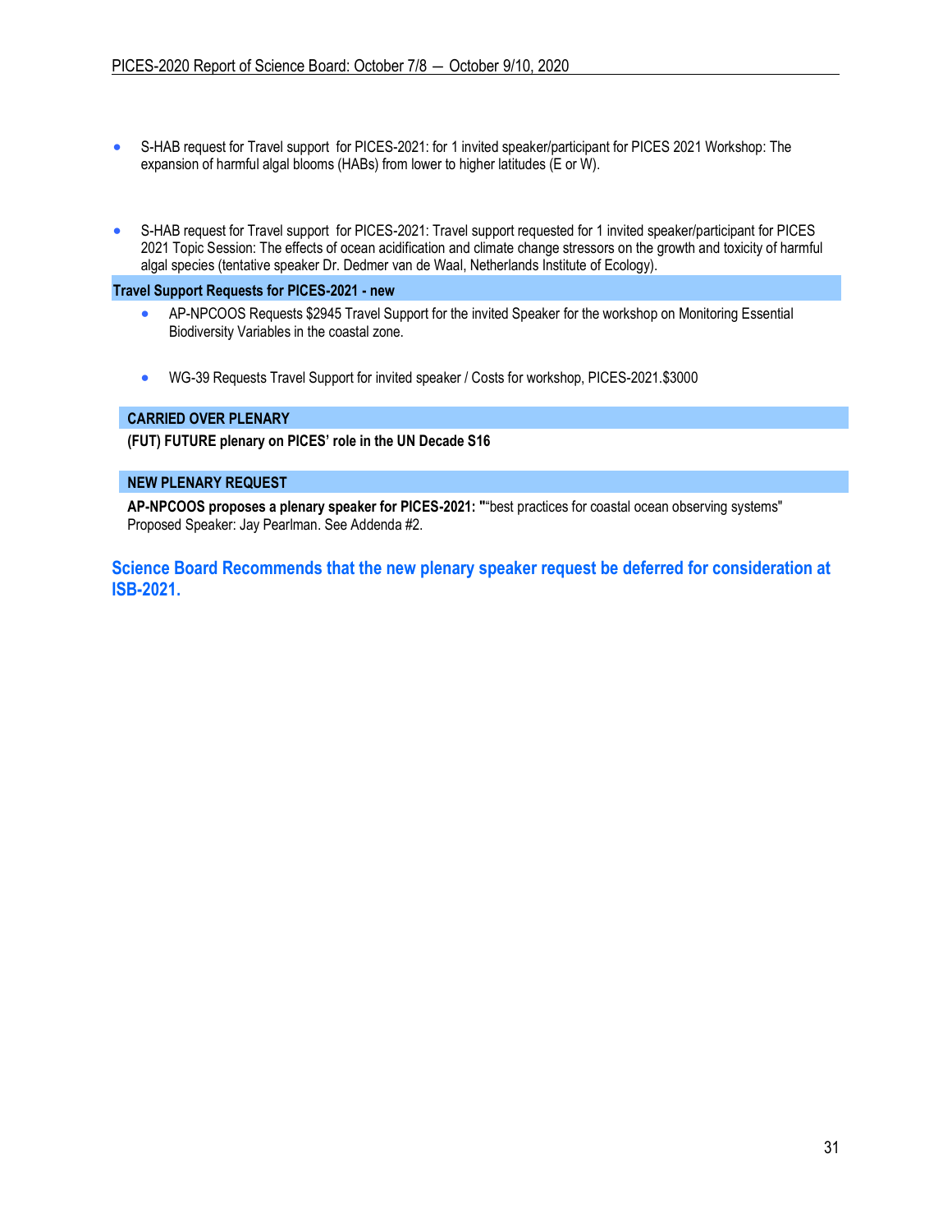- S-HAB request for Travel support for PICES-2021: for 1 invited speaker/participant for PICES 2021 Workshop: The expansion of harmful algal blooms (HABs) from lower to higher latitudes (E or W).

- S-HAB request for Travel support for PICES-2021: Travel support requested for 1 invited speaker/participant for PICES 2021 Topic Session: The effects of ocean acidification and climate change stressors on the growth and toxicity of harmful algal species (tentative speaker Dr. Dedmer van de Waal, Netherlands Institute of Ecology).

**Travel Support Requests for PICES-2021 - new**

- AP-NPCOOS Requests $2945 Travel Support for the invited Speaker for the workshop on Monitoring Essential Biodiversity Variables in the coastal zone.

- WG-39 Requests Travel Support for invited speaker / Costs for workshop, PICES-2021.$3000

**CARRIED OVER PLENARY**

**(FUT) FUTURE plenary on PICES' role in the UN Decade S16**

**NEW PLENARY REQUEST**

**AP-NPCOOS proposes a plenary speaker for PICES-2021: "**"best practices for coastal ocean observing systems" Proposed Speaker: Jay Pearlman. See Addenda #2.

**Science Board Recommends that the new plenary speaker request be deferred for consideration at ISB-2021.**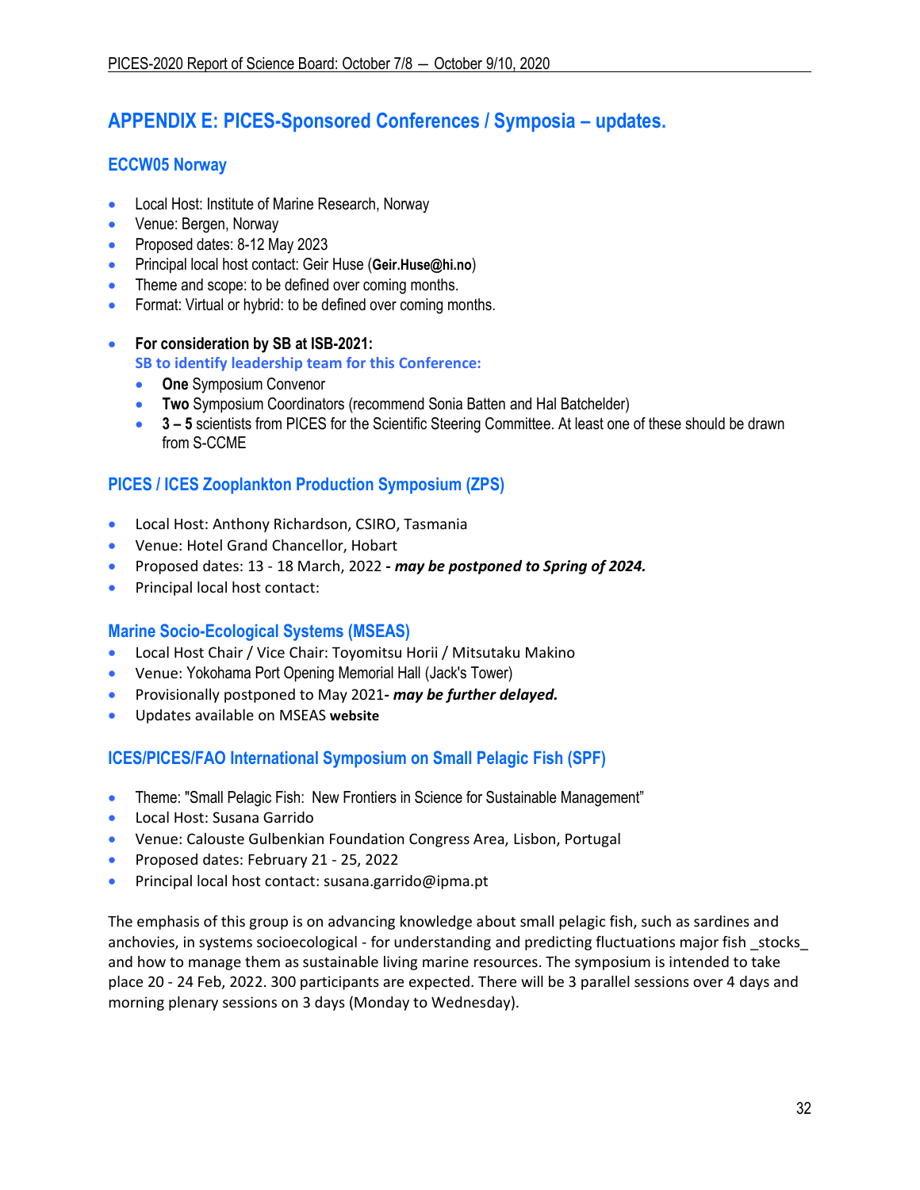## APPENDIX E: PICES-Sponsored Conferences / Symposia – updates.

### ECCW05 Norway

- Local Host: Institute of Marine Research, Norway
- Venue: Bergen, Norway
- Proposed dates: 8-12 May 2023
- Principal local host contact: Geir Huse (**Geir.Huse@hi.no**)
- Theme and scope: to be defined over coming months.
- Format: Virtual or hybrid: to be defined over coming months.

- **For consideration by SB at ISB-2021:**
  **SB to identify leadership team for this Conference:**
  - **One** Symposium Convenor
  - **Two** Symposium Coordinators (recommend Sonia Batten and Hal Batchelder)
  - **3 – 5** scientists from PICES for the Scientific Steering Committee. At least one of these should be drawn from S-CCME

### PICES / ICES Zooplankton Production Symposium (ZPS)

- Local Host: Anthony Richardson, CSIRO, Tasmania
- Venue: Hotel Grand Chancellor, Hobart
- Proposed dates: 13 - 18 March, 2022 **- *may be postponed to Spring of 2024.***
- Principal local host contact:

### Marine Socio-Ecological Systems (MSEAS)

- Local Host Chair / Vice Chair: Toyomitsu Horii / Mitsutaku Makino
- Venue: Yokohama Port Opening Memorial Hall (Jack's Tower)
- Provisionally postponed to May 2021**- *may be further delayed.***
- Updates available on MSEAS **website**

### ICES/PICES/FAO International Symposium on Small Pelagic Fish (SPF)

- Theme: "Small Pelagic Fish: New Frontiers in Science for Sustainable Management"
- Local Host: Susana Garrido
- Venue: Calouste Gulbenkian Foundation Congress Area, Lisbon, Portugal
- Proposed dates: February 21 - 25, 2022
- Principal local host contact: susana.garrido@ipma.pt

The emphasis of this group is on advancing knowledge about small pelagic fish, such as sardines and anchovies, in systems socioecological - for understanding and predicting fluctuations major fish _stocks_ and how to manage them as sustainable living marine resources. The symposium is intended to take place 20 - 24 Feb, 2022. 300 participants are expected. There will be 3 parallel sessions over 4 days and morning plenary sessions on 3 days (Monday to Wednesday).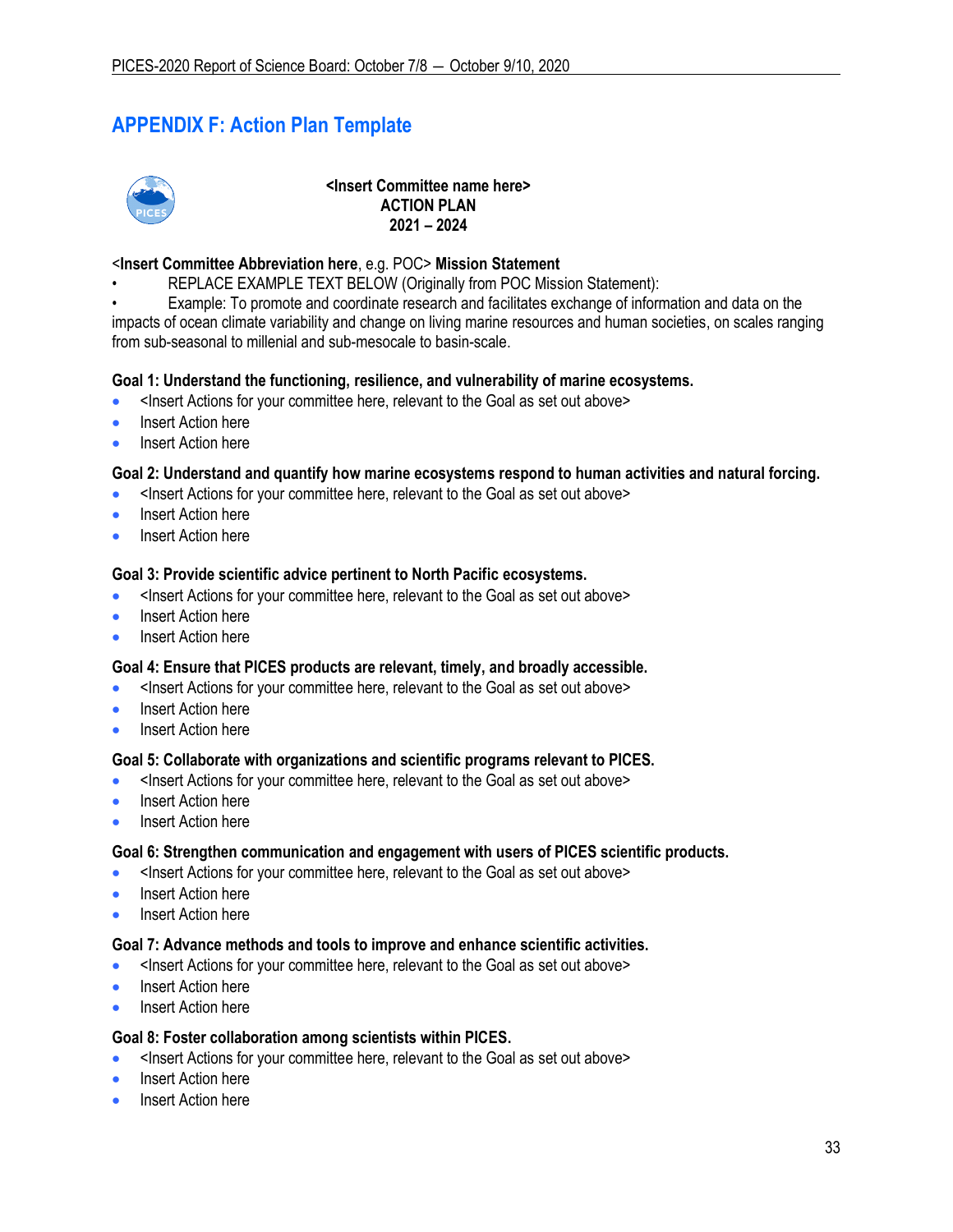## APPENDIX F: Action Plan Template

**<Insert Committee name here>**
**ACTION PLAN**
**2021 – 2024**

**<Insert Committee Abbreviation here**, e.g. POC> **Mission Statement**

- REPLACE EXAMPLE TEXT BELOW (Originally from POC Mission Statement):
- Example: To promote and coordinate research and facilitates exchange of information and data on the impacts of ocean climate variability and change on living marine resources and human societies, on scales ranging from sub-seasonal to millenial and sub-mesocale to basin-scale.

**Goal 1: Understand the functioning, resilience, and vulnerability of marine ecosystems.**

- <Insert Actions for your committee here, relevant to the Goal as set out above>
- Insert Action here
- Insert Action here

**Goal 2: Understand and quantify how marine ecosystems respond to human activities and natural forcing.**

- <Insert Actions for your committee here, relevant to the Goal as set out above>
- Insert Action here
- Insert Action here

**Goal 3: Provide scientific advice pertinent to North Pacific ecosystems.**

- <Insert Actions for your committee here, relevant to the Goal as set out above>
- Insert Action here
- Insert Action here

**Goal 4: Ensure that PICES products are relevant, timely, and broadly accessible.**

- <Insert Actions for your committee here, relevant to the Goal as set out above>
- Insert Action here
- Insert Action here

**Goal 5: Collaborate with organizations and scientific programs relevant to PICES.**

- <Insert Actions for your committee here, relevant to the Goal as set out above>
- Insert Action here
- Insert Action here

**Goal 6: Strengthen communication and engagement with users of PICES scientific products.**

- <Insert Actions for your committee here, relevant to the Goal as set out above>
- Insert Action here
- Insert Action here

**Goal 7: Advance methods and tools to improve and enhance scientific activities.**

- <Insert Actions for your committee here, relevant to the Goal as set out above>
- Insert Action here
- Insert Action here

**Goal 8: Foster collaboration among scientists within PICES.**

- <Insert Actions for your committee here, relevant to the Goal as set out above>
- Insert Action here
- Insert Action here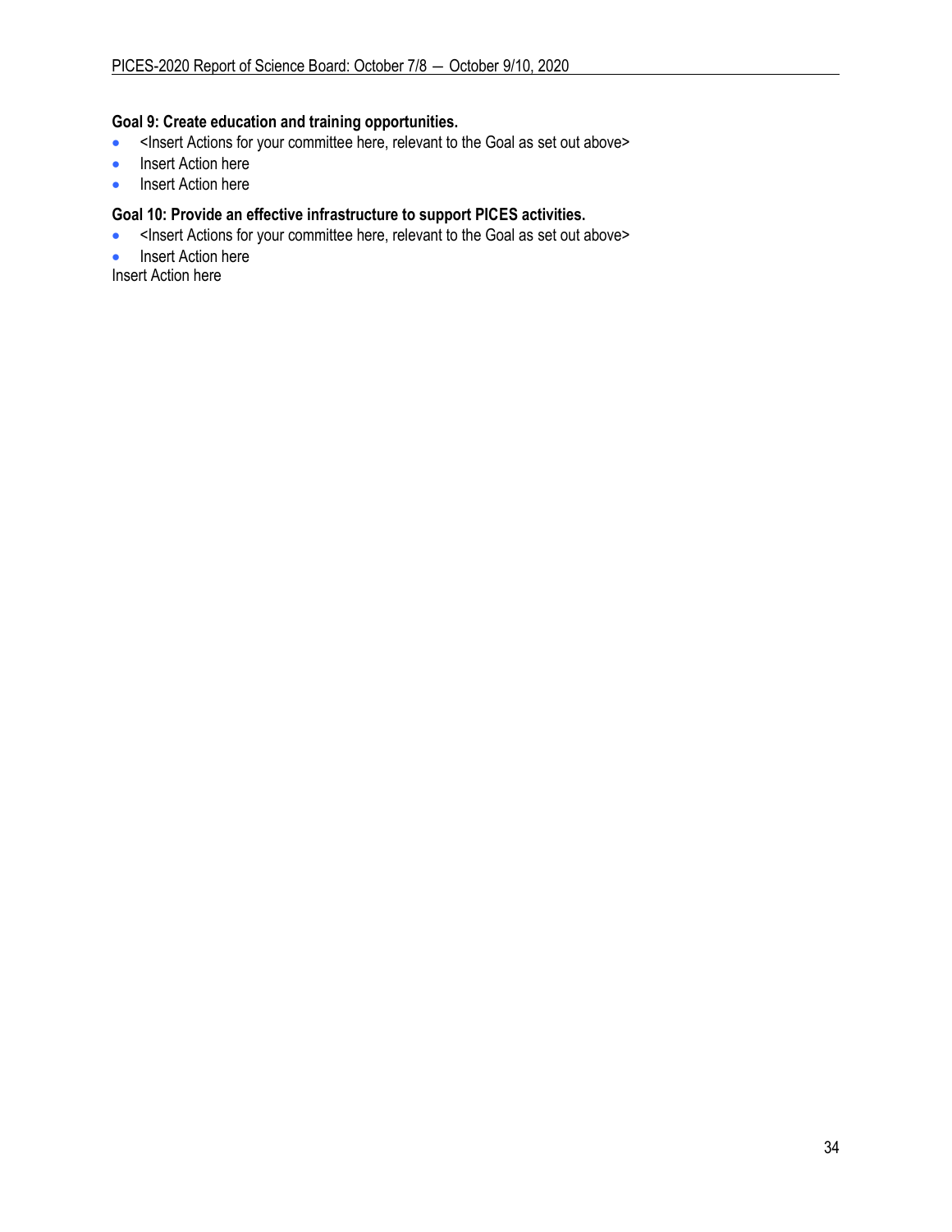**Goal 9: Create education and training opportunities.**

- <Insert Actions for your committee here, relevant to the Goal as set out above>
- Insert Action here
- Insert Action here

**Goal 10: Provide an effective infrastructure to support PICES activities.**

- <Insert Actions for your committee here, relevant to the Goal as set out above>
- Insert Action here

Insert Action here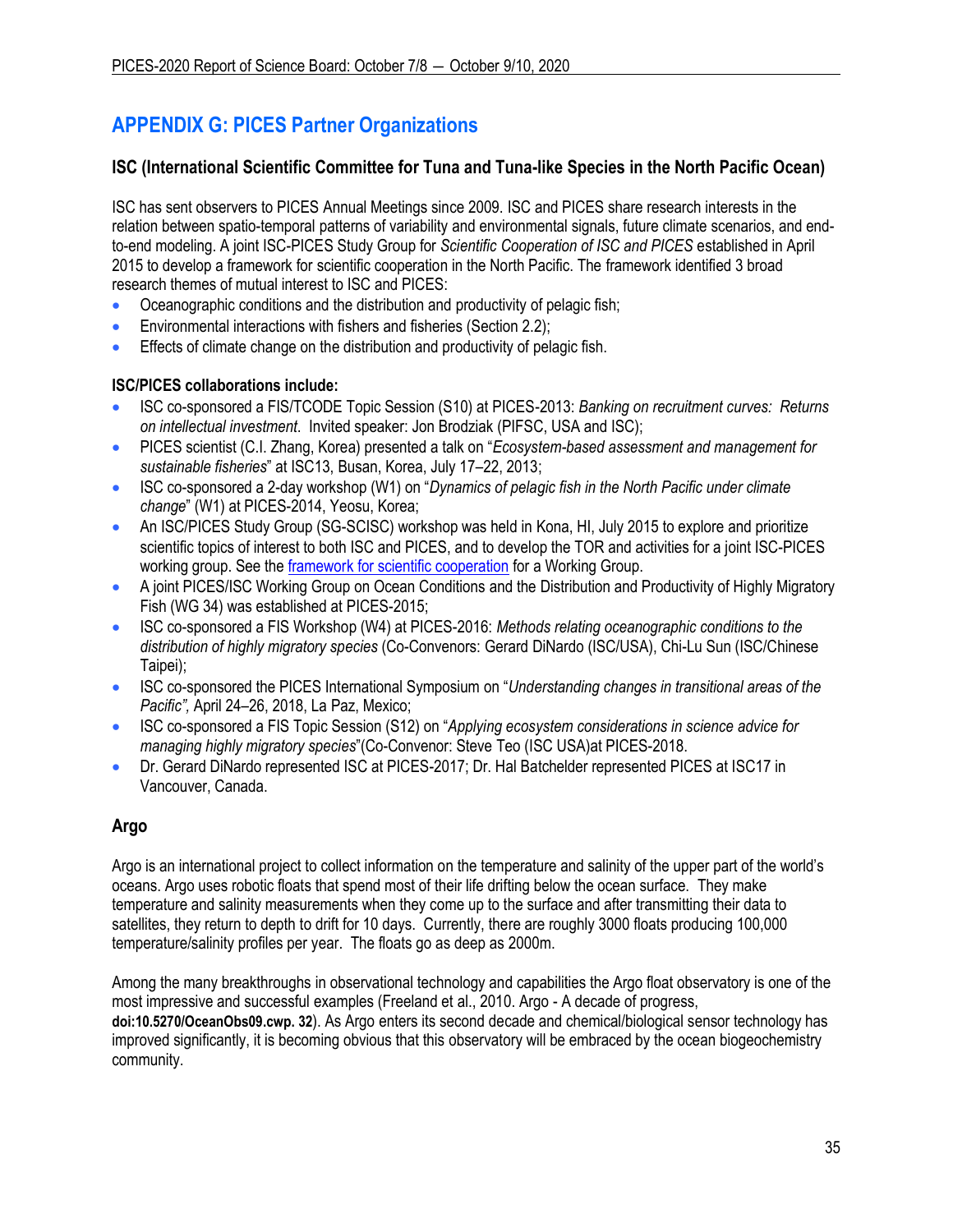# APPENDIX G: PICES Partner Organizations

## ISC (International Scientific Committee for Tuna and Tuna-like Species in the North Pacific Ocean)

ISC has sent observers to PICES Annual Meetings since 2009. ISC and PICES share research interests in the relation between spatio-temporal patterns of variability and environmental signals, future climate scenarios, and end-to-end modeling. A joint ISC-PICES Study Group for *Scientific Cooperation of ISC and PICES* established in April 2015 to develop a framework for scientific cooperation in the North Pacific. The framework identified 3 broad research themes of mutual interest to ISC and PICES:

- Oceanographic conditions and the distribution and productivity of pelagic fish;
- Environmental interactions with fishers and fisheries (Section 2.2);
- Effects of climate change on the distribution and productivity of pelagic fish.

**ISC/PICES collaborations include:**

- ISC co-sponsored a FIS/TCODE Topic Session (S10) at PICES-2013: *Banking on recruitment curves: Returns on intellectual investment*. Invited speaker: Jon Brodziak (PIFSC, USA and ISC);
- PICES scientist (C.I. Zhang, Korea) presented a talk on "*Ecosystem-based assessment and management for sustainable fisheries*" at ISC13, Busan, Korea, July 17–22, 2013;
- ISC co-sponsored a 2-day workshop (W1) on "*Dynamics of pelagic fish in the North Pacific under climate change*" (W1) at PICES-2014, Yeosu, Korea;
- An ISC/PICES Study Group (SG-SCISC) workshop was held in Kona, HI, July 2015 to explore and prioritize scientific topics of interest to both ISC and PICES, and to develop the TOR and activities for a joint ISC-PICES working group. See the framework for scientific cooperation for a Working Group.
- A joint PICES/ISC Working Group on Ocean Conditions and the Distribution and Productivity of Highly Migratory Fish (WG 34) was established at PICES-2015;
- ISC co-sponsored a FIS Workshop (W4) at PICES-2016: *Methods relating oceanographic conditions to the distribution of highly migratory species* (Co-Convenors: Gerard DiNardo (ISC/USA), Chi-Lu Sun (ISC/Chinese Taipei);
- ISC co-sponsored the PICES International Symposium on "*Understanding changes in transitional areas of the Pacific",* April 24–26, 2018, La Paz, Mexico;
- ISC co-sponsored a FIS Topic Session (S12) on "*Applying ecosystem considerations in science advice for managing highly migratory species*"(Co-Convenor: Steve Teo (ISC USA)at PICES-2018.
- Dr. Gerard DiNardo represented ISC at PICES-2017; Dr. Hal Batchelder represented PICES at ISC17 in Vancouver, Canada.

## Argo

Argo is an international project to collect information on the temperature and salinity of the upper part of the world's oceans. Argo uses robotic floats that spend most of their life drifting below the ocean surface. They make temperature and salinity measurements when they come up to the surface and after transmitting their data to satellites, they return to depth to drift for 10 days. Currently, there are roughly 3000 floats producing 100,000 temperature/salinity profiles per year. The floats go as deep as 2000m.

Among the many breakthroughs in observational technology and capabilities the Argo float observatory is one of the most impressive and successful examples (Freeland et al., 2010. Argo - A decade of progress, **doi:10.5270/OceanObs09.cwp. 32**). As Argo enters its second decade and chemical/biological sensor technology has improved significantly, it is becoming obvious that this observatory will be embraced by the ocean biogeochemistry community.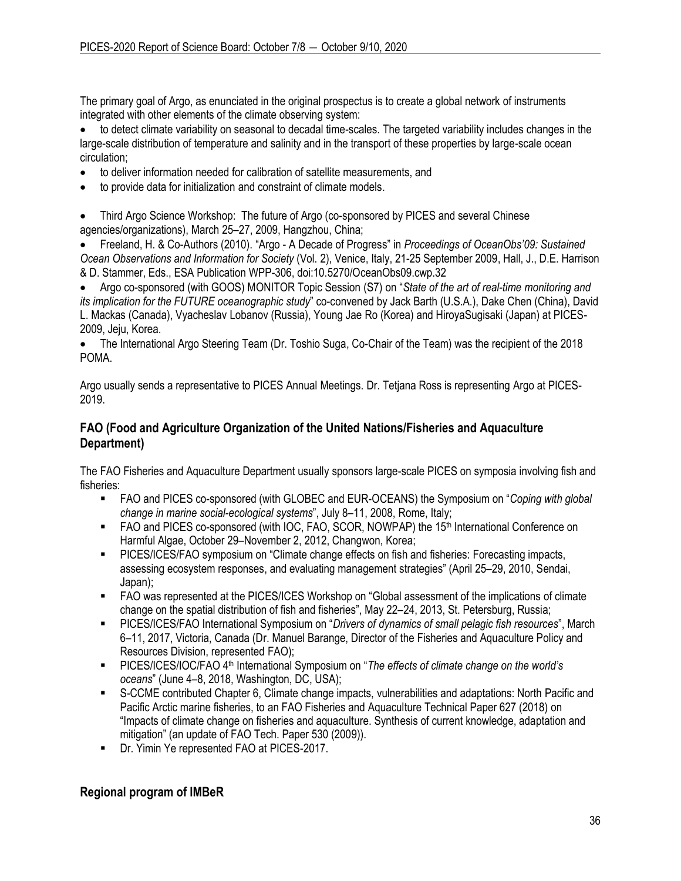The primary goal of Argo, as enunciated in the original prospectus is to create a global network of instruments integrated with other elements of the climate observing system:

- to detect climate variability on seasonal to decadal time-scales. The targeted variability includes changes in the large-scale distribution of temperature and salinity and in the transport of these properties by large-scale ocean circulation;
- to deliver information needed for calibration of satellite measurements, and
- to provide data for initialization and constraint of climate models.

- Third Argo Science Workshop: The future of Argo (co-sponsored by PICES and several Chinese agencies/organizations), March 25–27, 2009, Hangzhou, China;
- Freeland, H. & Co-Authors (2010). "Argo - A Decade of Progress" in *Proceedings of OceanObs'09: Sustained Ocean Observations and Information for Society* (Vol. 2), Venice, Italy, 21-25 September 2009, Hall, J., D.E. Harrison & D. Stammer, Eds., ESA Publication WPP-306, doi:10.5270/OceanObs09.cwp.32
- Argo co-sponsored (with GOOS) MONITOR Topic Session (S7) on "*State of the art of real-time monitoring and its implication for the FUTURE oceanographic study*" co-convened by Jack Barth (U.S.A.), Dake Chen (China), David L. Mackas (Canada), Vyacheslav Lobanov (Russia), Young Jae Ro (Korea) and HiroyaSugisaki (Japan) at PICES-2009, Jeju, Korea.
- The International Argo Steering Team (Dr. Toshio Suga, Co-Chair of the Team) was the recipient of the 2018 POMA.

Argo usually sends a representative to PICES Annual Meetings. Dr. Tetjana Ross is representing Argo at PICES-2019.

## FAO (Food and Agriculture Organization of the United Nations/Fisheries and Aquaculture Department)

The FAO Fisheries and Aquaculture Department usually sponsors large-scale PICES on symposia involving fish and fisheries:

- FAO and PICES co-sponsored (with GLOBEC and EUR-OCEANS) the Symposium on "*Coping with global change in marine social-ecological systems*", July 8–11, 2008, Rome, Italy;
- FAO and PICES co-sponsored (with IOC, FAO, SCOR, NOWPAP) the 15th International Conference on Harmful Algae, October 29–November 2, 2012, Changwon, Korea;
- PICES/ICES/FAO symposium on "Climate change effects on fish and fisheries: Forecasting impacts, assessing ecosystem responses, and evaluating management strategies" (April 25–29, 2010, Sendai, Japan);
- FAO was represented at the PICES/ICES Workshop on "Global assessment of the implications of climate change on the spatial distribution of fish and fisheries", May 22–24, 2013, St. Petersburg, Russia;
- PICES/ICES/FAO International Symposium on "*Drivers of dynamics of small pelagic fish resources*", March 6–11, 2017, Victoria, Canada (Dr. Manuel Barange, Director of the Fisheries and Aquaculture Policy and Resources Division, represented FAO);
- PICES/ICES/IOC/FAO 4th International Symposium on "*The effects of climate change on the world's oceans*" (June 4–8, 2018, Washington, DC, USA);
- S-CCME contributed Chapter 6, Climate change impacts, vulnerabilities and adaptations: North Pacific and Pacific Arctic marine fisheries, to an FAO Fisheries and Aquaculture Technical Paper 627 (2018) on "Impacts of climate change on fisheries and aquaculture. Synthesis of current knowledge, adaptation and mitigation" (an update of FAO Tech. Paper 530 (2009)).
- Dr. Yimin Ye represented FAO at PICES-2017.

## Regional program of IMBeR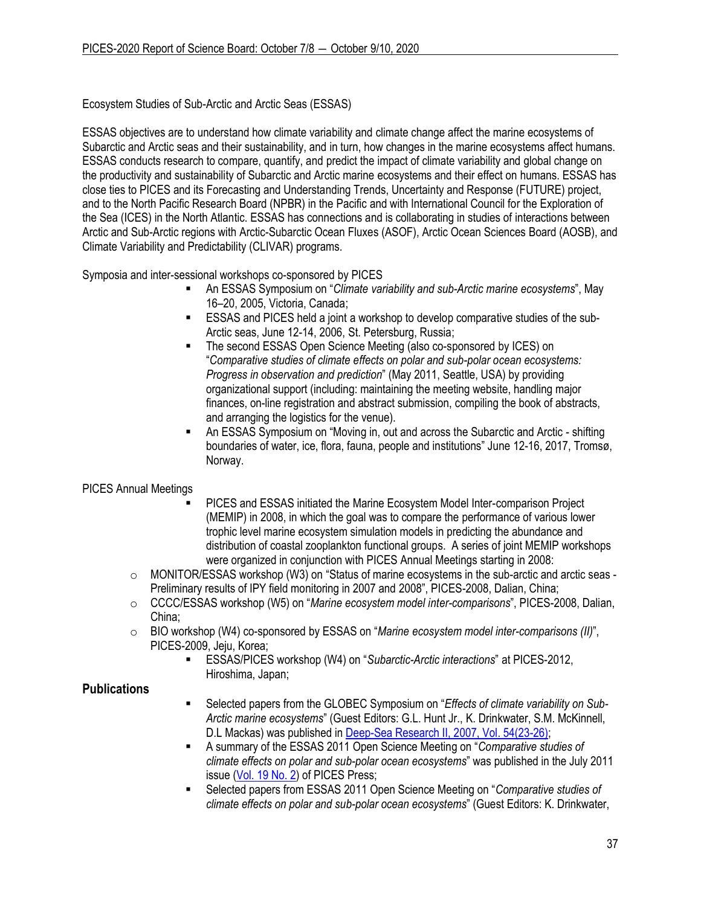Ecosystem Studies of Sub-Arctic and Arctic Seas (ESSAS)

ESSAS objectives are to understand how climate variability and climate change affect the marine ecosystems of Subarctic and Arctic seas and their sustainability, and in turn, how changes in the marine ecosystems affect humans. ESSAS conducts research to compare, quantify, and predict the impact of climate variability and global change on the productivity and sustainability of Subarctic and Arctic marine ecosystems and their effect on humans. ESSAS has close ties to PICES and its Forecasting and Understanding Trends, Uncertainty and Response (FUTURE) project, and to the North Pacific Research Board (NPBR) in the Pacific and with International Council for the Exploration of the Sea (ICES) in the North Atlantic. ESSAS has connections and is collaborating in studies of interactions between Arctic and Sub-Arctic regions with Arctic-Subarctic Ocean Fluxes (ASOF), Arctic Ocean Sciences Board (AOSB), and Climate Variability and Predictability (CLIVAR) programs.

Symposia and inter-sessional workshops co-sponsored by PICES

- An ESSAS Symposium on "*Climate variability and sub-Arctic marine ecosystems*", May 16–20, 2005, Victoria, Canada;
- ESSAS and PICES held a joint a workshop to develop comparative studies of the sub-Arctic seas, June 12-14, 2006, St. Petersburg, Russia;
- The second ESSAS Open Science Meeting (also co-sponsored by ICES) on "*Comparative studies of climate effects on polar and sub-polar ocean ecosystems: Progress in observation and prediction*" (May 2011, Seattle, USA) by providing organizational support (including: maintaining the meeting website, handling major finances, on-line registration and abstract submission, compiling the book of abstracts, and arranging the logistics for the venue).
- An ESSAS Symposium on "Moving in, out and across the Subarctic and Arctic - shifting boundaries of water, ice, flora, fauna, people and institutions" June 12-16, 2017, Tromsø, Norway.

PICES Annual Meetings

- PICES and ESSAS initiated the Marine Ecosystem Model Inter-comparison Project (MEMIP) in 2008, in which the goal was to compare the performance of various lower trophic level marine ecosystem simulation models in predicting the abundance and distribution of coastal zooplankton functional groups. A series of joint MEMIP workshops were organized in conjunction with PICES Annual Meetings starting in 2008:
  - MONITOR/ESSAS workshop (W3) on "Status of marine ecosystems in the sub-arctic and arctic seas - Preliminary results of IPY field monitoring in 2007 and 2008", PICES-2008, Dalian, China;
  - CCCC/ESSAS workshop (W5) on "*Marine ecosystem model inter-comparisons*", PICES-2008, Dalian, China;
  - BIO workshop (W4) co-sponsored by ESSAS on "*Marine ecosystem model inter-comparisons (II)*", PICES-2009, Jeju, Korea;
- ESSAS/PICES workshop (W4) on "*Subarctic-Arctic interactions*" at PICES-2012, Hiroshima, Japan;

**Publications**

- Selected papers from the GLOBEC Symposium on "*Effects of climate variability on Sub-Arctic marine ecosystems*" (Guest Editors: G.L. Hunt Jr., K. Drinkwater, S.M. McKinnell, D.L Mackas) was published in Deep-Sea Research II, 2007, Vol. 54(23-26);
- A summary of the ESSAS 2011 Open Science Meeting on "*Comparative studies of climate effects on polar and sub-polar ocean ecosystems*" was published in the July 2011 issue (Vol. 19 No. 2) of PICES Press;
- Selected papers from ESSAS 2011 Open Science Meeting on "*Comparative studies of climate effects on polar and sub-polar ocean ecosystems*" (Guest Editors: K. Drinkwater,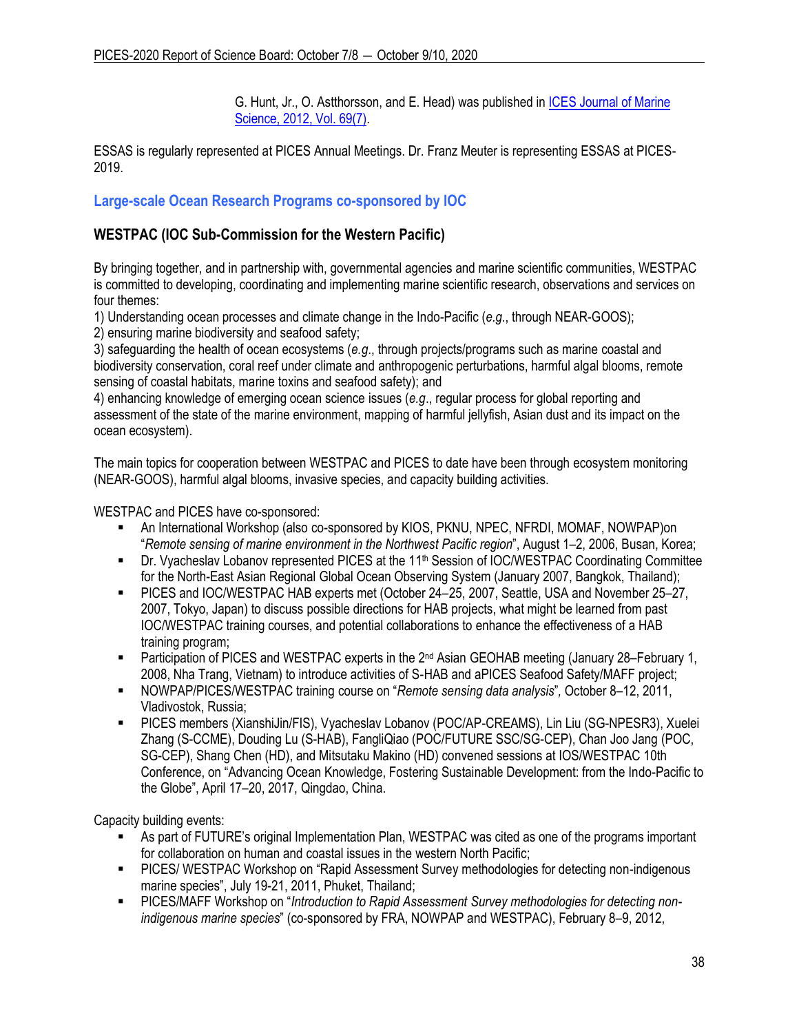G. Hunt, Jr., O. Astthorsson, and E. Head) was published in [ICES Journal of Marine Science, 2012, Vol. 69(7)](https://academic.oup.com/icesjms/issue/69/7).

ESSAS is regularly represented at PICES Annual Meetings. Dr. Franz Meuter is representing ESSAS at PICES-2019.

## Large-scale Ocean Research Programs co-sponsored by IOC

### WESTPAC (IOC Sub-Commission for the Western Pacific)

By bringing together, and in partnership with, governmental agencies and marine scientific communities, WESTPAC is committed to developing, coordinating and implementing marine scientific research, observations and services on four themes:
1) Understanding ocean processes and climate change in the Indo-Pacific (*e.g*., through NEAR-GOOS);
2) ensuring marine biodiversity and seafood safety;
3) safeguarding the health of ocean ecosystems (*e.g*., through projects/programs such as marine coastal and biodiversity conservation, coral reef under climate and anthropogenic perturbations, harmful algal blooms, remote sensing of coastal habitats, marine toxins and seafood safety); and
4) enhancing knowledge of emerging ocean science issues (*e.g*., regular process for global reporting and assessment of the state of the marine environment, mapping of harmful jellyfish, Asian dust and its impact on the ocean ecosystem).

The main topics for cooperation between WESTPAC and PICES to date have been through ecosystem monitoring (NEAR-GOOS), harmful algal blooms, invasive species, and capacity building activities.

WESTPAC and PICES have co-sponsored:

- An International Workshop (also co-sponsored by KIOS, PKNU, NPEC, NFRDI, MOMAF, NOWPAP)on "*Remote sensing of marine environment in the Northwest Pacific region*", August 1–2, 2006, Busan, Korea;
- Dr. Vyacheslav Lobanov represented PICES at the 11th Session of IOC/WESTPAC Coordinating Committee for the North-East Asian Regional Global Ocean Observing System (January 2007, Bangkok, Thailand);
- PICES and IOC/WESTPAC HAB experts met (October 24–25, 2007, Seattle, USA and November 25–27, 2007, Tokyo, Japan) to discuss possible directions for HAB projects, what might be learned from past IOC/WESTPAC training courses, and potential collaborations to enhance the effectiveness of a HAB training program;
- Participation of PICES and WESTPAC experts in the 2nd Asian GEOHAB meeting (January 28–February 1, 2008, Nha Trang, Vietnam) to introduce activities of S-HAB and aPICES Seafood Safety/MAFF project;
- NOWPAP/PICES/WESTPAC training course on "*Remote sensing data analysis*", October 8–12, 2011, Vladivostok, Russia;
- PICES members (XianshiJin/FIS), Vyacheslav Lobanov (POC/AP-CREAMS), Lin Liu (SG-NPESR3), Xuelei Zhang (S-CCME), Douding Lu (S-HAB), FangliQiao (POC/FUTURE SSC/SG-CEP), Chan Joo Jang (POC, SG-CEP), Shang Chen (HD), and Mitsutaku Makino (HD) convened sessions at IOS/WESTPAC 10th Conference, on "Advancing Ocean Knowledge, Fostering Sustainable Development: from the Indo-Pacific to the Globe", April 17–20, 2017, Qingdao, China.

Capacity building events:

- As part of FUTURE's original Implementation Plan, WESTPAC was cited as one of the programs important for collaboration on human and coastal issues in the western North Pacific;
- PICES/ WESTPAC Workshop on "Rapid Assessment Survey methodologies for detecting non-indigenous marine species", July 19-21, 2011, Phuket, Thailand;
- PICES/MAFF Workshop on "*Introduction to Rapid Assessment Survey methodologies for detecting non-indigenous marine species*" (co-sponsored by FRA, NOWPAP and WESTPAC), February 8–9, 2012,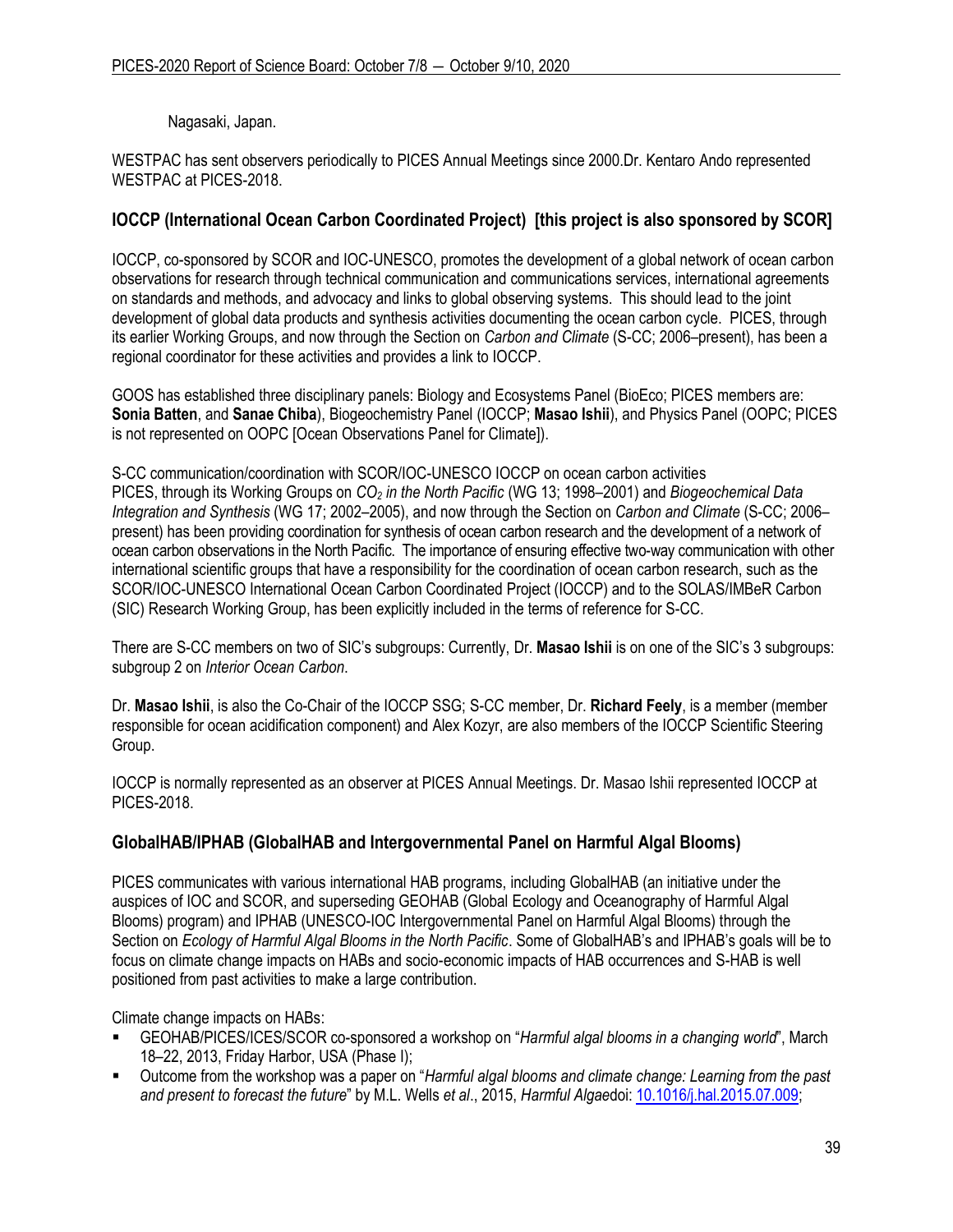Nagasaki, Japan.

WESTPAC has sent observers periodically to PICES Annual Meetings since 2000.Dr. Kentaro Ando represented WESTPAC at PICES-2018.

## IOCCP (International Ocean Carbon Coordinated Project) [this project is also sponsored by SCOR]

IOCCP, co-sponsored by SCOR and IOC-UNESCO, promotes the development of a global network of ocean carbon observations for research through technical communication and communications services, international agreements on standards and methods, and advocacy and links to global observing systems. This should lead to the joint development of global data products and synthesis activities documenting the ocean carbon cycle. PICES, through its earlier Working Groups, and now through the Section on *Carbon and Climate* (S-CC; 2006–present), has been a regional coordinator for these activities and provides a link to IOCCP.

GOOS has established three disciplinary panels: Biology and Ecosystems Panel (BioEco; PICES members are: **Sonia Batten**, and **Sanae Chiba**), Biogeochemistry Panel (IOCCP; **Masao Ishii**), and Physics Panel (OOPC; PICES is not represented on OOPC [Ocean Observations Panel for Climate]).

S-CC communication/coordination with SCOR/IOC-UNESCO IOCCP on ocean carbon activities
PICES, through its Working Groups on *$CO_2$ in the North Pacific* (WG 13; 1998–2001) and *Biogeochemical Data Integration and Synthesis* (WG 17; 2002–2005), and now through the Section on *Carbon and Climate* (S-CC; 2006–present) has been providing coordination for synthesis of ocean carbon research and the development of a network of ocean carbon observations in the North Pacific. The importance of ensuring effective two-way communication with other international scientific groups that have a responsibility for the coordination of ocean carbon research, such as the SCOR/IOC-UNESCO International Ocean Carbon Coordinated Project (IOCCP) and to the SOLAS/IMBeR Carbon (SIC) Research Working Group, has been explicitly included in the terms of reference for S-CC.

There are S-CC members on two of SIC's subgroups: Currently, Dr. **Masao Ishii** is on one of the SIC's 3 subgroups: subgroup 2 on *Interior Ocean Carbon*.

Dr. **Masao Ishii**, is also the Co-Chair of the IOCCP SSG; S-CC member, Dr. **Richard Feely**, is a member (member responsible for ocean acidification component) and Alex Kozyr, are also members of the IOCCP Scientific Steering Group.

IOCCP is normally represented as an observer at PICES Annual Meetings. Dr. Masao Ishii represented IOCCP at PICES-2018.

## GlobalHAB/IPHAB (GlobalHAB and Intergovernmental Panel on Harmful Algal Blooms)

PICES communicates with various international HAB programs, including GlobalHAB (an initiative under the auspices of IOC and SCOR, and superseding GEOHAB (Global Ecology and Oceanography of Harmful Algal Blooms) program) and IPHAB (UNESCO-IOC Intergovernmental Panel on Harmful Algal Blooms) through the Section on *Ecology of Harmful Algal Blooms in the North Pacific*. Some of GlobalHAB's and IPHAB's goals will be to focus on climate change impacts on HABs and socio-economic impacts of HAB occurrences and S-HAB is well positioned from past activities to make a large contribution.

Climate change impacts on HABs:

- GEOHAB/PICES/ICES/SCOR co-sponsored a workshop on "*Harmful algal blooms in a changing world*", March 18–22, 2013, Friday Harbor, USA (Phase I);
- Outcome from the workshop was a paper on "*Harmful algal blooms and climate change: Learning from the past and present to forecast the future*" by M.L. Wells *et al*., 2015, *Harmful Algae*doi: 10.1016/j.hal.2015.07.009;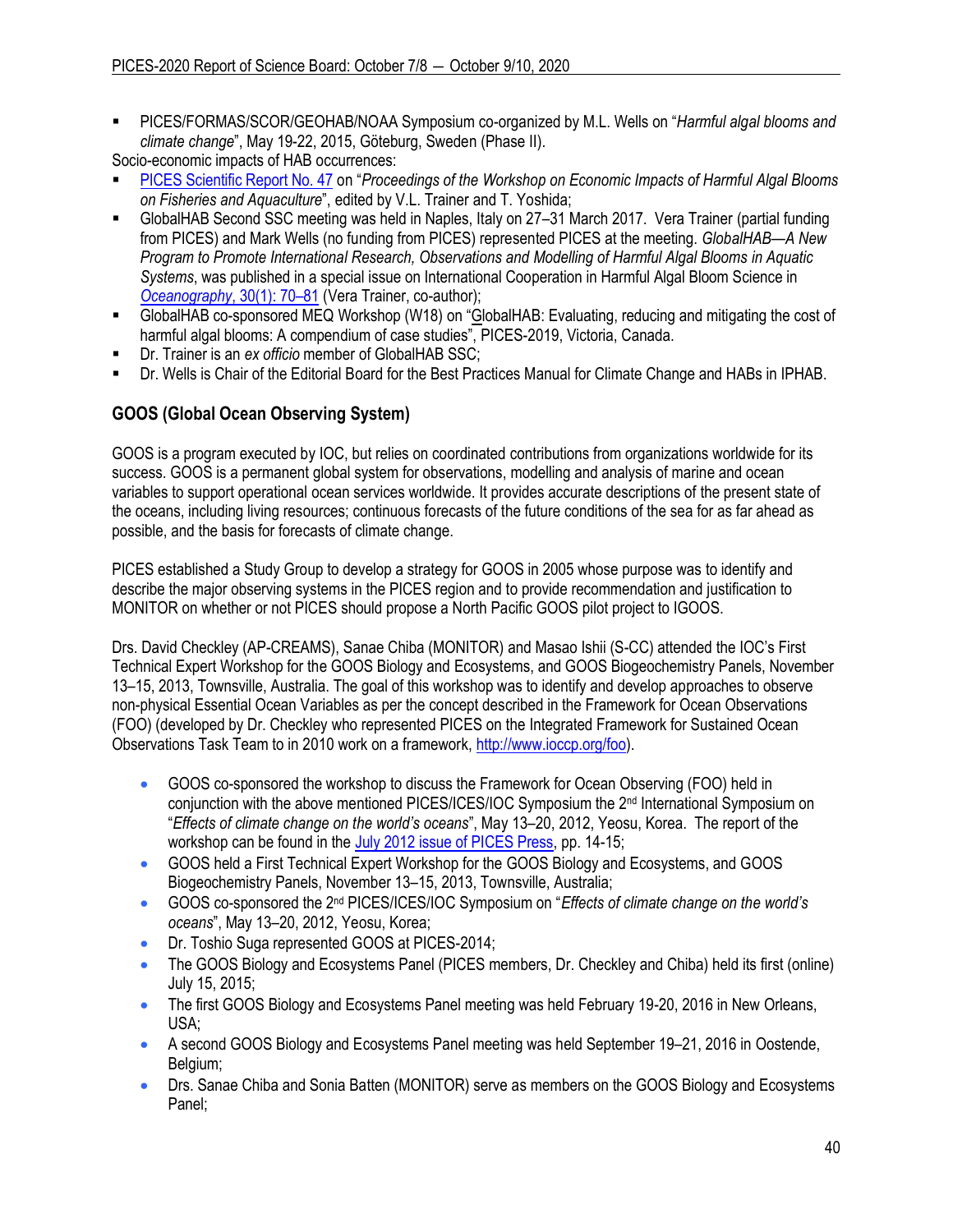- PICES/FORMAS/SCOR/GEOHAB/NOAA Symposium co-organized by M.L. Wells on "*Harmful algal blooms and climate change*", May 19-22, 2015, Göteburg, Sweden (Phase II).

Socio-economic impacts of HAB occurrences:

- PICES Scientific Report No. 47 on "*Proceedings of the Workshop on Economic Impacts of Harmful Algal Blooms on Fisheries and Aquaculture*", edited by V.L. Trainer and T. Yoshida;
- GlobalHAB Second SSC meeting was held in Naples, Italy on 27–31 March 2017. Vera Trainer (partial funding from PICES) and Mark Wells (no funding from PICES) represented PICES at the meeting. *GlobalHAB—A New Program to Promote International Research, Observations and Modelling of Harmful Algal Blooms in Aquatic Systems*, was published in a special issue on International Cooperation in Harmful Algal Bloom Science in *Oceanography*, 30(1): 70–81 (Vera Trainer, co-author);
- GlobalHAB co-sponsored MEQ Workshop (W18) on "GlobalHAB: Evaluating, reducing and mitigating the cost of harmful algal blooms: A compendium of case studies", PICES-2019, Victoria, Canada.
- Dr. Trainer is an *ex officio* member of GlobalHAB SSC;
- Dr. Wells is Chair of the Editorial Board for the Best Practices Manual for Climate Change and HABs in IPHAB.

## GOOS (Global Ocean Observing System)

GOOS is a program executed by IOC, but relies on coordinated contributions from organizations worldwide for its success. GOOS is a permanent global system for observations, modelling and analysis of marine and ocean variables to support operational ocean services worldwide. It provides accurate descriptions of the present state of the oceans, including living resources; continuous forecasts of the future conditions of the sea for as far ahead as possible, and the basis for forecasts of climate change.

PICES established a Study Group to develop a strategy for GOOS in 2005 whose purpose was to identify and describe the major observing systems in the PICES region and to provide recommendation and justification to MONITOR on whether or not PICES should propose a North Pacific GOOS pilot project to IGOOS.

Drs. David Checkley (AP-CREAMS), Sanae Chiba (MONITOR) and Masao Ishii (S-CC) attended the IOC's First Technical Expert Workshop for the GOOS Biology and Ecosystems, and GOOS Biogeochemistry Panels, November 13–15, 2013, Townsville, Australia. The goal of this workshop was to identify and develop approaches to observe non-physical Essential Ocean Variables as per the concept described in the Framework for Ocean Observations (FOO) (developed by Dr. Checkley who represented PICES on the Integrated Framework for Sustained Ocean Observations Task Team to in 2010 work on a framework, http://www.ioccp.org/foo).

- GOOS co-sponsored the workshop to discuss the Framework for Ocean Observing (FOO) held in conjunction with the above mentioned PICES/ICES/IOC Symposium the 2nd International Symposium on "*Effects of climate change on the world's oceans*", May 13–20, 2012, Yeosu, Korea. The report of the workshop can be found in the July 2012 issue of PICES Press, pp. 14-15;
- GOOS held a First Technical Expert Workshop for the GOOS Biology and Ecosystems, and GOOS Biogeochemistry Panels, November 13–15, 2013, Townsville, Australia;
- GOOS co-sponsored the 2nd PICES/ICES/IOC Symposium on "*Effects of climate change on the world's oceans*", May 13–20, 2012, Yeosu, Korea;
- Dr. Toshio Suga represented GOOS at PICES-2014;
- The GOOS Biology and Ecosystems Panel (PICES members, Dr. Checkley and Chiba) held its first (online) July 15, 2015;
- The first GOOS Biology and Ecosystems Panel meeting was held February 19-20, 2016 in New Orleans, USA;
- A second GOOS Biology and Ecosystems Panel meeting was held September 19–21, 2016 in Oostende, Belgium;
- Drs. Sanae Chiba and Sonia Batten (MONITOR) serve as members on the GOOS Biology and Ecosystems Panel;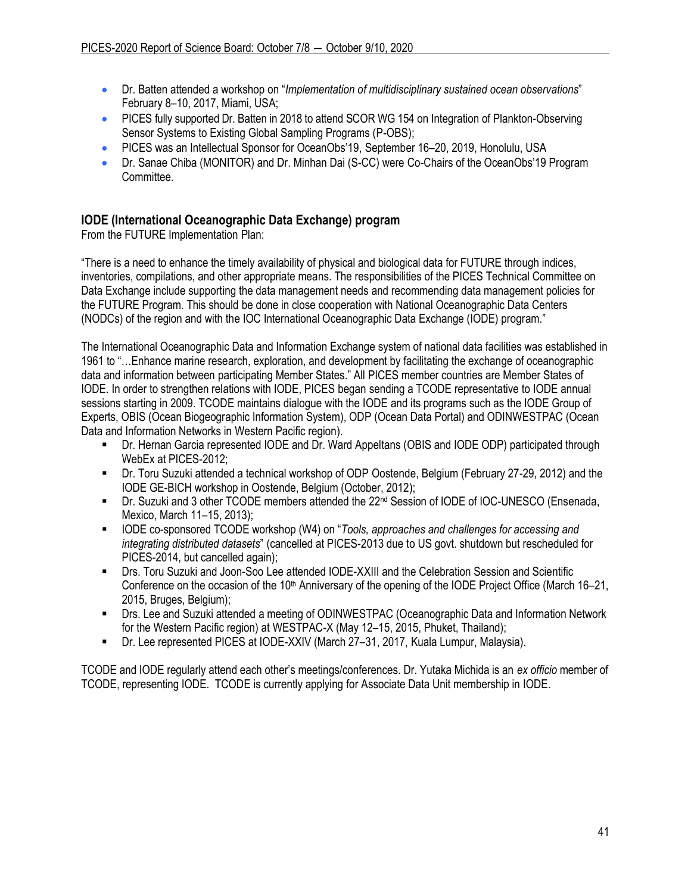- Dr. Batten attended a workshop on "*Implementation of multidisciplinary sustained ocean observations*" February 8–10, 2017, Miami, USA;
- PICES fully supported Dr. Batten in 2018 to attend SCOR WG 154 on Integration of Plankton-Observing Sensor Systems to Existing Global Sampling Programs (P-OBS);
- PICES was an Intellectual Sponsor for OceanObs'19, September 16–20, 2019, Honolulu, USA
- Dr. Sanae Chiba (MONITOR) and Dr. Minhan Dai (S-CC) were Co-Chairs of the OceanObs'19 Program Committee.

## IODE (International Oceanographic Data Exchange) program

From the FUTURE Implementation Plan:

"There is a need to enhance the timely availability of physical and biological data for FUTURE through indices, inventories, compilations, and other appropriate means. The responsibilities of the PICES Technical Committee on Data Exchange include supporting the data management needs and recommending data management policies for the FUTURE Program. This should be done in close cooperation with National Oceanographic Data Centers (NODCs) of the region and with the IOC International Oceanographic Data Exchange (IODE) program."

The International Oceanographic Data and Information Exchange system of national data facilities was established in 1961 to "…Enhance marine research, exploration, and development by facilitating the exchange of oceanographic data and information between participating Member States." All PICES member countries are Member States of IODE. In order to strengthen relations with IODE, PICES began sending a TCODE representative to IODE annual sessions starting in 2009. TCODE maintains dialogue with the IODE and its programs such as the IODE Group of Experts, OBIS (Ocean Biogeographic Information System), ODP (Ocean Data Portal) and ODINWESTPAC (Ocean Data and Information Networks in Western Pacific region).

- Dr. Hernan Garcia represented IODE and Dr. Ward Appeltans (OBIS and IODE ODP) participated through WebEx at PICES-2012;
- Dr. Toru Suzuki attended a technical workshop of ODP Oostende, Belgium (February 27-29, 2012) and the IODE GE-BICH workshop in Oostende, Belgium (October, 2012);
- Dr. Suzuki and 3 other TCODE members attended the 22nd Session of IODE of IOC-UNESCO (Ensenada, Mexico, March 11–15, 2013);
- IODE co-sponsored TCODE workshop (W4) on "*Tools, approaches and challenges for accessing and integrating distributed datasets*" (cancelled at PICES-2013 due to US govt. shutdown but rescheduled for PICES-2014, but cancelled again);
- Drs. Toru Suzuki and Joon-Soo Lee attended IODE-XXIII and the Celebration Session and Scientific Conference on the occasion of the 10th Anniversary of the opening of the IODE Project Office (March 16–21, 2015, Bruges, Belgium);
- Drs. Lee and Suzuki attended a meeting of ODINWESTPAC (Oceanographic Data and Information Network for the Western Pacific region) at WESTPAC-X (May 12–15, 2015, Phuket, Thailand);
- Dr. Lee represented PICES at IODE-XXIV (March 27–31, 2017, Kuala Lumpur, Malaysia).

TCODE and IODE regularly attend each other's meetings/conferences. Dr. Yutaka Michida is an *ex officio* member of TCODE, representing IODE. TCODE is currently applying for Associate Data Unit membership in IODE.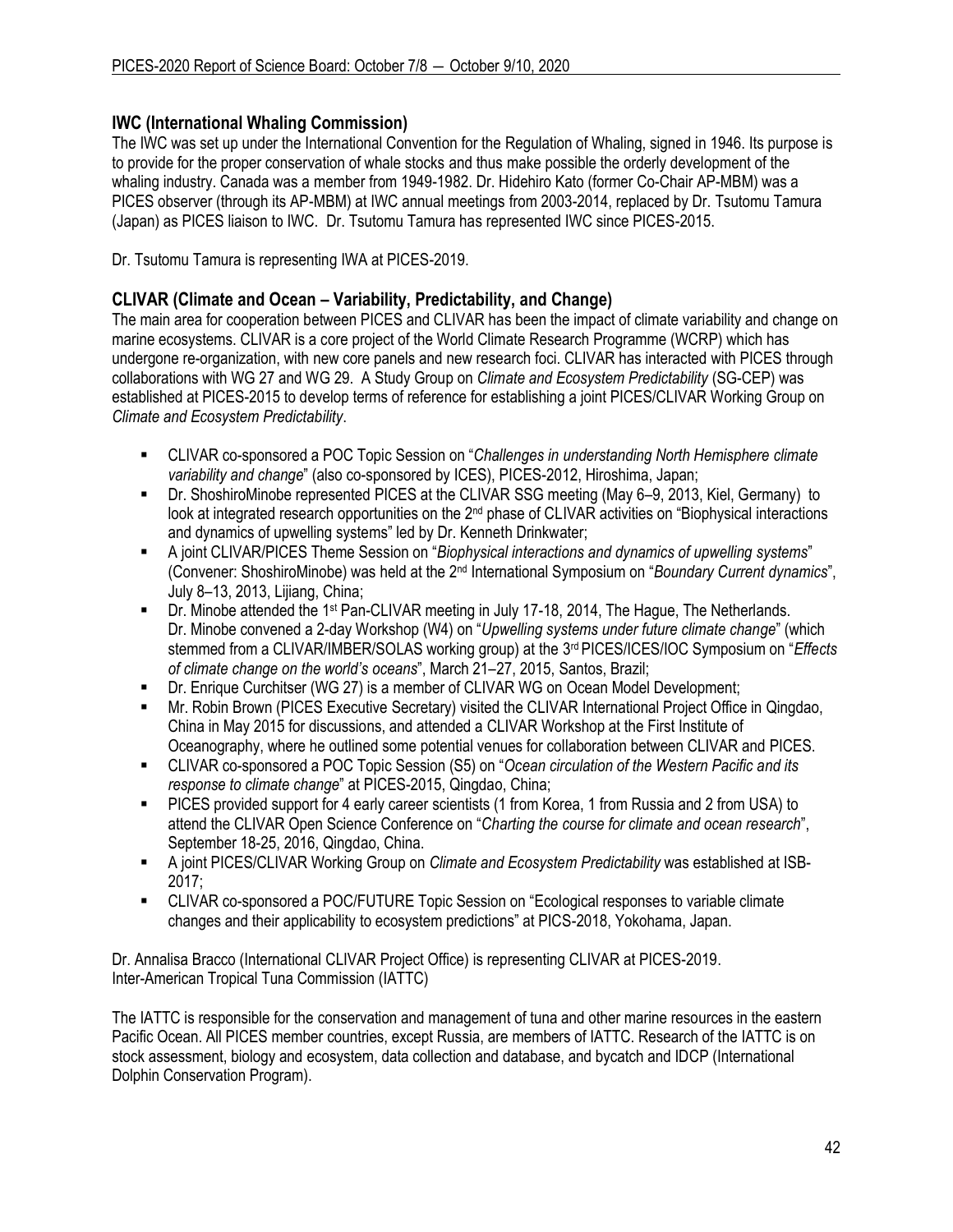## IWC (International Whaling Commission)

The IWC was set up under the International Convention for the Regulation of Whaling, signed in 1946. Its purpose is to provide for the proper conservation of whale stocks and thus make possible the orderly development of the whaling industry. Canada was a member from 1949-1982. Dr. Hidehiro Kato (former Co-Chair AP-MBM) was a PICES observer (through its AP-MBM) at IWC annual meetings from 2003-2014, replaced by Dr. Tsutomu Tamura (Japan) as PICES liaison to IWC. Dr. Tsutomu Tamura has represented IWC since PICES-2015.

Dr. Tsutomu Tamura is representing IWA at PICES-2019.

## CLIVAR (Climate and Ocean – Variability, Predictability, and Change)

The main area for cooperation between PICES and CLIVAR has been the impact of climate variability and change on marine ecosystems. CLIVAR is a core project of the World Climate Research Programme (WCRP) which has undergone re-organization, with new core panels and new research foci. CLIVAR has interacted with PICES through collaborations with WG 27 and WG 29. A Study Group on *Climate and Ecosystem Predictability* (SG-CEP) was established at PICES-2015 to develop terms of reference for establishing a joint PICES/CLIVAR Working Group on *Climate and Ecosystem Predictability*.

- CLIVAR co-sponsored a POC Topic Session on "*Challenges in understanding North Hemisphere climate variability and change*" (also co-sponsored by ICES), PICES-2012, Hiroshima, Japan;
- Dr. ShoshiroMinobe represented PICES at the CLIVAR SSG meeting (May 6–9, 2013, Kiel, Germany) to look at integrated research opportunities on the 2nd phase of CLIVAR activities on "Biophysical interactions and dynamics of upwelling systems" led by Dr. Kenneth Drinkwater;
- A joint CLIVAR/PICES Theme Session on "*Biophysical interactions and dynamics of upwelling systems*" (Convener: ShoshiroMinobe) was held at the 2nd International Symposium on "*Boundary Current dynamics*", July 8–13, 2013, Lijiang, China;
- Dr. Minobe attended the 1st Pan-CLIVAR meeting in July 17-18, 2014, The Hague, The Netherlands. Dr. Minobe convened a 2-day Workshop (W4) on "*Upwelling systems under future climate change*" (which stemmed from a CLIVAR/IMBER/SOLAS working group) at the 3rd PICES/ICES/IOC Symposium on "*Effects of climate change on the world's oceans*", March 21–27, 2015, Santos, Brazil;
- Dr. Enrique Curchitser (WG 27) is a member of CLIVAR WG on Ocean Model Development;
- Mr. Robin Brown (PICES Executive Secretary) visited the CLIVAR International Project Office in Qingdao, China in May 2015 for discussions, and attended a CLIVAR Workshop at the First Institute of Oceanography, where he outlined some potential venues for collaboration between CLIVAR and PICES.
- CLIVAR co-sponsored a POC Topic Session (S5) on "*Ocean circulation of the Western Pacific and its response to climate change*" at PICES-2015, Qingdao, China;
- PICES provided support for 4 early career scientists (1 from Korea, 1 from Russia and 2 from USA) to attend the CLIVAR Open Science Conference on "*Charting the course for climate and ocean research*", September 18-25, 2016, Qingdao, China.
- A joint PICES/CLIVAR Working Group on *Climate and Ecosystem Predictability* was established at ISB-2017;
- CLIVAR co-sponsored a POC/FUTURE Topic Session on "Ecological responses to variable climate changes and their applicability to ecosystem predictions" at PICS-2018, Yokohama, Japan.

Dr. Annalisa Bracco (International CLIVAR Project Office) is representing CLIVAR at PICES-2019.
Inter-American Tropical Tuna Commission (IATTC)

The IATTC is responsible for the conservation and management of tuna and other marine resources in the eastern Pacific Ocean. All PICES member countries, except Russia, are members of IATTC. Research of the IATTC is on stock assessment, biology and ecosystem, data collection and database, and bycatch and IDCP (International Dolphin Conservation Program).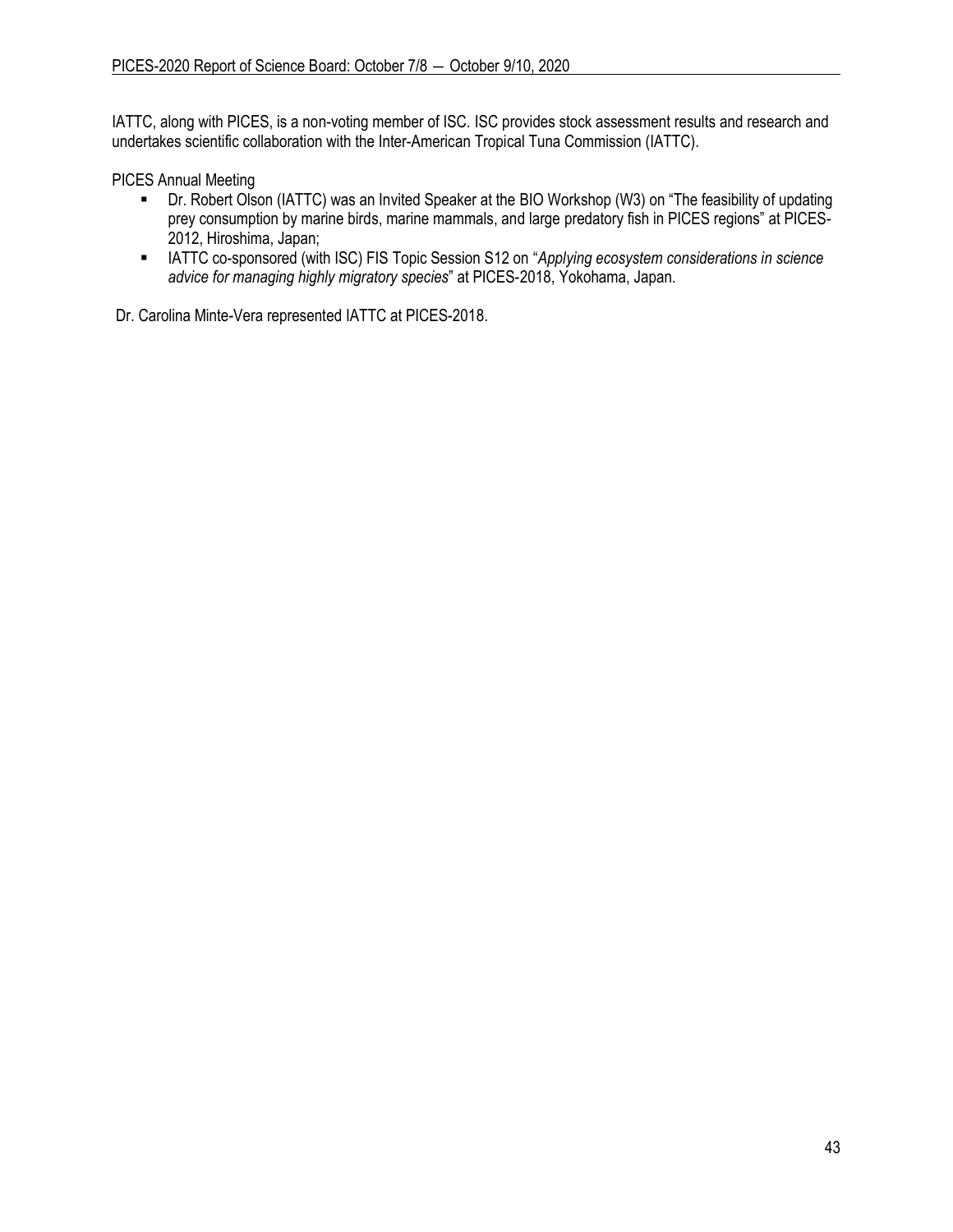IATTC, along with PICES, is a non-voting member of ISC. ISC provides stock assessment results and research and undertakes scientific collaboration with the Inter-American Tropical Tuna Commission (IATTC).

PICES Annual Meeting

- Dr. Robert Olson (IATTC) was an Invited Speaker at the BIO Workshop (W3) on "The feasibility of updating prey consumption by marine birds, marine mammals, and large predatory fish in PICES regions" at PICES-2012, Hiroshima, Japan;
- IATTC co-sponsored (with ISC) FIS Topic Session S12 on "*Applying ecosystem considerations in science advice for managing highly migratory species*" at PICES-2018, Yokohama, Japan.

Dr. Carolina Minte-Vera represented IATTC at PICES-2018.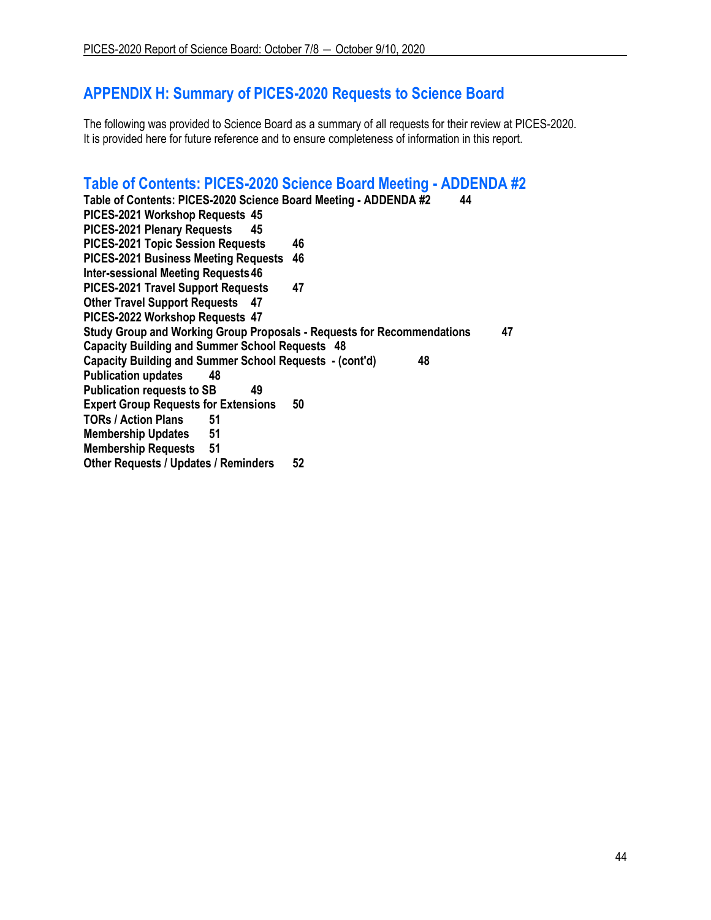## APPENDIX H: Summary of PICES-2020 Requests to Science Board

The following was provided to Science Board as a summary of all requests for their review at PICES-2020. It is provided here for future reference and to ensure completeness of information in this report.

## Table of Contents: PICES-2020 Science Board Meeting - ADDENDA #2

**Table of Contents: PICES-2020 Science Board Meeting - ADDENDA #2 44**
**PICES-2021 Workshop Requests 45**
**PICES-2021 Plenary Requests 45**
**PICES-2021 Topic Session Requests 46**
**PICES-2021 Business Meeting Requests 46**
**Inter-sessional Meeting Requests 46**
**PICES-2021 Travel Support Requests 47**
**Other Travel Support Requests 47**
**PICES-2022 Workshop Requests 47**
**Study Group and Working Group Proposals - Requests for Recommendations 47**
**Capacity Building and Summer School Requests 48**
**Capacity Building and Summer School Requests - (cont'd) 48**
**Publication updates 48**
**Publication requests to SB 49**
**Expert Group Requests for Extensions 50**
**TORs / Action Plans 51**
**Membership Updates 51**
**Membership Requests 51**
**Other Requests / Updates / Reminders 52**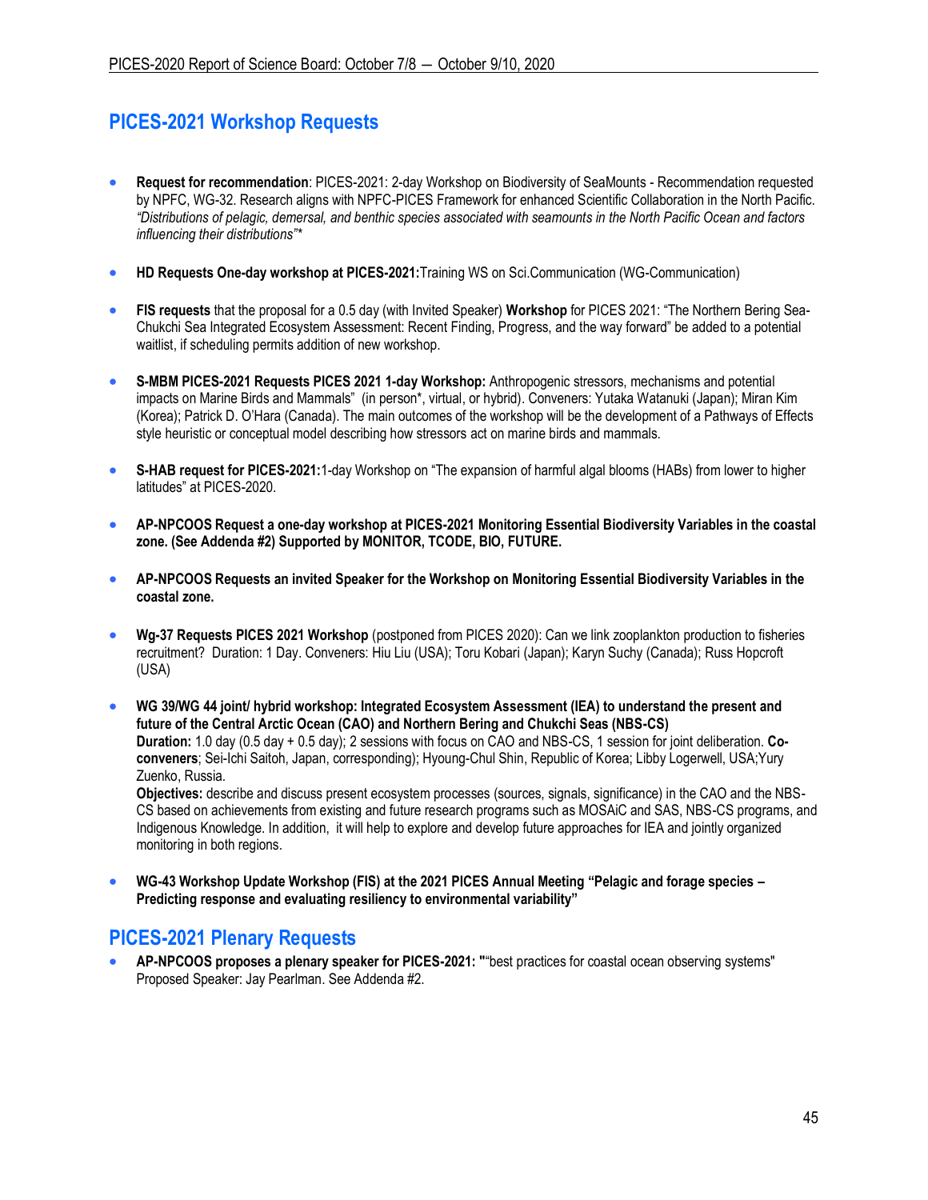## PICES-2021 Workshop Requests

- **Request for recommendation**: PICES-2021: 2-day Workshop on Biodiversity of SeaMounts - Recommendation requested by NPFC, WG-32. Research aligns with NPFC-PICES Framework for enhanced Scientific Collaboration in the North Pacific. *"Distributions of pelagic, demersal, and benthic species associated with seamounts in the North Pacific Ocean and factors influencing their distributions"**

- **HD Requests One-day workshop at PICES-2021:** Training WS on Sci.Communication (WG-Communication)

- **FIS requests** that the proposal for a 0.5 day (with Invited Speaker) **Workshop** for PICES 2021: "The Northern Bering Sea-Chukchi Sea Integrated Ecosystem Assessment: Recent Finding, Progress, and the way forward" be added to a potential waitlist, if scheduling permits addition of new workshop.

- **S-MBM PICES-2021 Requests PICES 2021 1-day Workshop:** Anthropogenic stressors, mechanisms and potential impacts on Marine Birds and Mammals" (in person*, virtual, or hybrid). Conveners: Yutaka Watanuki (Japan); Miran Kim (Korea); Patrick D. O'Hara (Canada). The main outcomes of the workshop will be the development of a Pathways of Effects style heuristic or conceptual model describing how stressors act on marine birds and mammals.

- **S-HAB request for PICES-2021:** 1-day Workshop on "The expansion of harmful algal blooms (HABs) from lower to higher latitudes" at PICES-2020.

- **AP-NPCOOS Request a one-day workshop at PICES-2021 Monitoring Essential Biodiversity Variables in the coastal zone. (See Addenda #2) Supported by MONITOR, TCODE, BIO, FUTURE.**

- **AP-NPCOOS Requests an invited Speaker for the Workshop on Monitoring Essential Biodiversity Variables in the coastal zone.**

- **Wg-37 Requests PICES 2021 Workshop** (postponed from PICES 2020): Can we link zooplankton production to fisheries recruitment? Duration: 1 Day. Conveners: Hiu Liu (USA); Toru Kobari (Japan); Karyn Suchy (Canada); Russ Hopcroft (USA)

- **WG 39/WG 44 joint/ hybrid workshop: Integrated Ecosystem Assessment (IEA) to understand the present and future of the Central Arctic Ocean (CAO) and Northern Bering and Chukchi Seas (NBS-CS)**
  **Duration:** 1.0 day (0.5 day + 0.5 day); 2 sessions with focus on CAO and NBS-CS, 1 session for joint deliberation. **Co-conveners**; Sei-Ichi Saitoh, Japan, corresponding); Hyoung-Chul Shin, Republic of Korea; Libby Logerwell, USA;Yury Zuenko, Russia.
  **Objectives:** describe and discuss present ecosystem processes (sources, signals, significance) in the CAO and the NBS-CS based on achievements from existing and future research programs such as MOSAiC and SAS, NBS-CS programs, and Indigenous Knowledge. In addition, it will help to explore and develop future approaches for IEA and jointly organized monitoring in both regions.

- **WG-43 Workshop Update Workshop (FIS) at the 2021 PICES Annual Meeting "Pelagic and forage species – Predicting response and evaluating resiliency to environmental variability"**

## PICES-2021 Plenary Requests

- **AP-NPCOOS proposes a plenary speaker for PICES-2021: ""**best practices for coastal ocean observing systems" Proposed Speaker: Jay Pearlman. See Addenda #2.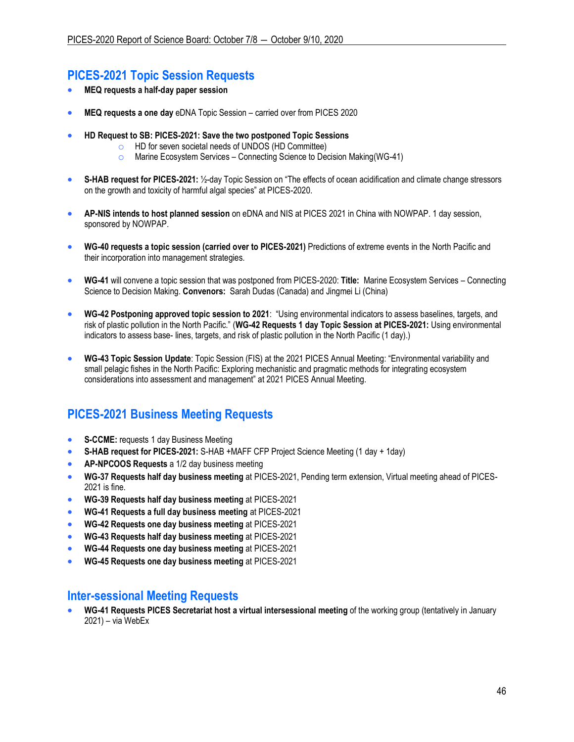## PICES-2021 Topic Session Requests

- **MEQ requests a half-day paper session**
- **MEQ requests a one day** eDNA Topic Session – carried over from PICES 2020
- **HD Request to SB: PICES-2021: Save the two postponed Topic Sessions**
  - HD for seven societal needs of UNDOS (HD Committee)
  - Marine Ecosystem Services – Connecting Science to Decision Making(WG-41)
- **S-HAB request for PICES-2021:** ½-day Topic Session on "The effects of ocean acidification and climate change stressors on the growth and toxicity of harmful algal species" at PICES-2020.
- **AP-NIS intends to host planned session** on eDNA and NIS at PICES 2021 in China with NOWPAP. 1 day session, sponsored by NOWPAP.
- **WG-40 requests a topic session (carried over to PICES-2021)** Predictions of extreme events in the North Pacific and their incorporation into management strategies.
- **WG-41** will convene a topic session that was postponed from PICES-2020: **Title:** Marine Ecosystem Services – Connecting Science to Decision Making. **Convenors:** Sarah Dudas (Canada) and Jingmei Li (China)
- **WG-42 Postponing approved topic session to 2021**: "Using environmental indicators to assess baselines, targets, and risk of plastic pollution in the North Pacific." (**WG-42 Requests 1 day Topic Session at PICES-2021:** Using environmental indicators to assess base- lines, targets, and risk of plastic pollution in the North Pacific (1 day).)
- **WG-43 Topic Session Update**: Topic Session (FIS) at the 2021 PICES Annual Meeting: "Environmental variability and small pelagic fishes in the North Pacific: Exploring mechanistic and pragmatic methods for integrating ecosystem considerations into assessment and management" at 2021 PICES Annual Meeting.

## PICES-2021 Business Meeting Requests

- **S-CCME:** requests 1 day Business Meeting
- **S-HAB request for PICES-2021:** S-HAB +MAFF CFP Project Science Meeting (1 day + 1day)
- **AP-NPCOOS Requests** a 1/2 day business meeting
- **WG-37 Requests half day business meeting** at PICES-2021, Pending term extension, Virtual meeting ahead of PICES-2021 is fine.
- **WG-39 Requests half day business meeting** at PICES-2021
- **WG-41 Requests a full day business meeting** at PICES-2021
- **WG-42 Requests one day business meeting** at PICES-2021
- **WG-43 Requests half day business meeting** at PICES-2021
- **WG-44 Requests one day business meeting** at PICES-2021
- **WG-45 Requests one day business meeting** at PICES-2021

## Inter-sessional Meeting Requests

- **WG-41 Requests PICES Secretariat host a virtual intersessional meeting** of the working group (tentatively in January 2021) – via WebEx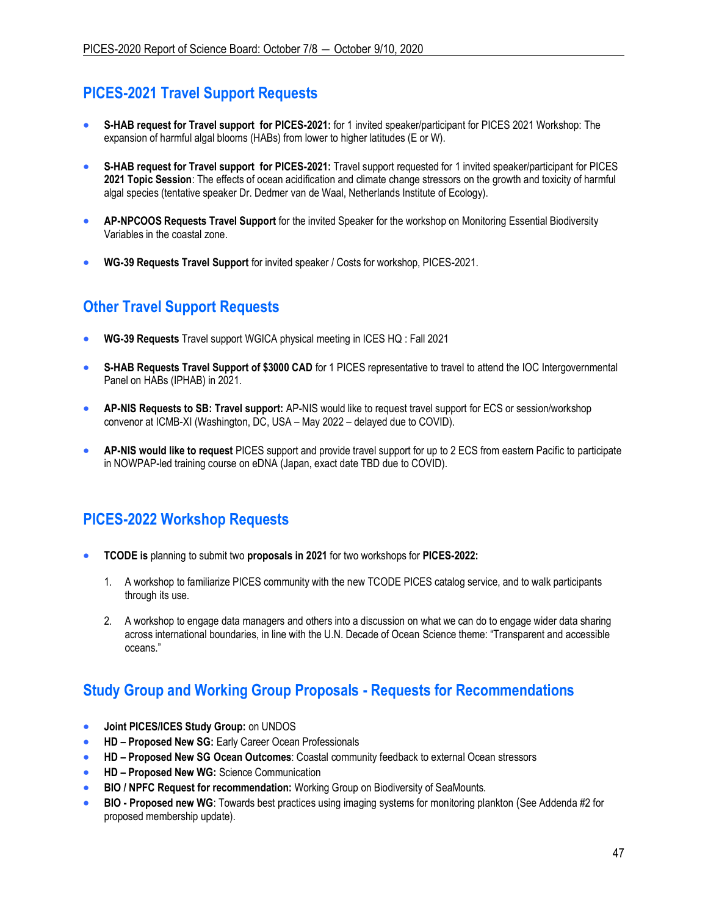## PICES-2021 Travel Support Requests

- **S-HAB request for Travel support for PICES-2021:** for 1 invited speaker/participant for PICES 2021 Workshop: The expansion of harmful algal blooms (HABs) from lower to higher latitudes (E or W).
- **S-HAB request for Travel support for PICES-2021:** Travel support requested for 1 invited speaker/participant for PICES **2021 Topic Session**: The effects of ocean acidification and climate change stressors on the growth and toxicity of harmful algal species (tentative speaker Dr. Dedmer van de Waal, Netherlands Institute of Ecology).
- **AP-NPCOOS Requests Travel Support** for the invited Speaker for the workshop on Monitoring Essential Biodiversity Variables in the coastal zone.
- **WG-39 Requests Travel Support** for invited speaker / Costs for workshop, PICES-2021.

## Other Travel Support Requests

- **WG-39 Requests** Travel support WGICA physical meeting in ICES HQ : Fall 2021
- **S-HAB Requests Travel Support of $3000 CAD** for 1 PICES representative to travel to attend the IOC Intergovernmental Panel on HABs (IPHAB) in 2021.
- **AP-NIS Requests to SB: Travel support:** AP-NIS would like to request travel support for ECS or session/workshop convenor at ICMB-XI (Washington, DC, USA – May 2022 – delayed due to COVID).
- **AP-NIS would like to request** PICES support and provide travel support for up to 2 ECS from eastern Pacific to participate in NOWPAP-led training course on eDNA (Japan, exact date TBD due to COVID).

## PICES-2022 Workshop Requests

- **TCODE is** planning to submit two **proposals in 2021** for two workshops for **PICES-2022:**
  1. A workshop to familiarize PICES community with the new TCODE PICES catalog service, and to walk participants through its use.
  2. A workshop to engage data managers and others into a discussion on what we can do to engage wider data sharing across international boundaries, in line with the U.N. Decade of Ocean Science theme: "Transparent and accessible oceans."

## Study Group and Working Group Proposals - Requests for Recommendations

- **Joint PICES/ICES Study Group:** on UNDOS
- **HD – Proposed New SG:** Early Career Ocean Professionals
- **HD – Proposed New SG Ocean Outcomes**: Coastal community feedback to external Ocean stressors
- **HD – Proposed New WG:** Science Communication
- **BIO / NPFC Request for recommendation:** Working Group on Biodiversity of SeaMounts.
- **BIO - Proposed new WG**: Towards best practices using imaging systems for monitoring plankton (See Addenda #2 for proposed membership update).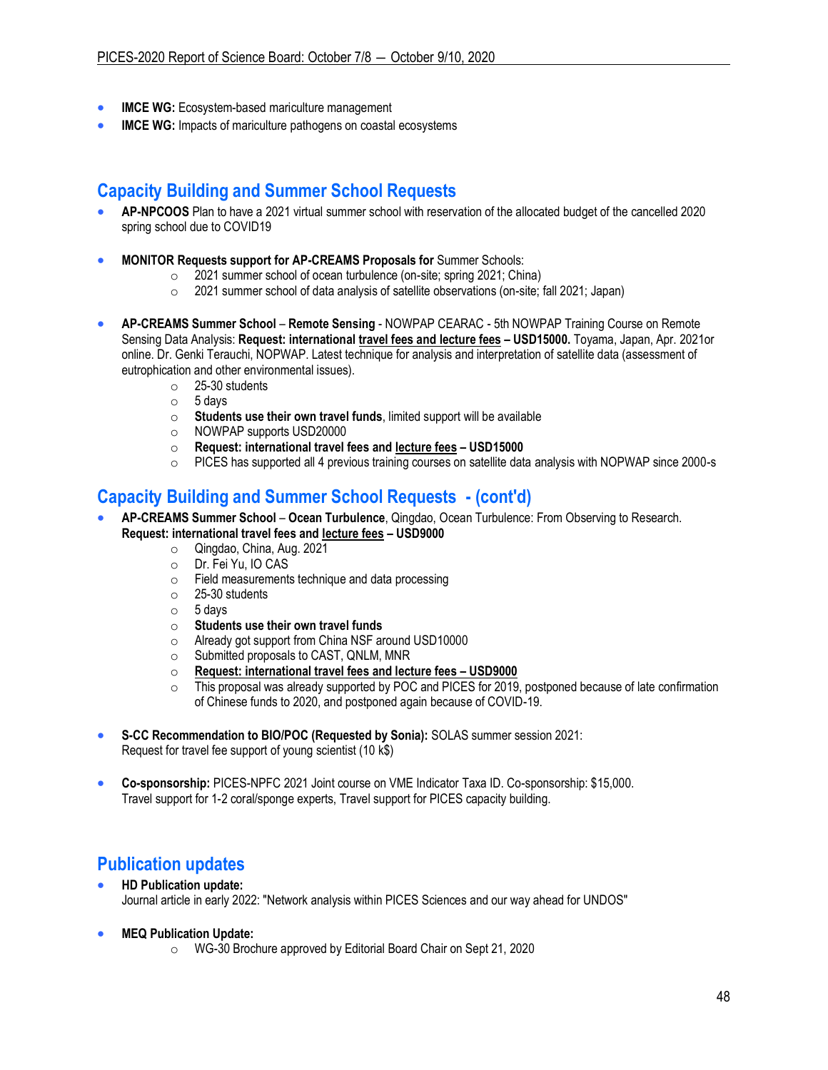- **IMCE WG:** Ecosystem-based mariculture management
- **IMCE WG:** Impacts of mariculture pathogens on coastal ecosystems

## Capacity Building and Summer School Requests

- **AP-NPCOOS** Plan to have a 2021 virtual summer school with reservation of the allocated budget of the cancelled 2020 spring school due to COVID19

- **MONITOR Requests support for AP-CREAMS Proposals for** Summer Schools:
  - 2021 summer school of ocean turbulence (on-site; spring 2021; China)
  - 2021 summer school of data analysis of satellite observations (on-site; fall 2021; Japan)

- **AP-CREAMS Summer School** – **Remote Sensing** - NOWPAP CEARAC - 5th NOWPAP Training Course on Remote Sensing Data Analysis: **Request: international <u>travel fees and lecture fees</u> – USD15000.** Toyama, Japan, Apr. 2021or online. Dr. Genki Terauchi, NOPWAP. Latest technique for analysis and interpretation of satellite data (assessment of eutrophication and other environmental issues).
  - 25-30 students
  - 5 days
  - **Students use their own travel funds**, limited support will be available
  - NOWPAP supports USD20000
  - **Request: international travel fees and <u>lecture fees</u> – USD15000**
  - PICES has supported all 4 previous training courses on satellite data analysis with NOPWAP since 2000-s

## Capacity Building and Summer School Requests - (cont'd)

- **AP-CREAMS Summer School** – **Ocean Turbulence**, Qingdao, Ocean Turbulence: From Observing to Research. **Request: international travel fees and <u>lecture fees</u> – USD9000**
  - Qingdao, China, Aug. 2021
  - Dr. Fei Yu, IO CAS
  - Field measurements technique and data processing
  - 25-30 students
  - 5 days
  - **Students use their own travel funds**
  - Already got support from China NSF around USD10000
  - Submitted proposals to CAST, QNLM, MNR
  - **<u>Request: international travel fees and lecture fees – USD9000</u>**
  - This proposal was already supported by POC and PICES for 2019, postponed because of late confirmation of Chinese funds to 2020, and postponed again because of COVID-19.

- **S-CC Recommendation to BIO/POC (Requested by Sonia):** SOLAS summer session 2021: Request for travel fee support of young scientist (10 k$)

- **Co-sponsorship:** PICES-NPFC 2021 Joint course on VME Indicator Taxa ID. Co-sponsorship: $15,000. Travel support for 1-2 coral/sponge experts, Travel support for PICES capacity building.

## Publication updates

- **HD Publication update:**
  Journal article in early 2022: "Network analysis within PICES Sciences and our way ahead for UNDOS"

- **MEQ Publication Update:**
  - WG-30 Brochure approved by Editorial Board Chair on Sept 21, 2020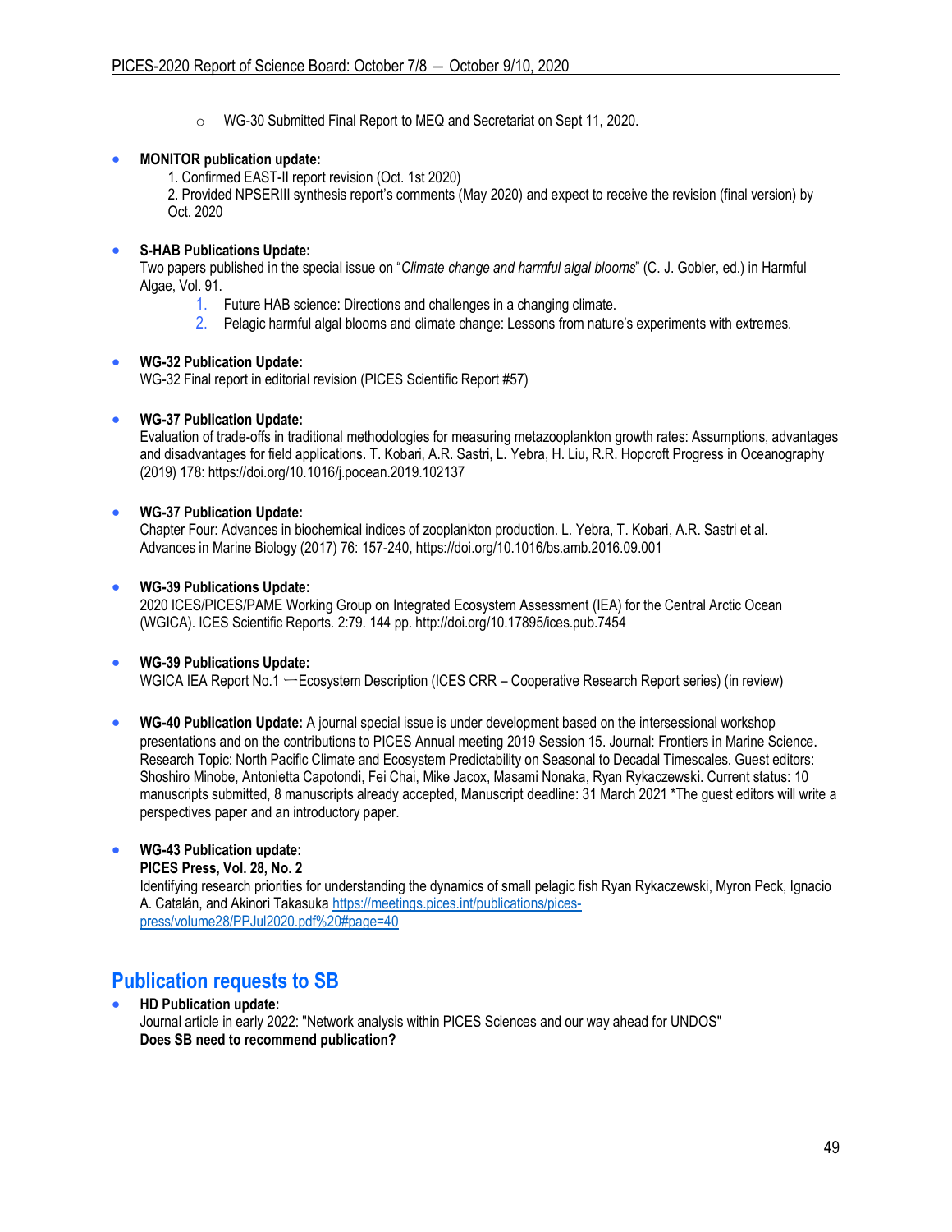- WG-30 Submitted Final Report to MEQ and Secretariat on Sept 11, 2020.

- **MONITOR publication update:**
  1. Confirmed EAST-II report revision (Oct. 1st 2020)
  2. Provided NPSERIII synthesis report's comments (May 2020) and expect to receive the revision (final version) by Oct. 2020

- **S-HAB Publications Update:**
  Two papers published in the special issue on "*Climate change and harmful algal blooms*" (C. J. Gobler, ed.) in Harmful Algae, Vol. 91.
  1. Future HAB science: Directions and challenges in a changing climate.
  2. Pelagic harmful algal blooms and climate change: Lessons from nature's experiments with extremes.

- **WG-32 Publication Update:**
  WG-32 Final report in editorial revision (PICES Scientific Report #57)

- **WG-37 Publication Update:**
  Evaluation of trade-offs in traditional methodologies for measuring metazooplankton growth rates: Assumptions, advantages and disadvantages for field applications. T. Kobari, A.R. Sastri, L. Yebra, H. Liu, R.R. Hopcroft Progress in Oceanography (2019) 178: https://doi.org/10.1016/j.pocean.2019.102137

- **WG-37 Publication Update:**
  Chapter Four: Advances in biochemical indices of zooplankton production. L. Yebra, T. Kobari, A.R. Sastri et al. Advances in Marine Biology (2017) 76: 157-240, https://doi.org/10.1016/bs.amb.2016.09.001

- **WG-39 Publications Update:**
  2020 ICES/PICES/PAME Working Group on Integrated Ecosystem Assessment (IEA) for the Central Arctic Ocean (WGICA). ICES Scientific Reports. 2:79. 144 pp. http://doi.org/10.17895/ices.pub.7454

- **WG-39 Publications Update:**
  WGICA IEA Report No.1 —Ecosystem Description (ICES CRR – Cooperative Research Report series) (in review)

- **WG-40 Publication Update:** A journal special issue is under development based on the intersessional workshop presentations and on the contributions to PICES Annual meeting 2019 Session 15. Journal: Frontiers in Marine Science. Research Topic: North Pacific Climate and Ecosystem Predictability on Seasonal to Decadal Timescales. Guest editors: Shoshiro Minobe, Antonietta Capotondi, Fei Chai, Mike Jacox, Masami Nonaka, Ryan Rykaczewski. Current status: 10 manuscripts submitted, 8 manuscripts already accepted, Manuscript deadline: 31 March 2021 *The guest editors will write a perspectives paper and an introductory paper.

- **WG-43 Publication update:**
  **PICES Press, Vol. 28, No. 2**
  Identifying research priorities for understanding the dynamics of small pelagic fish Ryan Rykaczewski, Myron Peck, Ignacio A. Catalán, and Akinori Takasuka https://meetings.pices.int/publications/pices-press/volume28/PPJul2020.pdf%20#page=40

## Publication requests to SB

- **HD Publication update:**
  Journal article in early 2022: "Network analysis within PICES Sciences and our way ahead for UNDOS"
  **Does SB need to recommend publication?**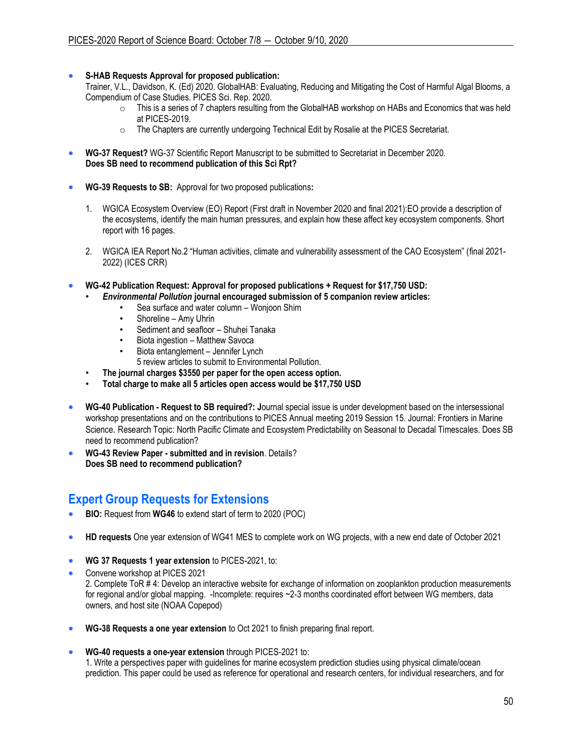- **S-HAB Requests Approval for proposed publication:**
  Trainer, V.L., Davidson, K. (Ed) 2020. GlobalHAB: Evaluating, Reducing and Mitigating the Cost of Harmful Algal Blooms, a Compendium of Case Studies. PICES Sci. Rep. 2020.
    - This is a series of 7 chapters resulting from the GlobalHAB workshop on HABs and Economics that was held at PICES-2019.
    - The Chapters are currently undergoing Technical Edit by Rosalie at the PICES Secretariat.

- **WG-37 Request?** WG-37 Scientific Report Manuscript to be submitted to Secretariat in December 2020.
  **Does SB need to recommend publication of this Sci Rpt?**

- **WG-39 Requests to SB:** Approval for two proposed publications**:**

  1. WGICA Ecosystem Overview (EO) Report (First draft in November 2020 and final 2021):EO provide a description of the ecosystems, identify the main human pressures, and explain how these affect key ecosystem components. Short report with 16 pages.

  2. WGICA IEA Report No.2 "Human activities, climate and vulnerability assessment of the CAO Ecosystem" (final 2021-2022) (ICES CRR)

- **WG-42 Publication Request: Approval for proposed publications + Request for $17,750 USD:**
    - ***Environmental Pollution* journal encouraged submission of 5 companion review articles:**
        - Sea surface and water column – Wonjoon Shim
        - Shoreline – Amy Uhrin
        - Sediment and seafloor – Shuhei Tanaka
        - Biota ingestion – Matthew Savoca
        - Biota entanglement – Jennifer Lynch

        5 review articles to submit to Environmental Pollution.
    - **The journal charges $3550 per paper for the open access option.**
    - **Total charge to make all 5 articles open access would be $17,750 USD**

- **WG-40 Publication - Request to SB required?: J**ournal special issue is under development based on the intersessional workshop presentations and on the contributions to PICES Annual meeting 2019 Session 15. Journal: Frontiers in Marine Science. Research Topic: North Pacific Climate and Ecosystem Predictability on Seasonal to Decadal Timescales. Does SB need to recommend publication?
- **WG-43 Review Paper - submitted and in revision**. Details?
  **Does SB need to recommend publication?**

## Expert Group Requests for Extensions

- **BIO:** Request from **WG46** to extend start of term to 2020 (POC)

- **HD requests** One year extension of WG41 MES to complete work on WG projects, with a new end date of October 2021

- **WG 37 Requests 1 year extension** to PICES-2021, to:
- Convene workshop at PICES 2021
  2. Complete ToR # 4: Develop an interactive website for exchange of information on zooplankton production measurements for regional and/or global mapping. -Incomplete: requires ~2-3 months coordinated effort between WG members, data owners, and host site (NOAA Copepod)

- **WG-38 Requests a one year extension** to Oct 2021 to finish preparing final report.

- **WG-40 requests a one-year extension** through PICES-2021 to:
  1. Write a perspectives paper with guidelines for marine ecosystem prediction studies using physical climate/ocean prediction. This paper could be used as reference for operational and research centers, for individual researchers, and for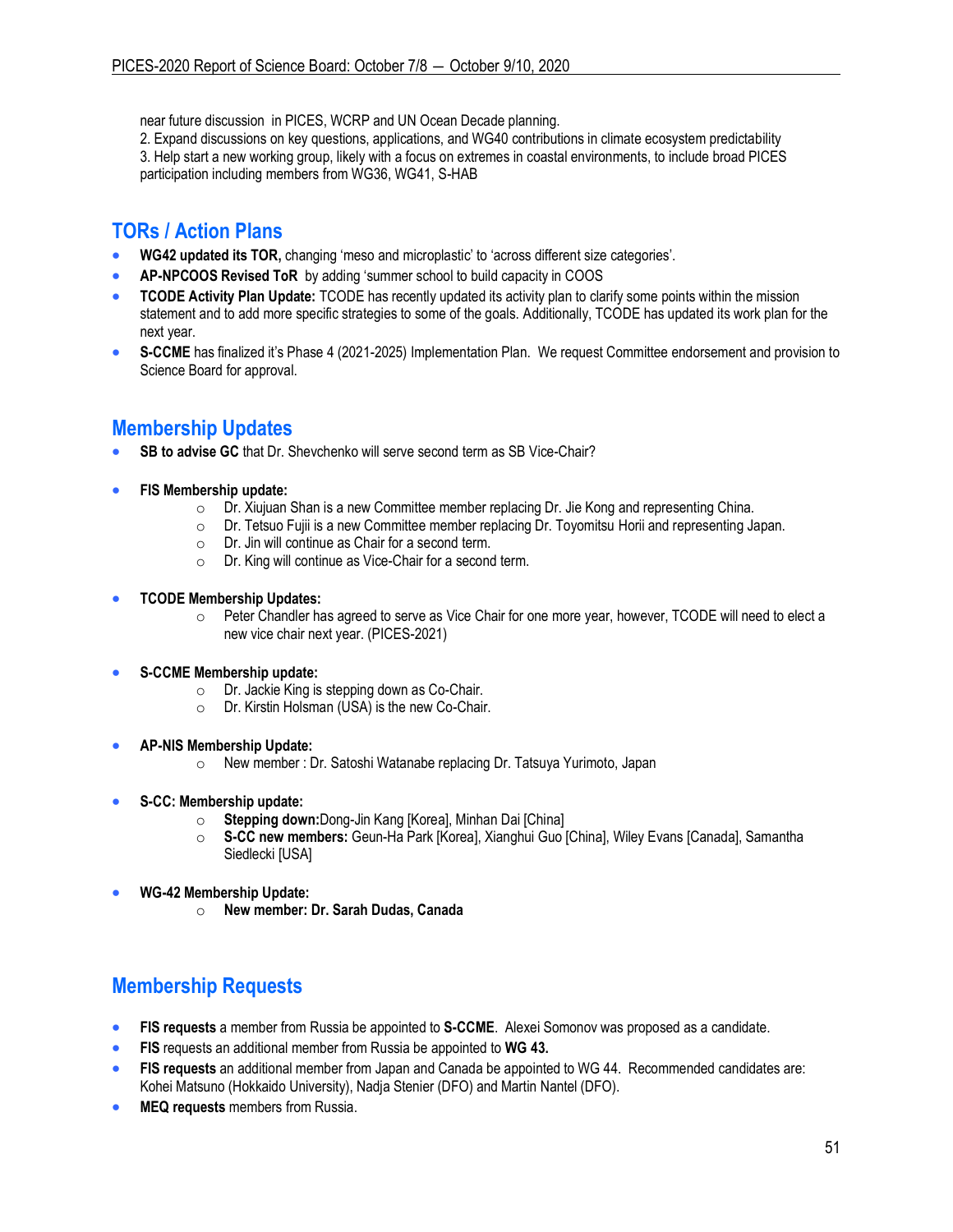near future discussion in PICES, WCRP and UN Ocean Decade planning.
2. Expand discussions on key questions, applications, and WG40 contributions in climate ecosystem predictability
3. Help start a new working group, likely with a focus on extremes in coastal environments, to include broad PICES participation including members from WG36, WG41, S-HAB

## TORs / Action Plans

- **WG42 updated its TOR,** changing 'meso and microplastic' to 'across different size categories'.
- **AP-NPCOOS Revised ToR** by adding 'summer school to build capacity in COOS
- **TCODE Activity Plan Update:** TCODE has recently updated its activity plan to clarify some points within the mission statement and to add more specific strategies to some of the goals. Additionally, TCODE has updated its work plan for the next year.
- **S-CCME** has finalized it's Phase 4 (2021-2025) Implementation Plan. We request Committee endorsement and provision to Science Board for approval.

## Membership Updates

- **SB to advise GC** that Dr. Shevchenko will serve second term as SB Vice-Chair?

- **FIS Membership update:**
  - Dr. Xiujuan Shan is a new Committee member replacing Dr. Jie Kong and representing China.
  - Dr. Tetsuo Fujii is a new Committee member replacing Dr. Toyomitsu Horii and representing Japan.
  - Dr. Jin will continue as Chair for a second term.
  - Dr. King will continue as Vice-Chair for a second term.

- **TCODE Membership Updates:**
  - Peter Chandler has agreed to serve as Vice Chair for one more year, however, TCODE will need to elect a new vice chair next year. (PICES-2021)

- **S-CCME Membership update:**
  - Dr. Jackie King is stepping down as Co-Chair.
  - Dr. Kirstin Holsman (USA) is the new Co-Chair.

- **AP-NIS Membership Update:**
  - New member : Dr. Satoshi Watanabe replacing Dr. Tatsuya Yurimoto, Japan

- **S-CC: Membership update:**
  - **Stepping down:**Dong-Jin Kang [Korea], Minhan Dai [China]
  - **S-CC new members:** Geun-Ha Park [Korea], Xianghui Guo [China], Wiley Evans [Canada], Samantha Siedlecki [USA]

- **WG-42 Membership Update:**
  - **New member: Dr. Sarah Dudas, Canada**

## Membership Requests

- **FIS requests** a member from Russia be appointed to **S-CCME**. Alexei Somonov was proposed as a candidate.
- **FIS** requests an additional member from Russia be appointed to **WG 43.**
- **FIS requests** an additional member from Japan and Canada be appointed to WG 44. Recommended candidates are: Kohei Matsuno (Hokkaido University), Nadja Stenier (DFO) and Martin Nantel (DFO).
- **MEQ requests** members from Russia.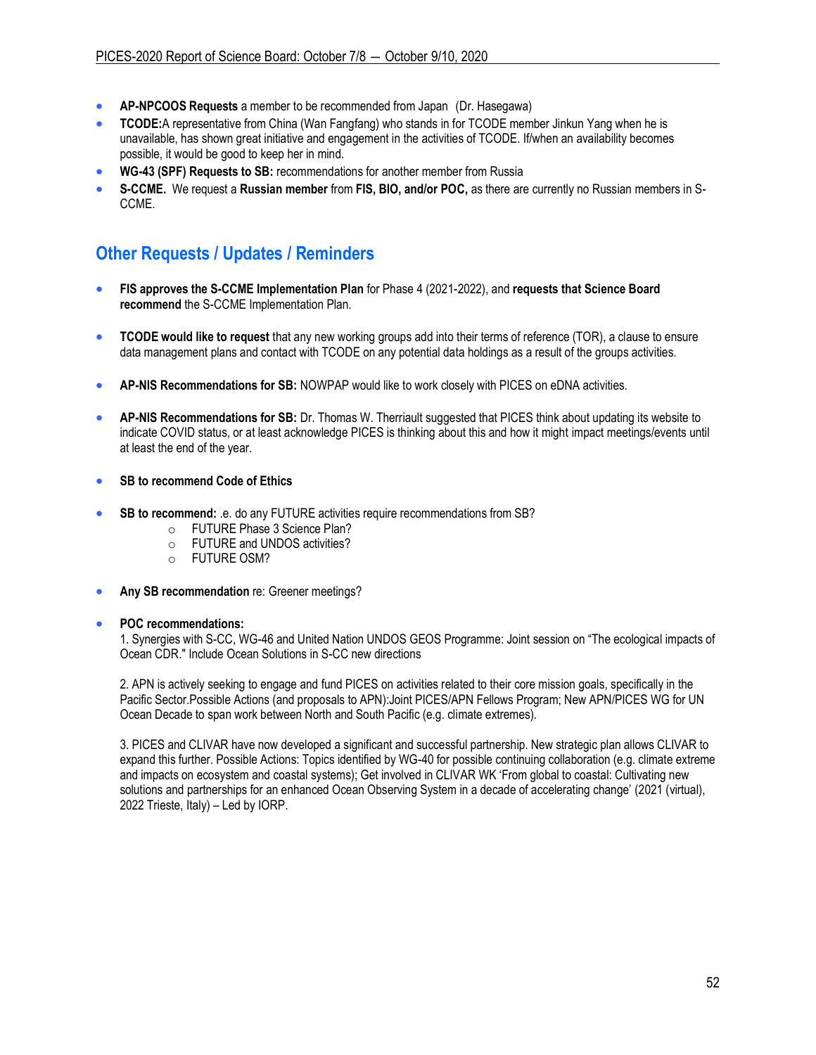- **AP-NPCOOS Requests** a member to be recommended from Japan (Dr. Hasegawa)
- **TCODE:** A representative from China (Wan Fangfang) who stands in for TCODE member Jinkun Yang when he is unavailable, has shown great initiative and engagement in the activities of TCODE. If/when an availability becomes possible, it would be good to keep her in mind.
- **WG-43 (SPF) Requests to SB:** recommendations for another member from Russia
- **S-CCME.** We request a **Russian member** from **FIS, BIO, and/or POC,** as there are currently no Russian members in S-CCME.

## Other Requests / Updates / Reminders

- **FIS approves the S-CCME Implementation Plan** for Phase 4 (2021-2022), and **requests that Science Board recommend** the S-CCME Implementation Plan.

- **TCODE would like to request** that any new working groups add into their terms of reference (TOR), a clause to ensure data management plans and contact with TCODE on any potential data holdings as a result of the groups activities.

- **AP-NIS Recommendations for SB:** NOWPAP would like to work closely with PICES on eDNA activities.

- **AP-NIS Recommendations for SB:** Dr. Thomas W. Therriault suggested that PICES think about updating its website to indicate COVID status, or at least acknowledge PICES is thinking about this and how it might impact meetings/events until at least the end of the year.

- **SB to recommend Code of Ethics**

- **SB to recommend:** .e. do any FUTURE activities require recommendations from SB?
  - FUTURE Phase 3 Science Plan?
  - FUTURE and UNDOS activities?
  - FUTURE OSM?

- **Any SB recommendation** re: Greener meetings?

- **POC recommendations:**

  1. Synergies with S-CC, WG-46 and United Nation UNDOS GEOS Programme: Joint session on "The ecological impacts of Ocean CDR." Include Ocean Solutions in S-CC new directions

  2. APN is actively seeking to engage and fund PICES on activities related to their core mission goals, specifically in the Pacific Sector.Possible Actions (and proposals to APN):Joint PICES/APN Fellows Program; New APN/PICES WG for UN Ocean Decade to span work between North and South Pacific (e.g. climate extremes).

  3. PICES and CLIVAR have now developed a significant and successful partnership. New strategic plan allows CLIVAR to expand this further. Possible Actions: Topics identified by WG-40 for possible continuing collaboration (e.g. climate extreme and impacts on ecosystem and coastal systems); Get involved in CLIVAR WK 'From global to coastal: Cultivating new solutions and partnerships for an enhanced Ocean Observing System in a decade of accelerating change' (2021 (virtual), 2022 Trieste, Italy) – Led by IORP.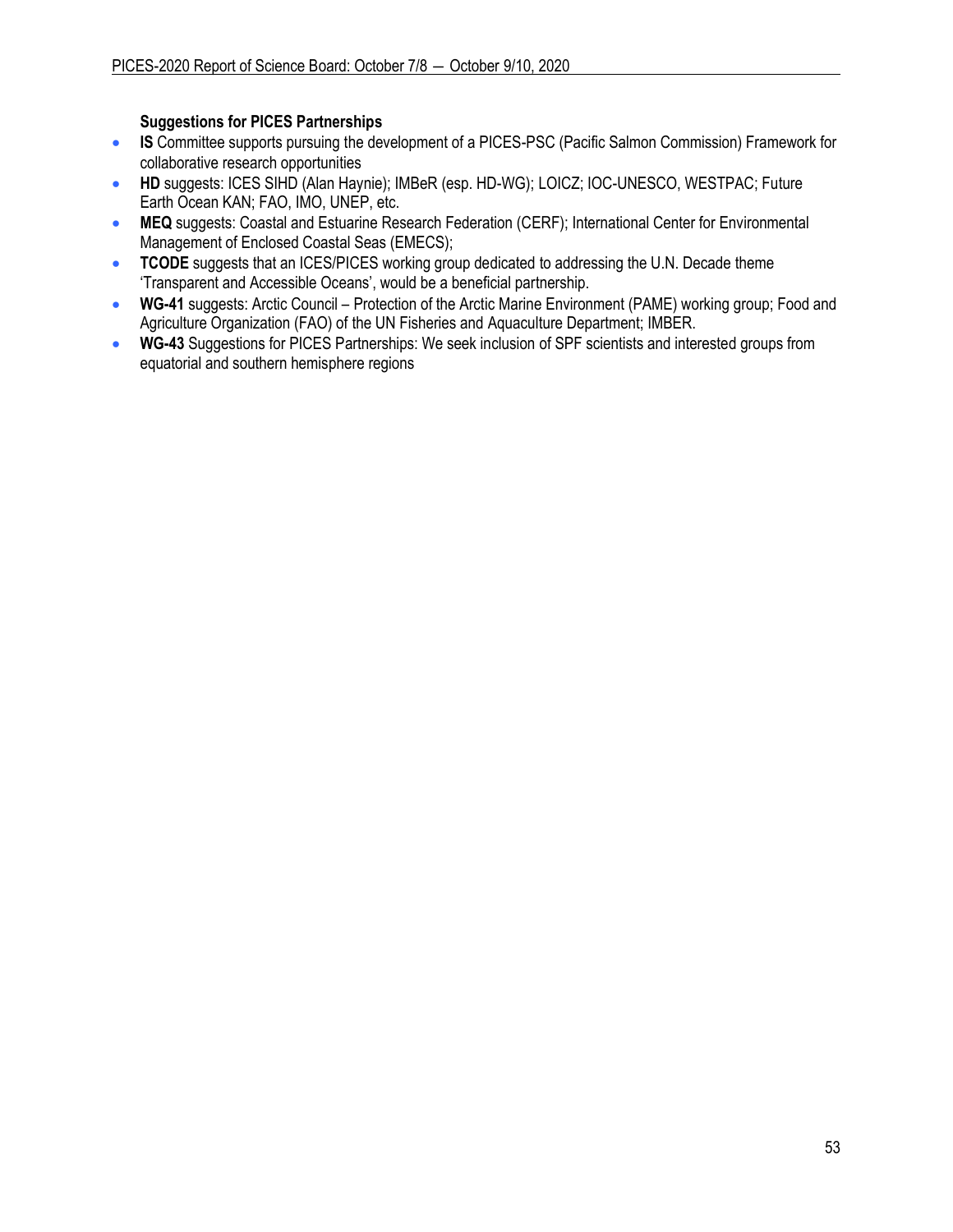**Suggestions for PICES Partnerships**

- **IS** Committee supports pursuing the development of a PICES-PSC (Pacific Salmon Commission) Framework for collaborative research opportunities
- **HD** suggests: ICES SIHD (Alan Haynie); IMBeR (esp. HD-WG); LOICZ; IOC-UNESCO, WESTPAC; Future Earth Ocean KAN; FAO, IMO, UNEP, etc.
- **MEQ** suggests: Coastal and Estuarine Research Federation (CERF); International Center for Environmental Management of Enclosed Coastal Seas (EMECS);
- **TCODE** suggests that an ICES/PICES working group dedicated to addressing the U.N. Decade theme 'Transparent and Accessible Oceans', would be a beneficial partnership.
- **WG-41** suggests: Arctic Council – Protection of the Arctic Marine Environment (PAME) working group; Food and Agriculture Organization (FAO) of the UN Fisheries and Aquaculture Department; IMBER.
- **WG-43** Suggestions for PICES Partnerships: We seek inclusion of SPF scientists and interested groups from equatorial and southern hemisphere regions